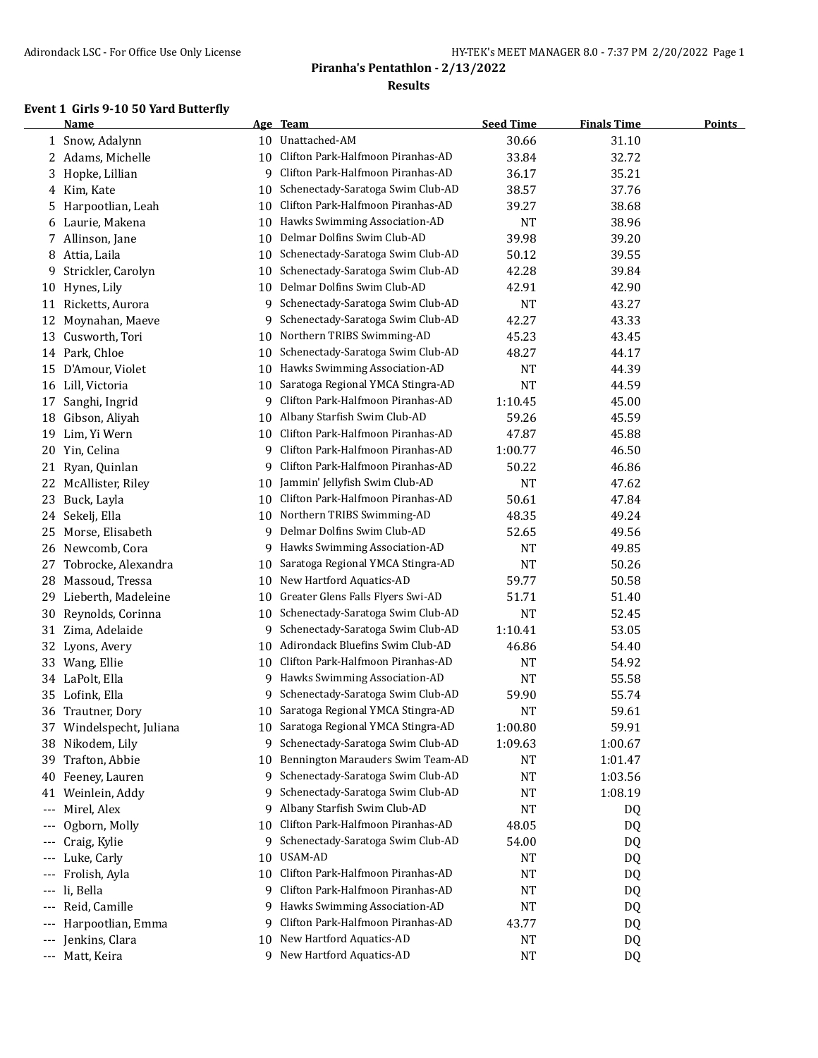# Piranha's Pentathlon - 2/13/2022

## Results

### Event 1 Girls 9-10 50 Yard Butterfly

| | Name | Age | Team | Seed Time | Finals Time | Points |
|---|---|---|---|---|---|---|
| 1 | Snow, Adalynn | 10 | Unattached-AM | 30.66 | 31.10 | |
| 2 | Adams, Michelle | 10 | Clifton Park-Halfmoon Piranhas-AD | 33.84 | 32.72 | |
| 3 | Hopke, Lillian | 9 | Clifton Park-Halfmoon Piranhas-AD | 36.17 | 35.21 | |
| 4 | Kim, Kate | 10 | Schenectady-Saratoga Swim Club-AD | 38.57 | 37.76 | |
| 5 | Harpootlian, Leah | 10 | Clifton Park-Halfmoon Piranhas-AD | 39.27 | 38.68 | |
| 6 | Laurie, Makena | 10 | Hawks Swimming Association-AD | NT | 38.96 | |
| 7 | Allinson, Jane | 10 | Delmar Dolfins Swim Club-AD | 39.98 | 39.20 | |
| 8 | Attia, Laila | 10 | Schenectady-Saratoga Swim Club-AD | 50.12 | 39.55 | |
| 9 | Strickler, Carolyn | 10 | Schenectady-Saratoga Swim Club-AD | 42.28 | 39.84 | |
| 10 | Hynes, Lily | 10 | Delmar Dolfins Swim Club-AD | 42.91 | 42.90 | |
| 11 | Ricketts, Aurora | 9 | Schenectady-Saratoga Swim Club-AD | NT | 43.27 | |
| 12 | Moynahan, Maeve | 9 | Schenectady-Saratoga Swim Club-AD | 42.27 | 43.33 | |
| 13 | Cusworth, Tori | 10 | Northern TRIBS Swimming-AD | 45.23 | 43.45 | |
| 14 | Park, Chloe | 10 | Schenectady-Saratoga Swim Club-AD | 48.27 | 44.17 | |
| 15 | D'Amour, Violet | 10 | Hawks Swimming Association-AD | NT | 44.39 | |
| 16 | Lill, Victoria | 10 | Saratoga Regional YMCA Stingra-AD | NT | 44.59 | |
| 17 | Sanghi, Ingrid | 9 | Clifton Park-Halfmoon Piranhas-AD | 1:10.45 | 45.00 | |
| 18 | Gibson, Aliyah | 10 | Albany Starfish Swim Club-AD | 59.26 | 45.59 | |
| 19 | Lim, Yi Wern | 10 | Clifton Park-Halfmoon Piranhas-AD | 47.87 | 45.88 | |
| 20 | Yin, Celina | 9 | Clifton Park-Halfmoon Piranhas-AD | 1:00.77 | 46.50 | |
| 21 | Ryan, Quinlan | 9 | Clifton Park-Halfmoon Piranhas-AD | 50.22 | 46.86 | |
| 22 | McAllister, Riley | 10 | Jammin' Jellyfish Swim Club-AD | NT | 47.62 | |
| 23 | Buck, Layla | 10 | Clifton Park-Halfmoon Piranhas-AD | 50.61 | 47.84 | |
| 24 | Sekelj, Ella | 10 | Northern TRIBS Swimming-AD | 48.35 | 49.24 | |
| 25 | Morse, Elisabeth | 9 | Delmar Dolfins Swim Club-AD | 52.65 | 49.56 | |
| 26 | Newcomb, Cora | 9 | Hawks Swimming Association-AD | NT | 49.85 | |
| 27 | Tobrocke, Alexandra | 10 | Saratoga Regional YMCA Stingra-AD | NT | 50.26 | |
| 28 | Massoud, Tressa | 10 | New Hartford Aquatics-AD | 59.77 | 50.58 | |
| 29 | Lieberth, Madeleine | 10 | Greater Glens Falls Flyers Swi-AD | 51.71 | 51.40 | |
| 30 | Reynolds, Corinna | 10 | Schenectady-Saratoga Swim Club-AD | NT | 52.45 | |
| 31 | Zima, Adelaide | 9 | Schenectady-Saratoga Swim Club-AD | 1:10.41 | 53.05 | |
| 32 | Lyons, Avery | 10 | Adirondack Bluefins Swim Club-AD | 46.86 | 54.40 | |
| 33 | Wang, Ellie | 10 | Clifton Park-Halfmoon Piranhas-AD | NT | 54.92 | |
| 34 | LaPolt, Ella | 9 | Hawks Swimming Association-AD | NT | 55.58 | |
| 35 | Lofink, Ella | 9 | Schenectady-Saratoga Swim Club-AD | 59.90 | 55.74 | |
| 36 | Trautner, Dory | 10 | Saratoga Regional YMCA Stingra-AD | NT | 59.61 | |
| 37 | Windelspecht, Juliana | 10 | Saratoga Regional YMCA Stingra-AD | 1:00.80 | 59.91 | |
| 38 | Nikodem, Lily | 9 | Schenectady-Saratoga Swim Club-AD | 1:09.63 | 1:00.67 | |
| 39 | Trafton, Abbie | 10 | Bennington Marauders Swim Team-AD | NT | 1:01.47 | |
| 40 | Feeney, Lauren | 9 | Schenectady-Saratoga Swim Club-AD | NT | 1:03.56 | |
| 41 | Weinlein, Addy | 9 | Schenectady-Saratoga Swim Club-AD | NT | 1:08.19 | |
| --- | Mirel, Alex | 9 | Albany Starfish Swim Club-AD | NT | DQ | |
| --- | Ogborn, Molly | 10 | Clifton Park-Halfmoon Piranhas-AD | 48.05 | DQ | |
| --- | Craig, Kylie | 9 | Schenectady-Saratoga Swim Club-AD | 54.00 | DQ | |
| --- | Luke, Carly | 10 | USAM-AD | NT | DQ | |
| --- | Frolish, Ayla | 10 | Clifton Park-Halfmoon Piranhas-AD | NT | DQ | |
| --- | li, Bella | 9 | Clifton Park-Halfmoon Piranhas-AD | NT | DQ | |
| --- | Reid, Camille | 9 | Hawks Swimming Association-AD | NT | DQ | |
| --- | Harpootlian, Emma | 9 | Clifton Park-Halfmoon Piranhas-AD | 43.77 | DQ | |
| --- | Jenkins, Clara | 10 | New Hartford Aquatics-AD | NT | DQ | |
| --- | Matt, Keira | 9 | New Hartford Aquatics-AD | NT | DQ | |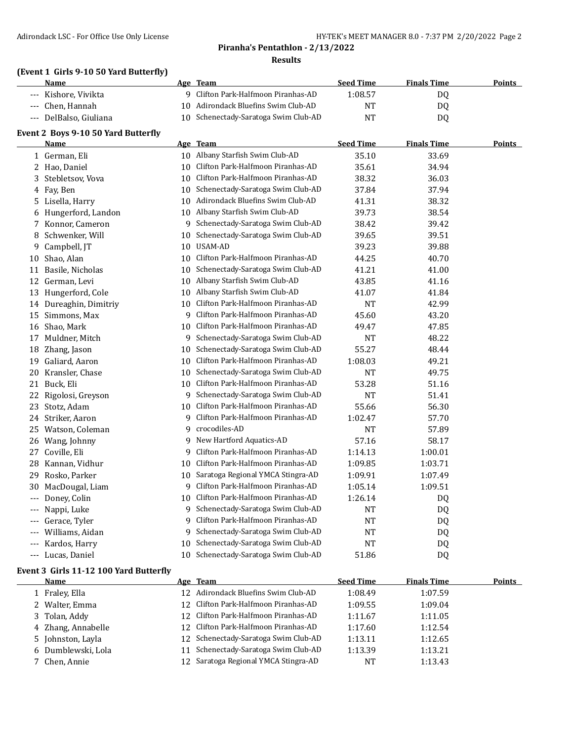**Piranha's Pentathlon - 2/13/2022**

**Results**

### (Event 1 Girls 9-10 50 Yard Butterfly)

| | Name | Age | Team | Seed Time | Finals Time | Points |
|---|---|---|---|---|---|---|
| --- | Kishore, Vivikta | 9 | Clifton Park-Halfmoon Piranhas-AD | 1:08.57 | DQ | |
| --- | Chen, Hannah | 10 | Adirondack Bluefins Swim Club-AD | NT | DQ | |
| --- | DelBalso, Giuliana | 10 | Schenectady-Saratoga Swim Club-AD | NT | DQ | |

### Event 2 Boys 9-10 50 Yard Butterfly

| | Name | Age | Team | Seed Time | Finals Time | Points |
|---|---|---|---|---|---|---|
| 1 | German, Eli | 10 | Albany Starfish Swim Club-AD | 35.10 | 33.69 | |
| 2 | Hao, Daniel | 10 | Clifton Park-Halfmoon Piranhas-AD | 35.61 | 34.94 | |
| 3 | Stebletsov, Vova | 10 | Clifton Park-Halfmoon Piranhas-AD | 38.32 | 36.03 | |
| 4 | Fay, Ben | 10 | Schenectady-Saratoga Swim Club-AD | 37.84 | 37.94 | |
| 5 | Lisella, Harry | 10 | Adirondack Bluefins Swim Club-AD | 41.31 | 38.32 | |
| 6 | Hungerford, Landon | 10 | Albany Starfish Swim Club-AD | 39.73 | 38.54 | |
| 7 | Konnor, Cameron | 9 | Schenectady-Saratoga Swim Club-AD | 38.42 | 39.42 | |
| 8 | Schwenker, Will | 10 | Schenectady-Saratoga Swim Club-AD | 39.65 | 39.51 | |
| 9 | Campbell, JT | 10 | USAM-AD | 39.23 | 39.88 | |
| 10 | Shao, Alan | 10 | Clifton Park-Halfmoon Piranhas-AD | 44.25 | 40.70 | |
| 11 | Basile, Nicholas | 10 | Schenectady-Saratoga Swim Club-AD | 41.21 | 41.00 | |
| 12 | German, Levi | 10 | Albany Starfish Swim Club-AD | 43.85 | 41.16 | |
| 13 | Hungerford, Cole | 10 | Albany Starfish Swim Club-AD | 41.07 | 41.84 | |
| 14 | Dureaghin, Dimitriy | 10 | Clifton Park-Halfmoon Piranhas-AD | NT | 42.99 | |
| 15 | Simmons, Max | 9 | Clifton Park-Halfmoon Piranhas-AD | 45.60 | 43.20 | |
| 16 | Shao, Mark | 10 | Clifton Park-Halfmoon Piranhas-AD | 49.47 | 47.85 | |
| 17 | Muldner, Mitch | 9 | Schenectady-Saratoga Swim Club-AD | NT | 48.22 | |
| 18 | Zhang, Jason | 10 | Schenectady-Saratoga Swim Club-AD | 55.27 | 48.44 | |
| 19 | Galiard, Aaron | 10 | Clifton Park-Halfmoon Piranhas-AD | 1:08.03 | 49.21 | |
| 20 | Kransler, Chase | 10 | Schenectady-Saratoga Swim Club-AD | NT | 49.75 | |
| 21 | Buck, Eli | 10 | Clifton Park-Halfmoon Piranhas-AD | 53.28 | 51.16 | |
| 22 | Rigolosi, Greyson | 9 | Schenectady-Saratoga Swim Club-AD | NT | 51.41 | |
| 23 | Stotz, Adam | 10 | Clifton Park-Halfmoon Piranhas-AD | 55.66 | 56.30 | |
| 24 | Striker, Aaron | 9 | Clifton Park-Halfmoon Piranhas-AD | 1:02.47 | 57.70 | |
| 25 | Watson, Coleman | 9 | crocodiles-AD | NT | 57.89 | |
| 26 | Wang, Johnny | 9 | New Hartford Aquatics-AD | 57.16 | 58.17 | |
| 27 | Coville, Eli | 9 | Clifton Park-Halfmoon Piranhas-AD | 1:14.13 | 1:00.01 | |
| 28 | Kannan, Vidhur | 10 | Clifton Park-Halfmoon Piranhas-AD | 1:09.85 | 1:03.71 | |
| 29 | Rosko, Parker | 10 | Saratoga Regional YMCA Stingra-AD | 1:09.91 | 1:07.49 | |
| 30 | MacDougal, Liam | 9 | Clifton Park-Halfmoon Piranhas-AD | 1:05.14 | 1:09.51 | |
| --- | Doney, Colin | 10 | Clifton Park-Halfmoon Piranhas-AD | 1:26.14 | DQ | |
| --- | Nappi, Luke | 9 | Schenectady-Saratoga Swim Club-AD | NT | DQ | |
| --- | Gerace, Tyler | 9 | Clifton Park-Halfmoon Piranhas-AD | NT | DQ | |
| --- | Williams, Aidan | 9 | Schenectady-Saratoga Swim Club-AD | NT | DQ | |
| --- | Kardos, Harry | 10 | Schenectady-Saratoga Swim Club-AD | NT | DQ | |
| --- | Lucas, Daniel | 10 | Schenectady-Saratoga Swim Club-AD | 51.86 | DQ | |

### Event 3 Girls 11-12 100 Yard Butterfly

| | Name | Age | Team | Seed Time | Finals Time | Points |
|---|---|---|---|---|---|---|
| 1 | Fraley, Ella | 12 | Adirondack Bluefins Swim Club-AD | 1:08.49 | 1:07.59 | |
| 2 | Walter, Emma | 12 | Clifton Park-Halfmoon Piranhas-AD | 1:09.55 | 1:09.04 | |
| 3 | Tolan, Addy | 12 | Clifton Park-Halfmoon Piranhas-AD | 1:11.67 | 1:11.05 | |
| 4 | Zhang, Annabelle | 12 | Clifton Park-Halfmoon Piranhas-AD | 1:17.60 | 1:12.54 | |
| 5 | Johnston, Layla | 12 | Schenectady-Saratoga Swim Club-AD | 1:13.11 | 1:12.65 | |
| 6 | Dumblewski, Lola | 11 | Schenectady-Saratoga Swim Club-AD | 1:13.39 | 1:13.21 | |
| 7 | Chen, Annie | 12 | Saratoga Regional YMCA Stingra-AD | NT | 1:13.43 | |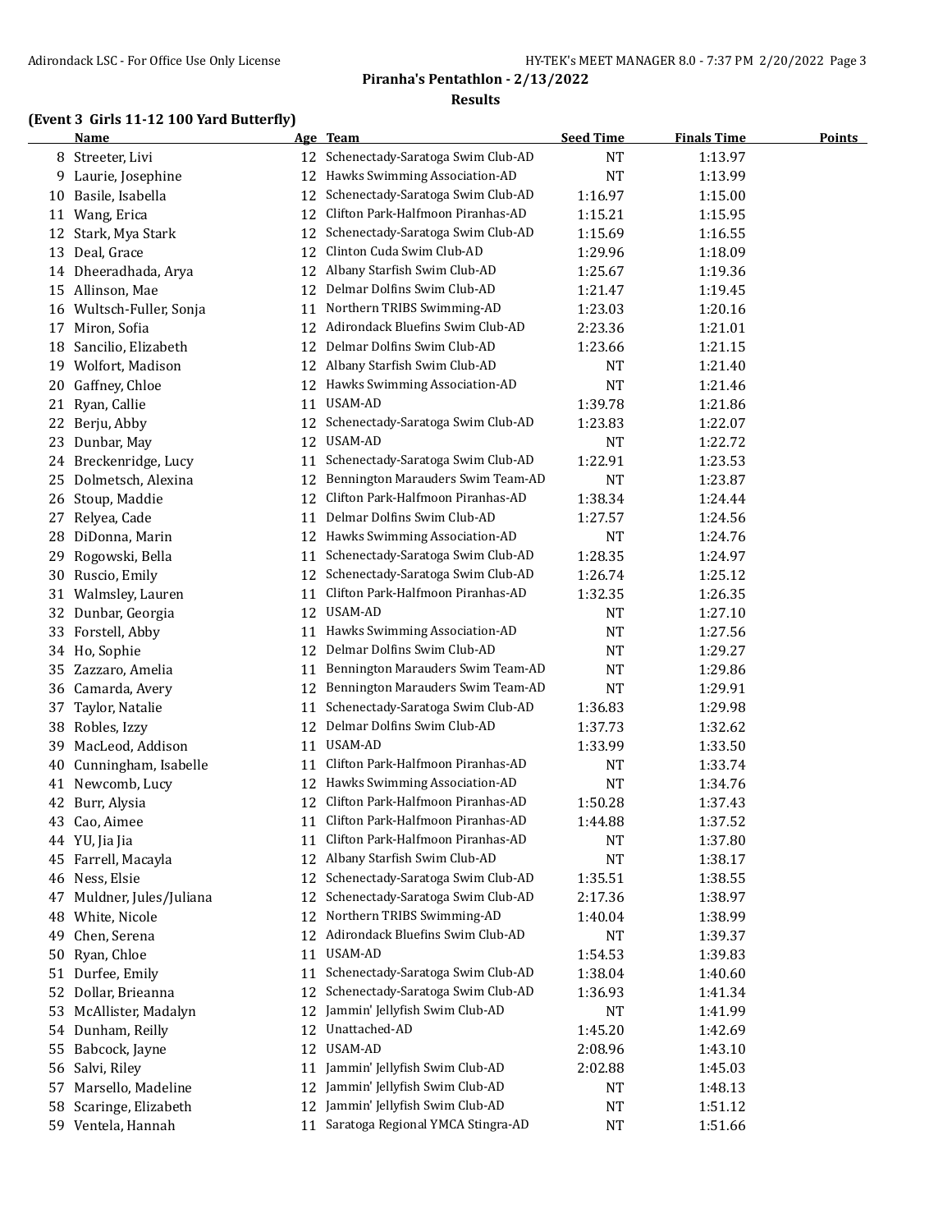# Piranha's Pentathlon - 2/13/2022

## Results

### (Event 3 Girls 11-12 100 Yard Butterfly)

| | Name | Age | Team | Seed Time | Finals Time | Points |
|---|---|---|---|---|---|---|
| 8 | Streeter, Livi | 12 | Schenectady-Saratoga Swim Club-AD | NT | 1:13.97 | |
| 9 | Laurie, Josephine | 12 | Hawks Swimming Association-AD | NT | 1:13.99 | |
| 10 | Basile, Isabella | 12 | Schenectady-Saratoga Swim Club-AD | 1:16.97 | 1:15.00 | |
| 11 | Wang, Erica | 12 | Clifton Park-Halfmoon Piranhas-AD | 1:15.21 | 1:15.95 | |
| 12 | Stark, Mya Stark | 12 | Schenectady-Saratoga Swim Club-AD | 1:15.69 | 1:16.55 | |
| 13 | Deal, Grace | 12 | Clinton Cuda Swim Club-AD | 1:29.96 | 1:18.09 | |
| 14 | Dheeradhada, Arya | 12 | Albany Starfish Swim Club-AD | 1:25.67 | 1:19.36 | |
| 15 | Allinson, Mae | 12 | Delmar Dolfins Swim Club-AD | 1:21.47 | 1:19.45 | |
| 16 | Wultsch-Fuller, Sonja | 11 | Northern TRIBS Swimming-AD | 1:23.03 | 1:20.16 | |
| 17 | Miron, Sofia | 12 | Adirondack Bluefins Swim Club-AD | 2:23.36 | 1:21.01 | |
| 18 | Sancilio, Elizabeth | 12 | Delmar Dolfins Swim Club-AD | 1:23.66 | 1:21.15 | |
| 19 | Wolfort, Madison | 12 | Albany Starfish Swim Club-AD | NT | 1:21.40 | |
| 20 | Gaffney, Chloe | 12 | Hawks Swimming Association-AD | NT | 1:21.46 | |
| 21 | Ryan, Callie | 11 | USAM-AD | 1:39.78 | 1:21.86 | |
| 22 | Berju, Abby | 12 | Schenectady-Saratoga Swim Club-AD | 1:23.83 | 1:22.07 | |
| 23 | Dunbar, May | 12 | USAM-AD | NT | 1:22.72 | |
| 24 | Breckenridge, Lucy | 11 | Schenectady-Saratoga Swim Club-AD | 1:22.91 | 1:23.53 | |
| 25 | Dolmetsch, Alexina | 12 | Bennington Marauders Swim Team-AD | NT | 1:23.87 | |
| 26 | Stoup, Maddie | 12 | Clifton Park-Halfmoon Piranhas-AD | 1:38.34 | 1:24.44 | |
| 27 | Relyea, Cade | 11 | Delmar Dolfins Swim Club-AD | 1:27.57 | 1:24.56 | |
| 28 | DiDonna, Marin | 12 | Hawks Swimming Association-AD | NT | 1:24.76 | |
| 29 | Rogowski, Bella | 11 | Schenectady-Saratoga Swim Club-AD | 1:28.35 | 1:24.97 | |
| 30 | Ruscio, Emily | 12 | Schenectady-Saratoga Swim Club-AD | 1:26.74 | 1:25.12 | |
| 31 | Walmsley, Lauren | 11 | Clifton Park-Halfmoon Piranhas-AD | 1:32.35 | 1:26.35 | |
| 32 | Dunbar, Georgia | 12 | USAM-AD | NT | 1:27.10 | |
| 33 | Forstell, Abby | 11 | Hawks Swimming Association-AD | NT | 1:27.56 | |
| 34 | Ho, Sophie | 12 | Delmar Dolfins Swim Club-AD | NT | 1:29.27 | |
| 35 | Zazzaro, Amelia | 11 | Bennington Marauders Swim Team-AD | NT | 1:29.86 | |
| 36 | Camarda, Avery | 12 | Bennington Marauders Swim Team-AD | NT | 1:29.91 | |
| 37 | Taylor, Natalie | 11 | Schenectady-Saratoga Swim Club-AD | 1:36.83 | 1:29.98 | |
| 38 | Robles, Izzy | 12 | Delmar Dolfins Swim Club-AD | 1:37.73 | 1:32.62 | |
| 39 | MacLeod, Addison | 11 | USAM-AD | 1:33.99 | 1:33.50 | |
| 40 | Cunningham, Isabelle | 11 | Clifton Park-Halfmoon Piranhas-AD | NT | 1:33.74 | |
| 41 | Newcomb, Lucy | 12 | Hawks Swimming Association-AD | NT | 1:34.76 | |
| 42 | Burr, Alysia | 12 | Clifton Park-Halfmoon Piranhas-AD | 1:50.28 | 1:37.43 | |
| 43 | Cao, Aimee | 11 | Clifton Park-Halfmoon Piranhas-AD | 1:44.88 | 1:37.52 | |
| 44 | YU, Jia Jia | 11 | Clifton Park-Halfmoon Piranhas-AD | NT | 1:37.80 | |
| 45 | Farrell, Macayla | 12 | Albany Starfish Swim Club-AD | NT | 1:38.17 | |
| 46 | Ness, Elsie | 12 | Schenectady-Saratoga Swim Club-AD | 1:35.51 | 1:38.55 | |
| 47 | Muldner, Jules/Juliana | 12 | Schenectady-Saratoga Swim Club-AD | 2:17.36 | 1:38.97 | |
| 48 | White, Nicole | 12 | Northern TRIBS Swimming-AD | 1:40.04 | 1:38.99 | |
| 49 | Chen, Serena | 12 | Adirondack Bluefins Swim Club-AD | NT | 1:39.37 | |
| 50 | Ryan, Chloe | 11 | USAM-AD | 1:54.53 | 1:39.83 | |
| 51 | Durfee, Emily | 11 | Schenectady-Saratoga Swim Club-AD | 1:38.04 | 1:40.60 | |
| 52 | Dollar, Brieanna | 12 | Schenectady-Saratoga Swim Club-AD | 1:36.93 | 1:41.34 | |
| 53 | McAllister, Madalyn | 12 | Jammin' Jellyfish Swim Club-AD | NT | 1:41.99 | |
| 54 | Dunham, Reilly | 12 | Unattached-AD | 1:45.20 | 1:42.69 | |
| 55 | Babcock, Jayne | 12 | USAM-AD | 2:08.96 | 1:43.10 | |
| 56 | Salvi, Riley | 11 | Jammin' Jellyfish Swim Club-AD | 2:02.88 | 1:45.03 | |
| 57 | Marsello, Madeline | 12 | Jammin' Jellyfish Swim Club-AD | NT | 1:48.13 | |
| 58 | Scaringe, Elizabeth | 12 | Jammin' Jellyfish Swim Club-AD | NT | 1:51.12 | |
| 59 | Ventela, Hannah | 11 | Saratoga Regional YMCA Stingra-AD | NT | 1:51.66 | |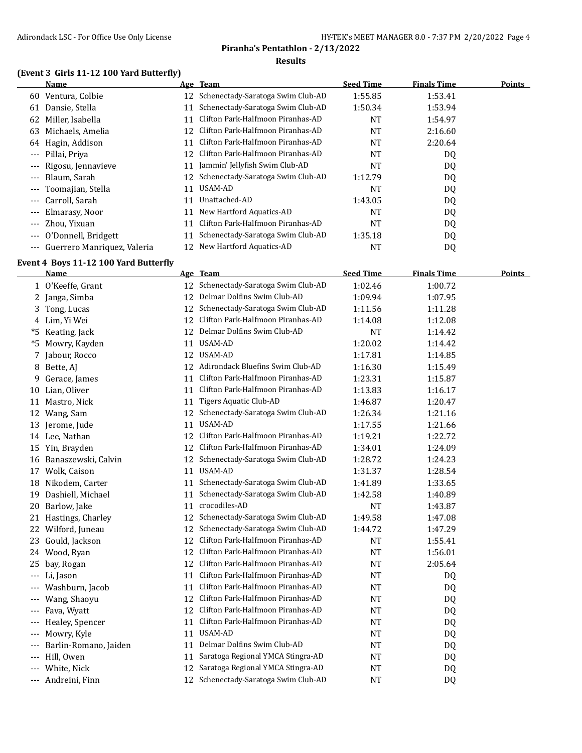**Piranha's Pentathlon - 2/13/2022**

**Results**

## (Event 3 Girls 11-12 100 Yard Butterfly)

| | Name | Age | Team | Seed Time | Finals Time | Points |
|---|---|---|---|---|---|---|
| 60 | Ventura, Colbie | 12 | Schenectady-Saratoga Swim Club-AD | 1:55.85 | 1:53.41 | |
| 61 | Dansie, Stella | 11 | Schenectady-Saratoga Swim Club-AD | 1:50.34 | 1:53.94 | |
| 62 | Miller, Isabella | 11 | Clifton Park-Halfmoon Piranhas-AD | NT | 1:54.97 | |
| 63 | Michaels, Amelia | 12 | Clifton Park-Halfmoon Piranhas-AD | NT | 2:16.60 | |
| 64 | Hagin, Addison | 11 | Clifton Park-Halfmoon Piranhas-AD | NT | 2:20.64 | |
| --- | Pillai, Priya | 12 | Clifton Park-Halfmoon Piranhas-AD | NT | DQ | |
| --- | Rigosu, Jennavieve | 11 | Jammin' Jellyfish Swim Club-AD | NT | DQ | |
| --- | Blaum, Sarah | 12 | Schenectady-Saratoga Swim Club-AD | 1:12.79 | DQ | |
| --- | Toomajian, Stella | 11 | USAM-AD | NT | DQ | |
| --- | Carroll, Sarah | 11 | Unattached-AD | 1:43.05 | DQ | |
| --- | Elmarasy, Noor | 11 | New Hartford Aquatics-AD | NT | DQ | |
| --- | Zhou, Yixuan | 11 | Clifton Park-Halfmoon Piranhas-AD | NT | DQ | |
| --- | O'Donnell, Bridgett | 11 | Schenectady-Saratoga Swim Club-AD | 1:35.18 | DQ | |
| --- | Guerrero Manriquez, Valeria | 12 | New Hartford Aquatics-AD | NT | DQ | |

## Event 4 Boys 11-12 100 Yard Butterfly

| | Name | Age | Team | Seed Time | Finals Time | Points |
|---|---|---|---|---|---|---|
| 1 | O'Keeffe, Grant | 12 | Schenectady-Saratoga Swim Club-AD | 1:02.46 | 1:00.72 | |
| 2 | Janga, Simba | 12 | Delmar Dolfins Swim Club-AD | 1:09.94 | 1:07.95 | |
| 3 | Tong, Lucas | 12 | Schenectady-Saratoga Swim Club-AD | 1:11.56 | 1:11.28 | |
| 4 | Lim, Yi Wei | 12 | Clifton Park-Halfmoon Piranhas-AD | 1:14.08 | 1:12.08 | |
| *5 | Keating, Jack | 12 | Delmar Dolfins Swim Club-AD | NT | 1:14.42 | |
| *5 | Mowry, Kayden | 11 | USAM-AD | 1:20.02 | 1:14.42 | |
| 7 | Jabour, Rocco | 12 | USAM-AD | 1:17.81 | 1:14.85 | |
| 8 | Bette, AJ | 12 | Adirondack Bluefins Swim Club-AD | 1:16.30 | 1:15.49 | |
| 9 | Gerace, James | 11 | Clifton Park-Halfmoon Piranhas-AD | 1:23.31 | 1:15.87 | |
| 10 | Lian, Oliver | 11 | Clifton Park-Halfmoon Piranhas-AD | 1:13.83 | 1:16.17 | |
| 11 | Mastro, Nick | 11 | Tigers Aquatic Club-AD | 1:46.87 | 1:20.47 | |
| 12 | Wang, Sam | 12 | Schenectady-Saratoga Swim Club-AD | 1:26.34 | 1:21.16 | |
| 13 | Jerome, Jude | 11 | USAM-AD | 1:17.55 | 1:21.66 | |
| 14 | Lee, Nathan | 12 | Clifton Park-Halfmoon Piranhas-AD | 1:19.21 | 1:22.72 | |
| 15 | Yin, Brayden | 12 | Clifton Park-Halfmoon Piranhas-AD | 1:34.01 | 1:24.09 | |
| 16 | Banaszewski, Calvin | 12 | Schenectady-Saratoga Swim Club-AD | 1:28.72 | 1:24.23 | |
| 17 | Wolk, Caison | 11 | USAM-AD | 1:31.37 | 1:28.54 | |
| 18 | Nikodem, Carter | 11 | Schenectady-Saratoga Swim Club-AD | 1:41.89 | 1:33.65 | |
| 19 | Dashiell, Michael | 11 | Schenectady-Saratoga Swim Club-AD | 1:42.58 | 1:40.89 | |
| 20 | Barlow, Jake | 11 | crocodiles-AD | NT | 1:43.87 | |
| 21 | Hastings, Charley | 12 | Schenectady-Saratoga Swim Club-AD | 1:49.58 | 1:47.08 | |
| 22 | Wilford, Juneau | 12 | Schenectady-Saratoga Swim Club-AD | 1:44.72 | 1:47.29 | |
| 23 | Gould, Jackson | 12 | Clifton Park-Halfmoon Piranhas-AD | NT | 1:55.41 | |
| 24 | Wood, Ryan | 12 | Clifton Park-Halfmoon Piranhas-AD | NT | 1:56.01 | |
| 25 | bay, Rogan | 12 | Clifton Park-Halfmoon Piranhas-AD | NT | 2:05.64 | |
| --- | Li, Jason | 11 | Clifton Park-Halfmoon Piranhas-AD | NT | DQ | |
| --- | Washburn, Jacob | 11 | Clifton Park-Halfmoon Piranhas-AD | NT | DQ | |
| --- | Wang, Shaoyu | 12 | Clifton Park-Halfmoon Piranhas-AD | NT | DQ | |
| --- | Fava, Wyatt | 12 | Clifton Park-Halfmoon Piranhas-AD | NT | DQ | |
| --- | Healey, Spencer | 11 | Clifton Park-Halfmoon Piranhas-AD | NT | DQ | |
| --- | Mowry, Kyle | 11 | USAM-AD | NT | DQ | |
| --- | Barlin-Romano, Jaiden | 11 | Delmar Dolfins Swim Club-AD | NT | DQ | |
| --- | Hill, Owen | 11 | Saratoga Regional YMCA Stingra-AD | NT | DQ | |
| --- | White, Nick | 12 | Saratoga Regional YMCA Stingra-AD | NT | DQ | |
| --- | Andreini, Finn | 12 | Schenectady-Saratoga Swim Club-AD | NT | DQ | |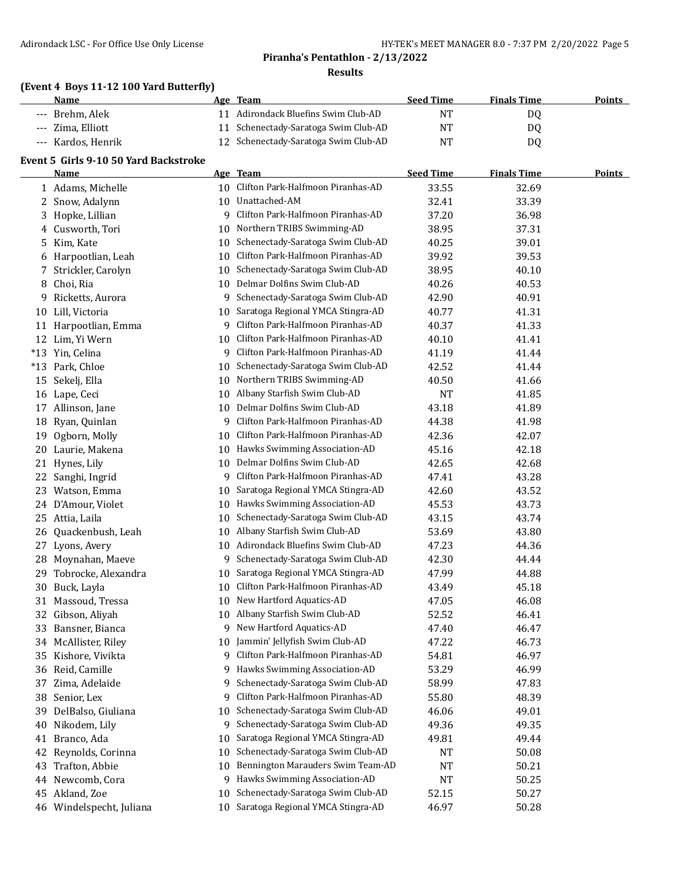# Piranha's Pentathlon - 2/13/2022

## Results

### (Event 4 Boys 11-12 100 Yard Butterfly)

| | Name | Age | Team | Seed Time | Finals Time | Points |
|---|---|---|---|---|---|---|
| --- | Brehm, Alek | 11 | Adirondack Bluefins Swim Club-AD | NT | DQ | |
| --- | Zima, Elliott | 11 | Schenectady-Saratoga Swim Club-AD | NT | DQ | |
| --- | Kardos, Henrik | 12 | Schenectady-Saratoga Swim Club-AD | NT | DQ | |

### Event 5 Girls 9-10 50 Yard Backstroke

| | Name | Age | Team | Seed Time | Finals Time | Points |
|---|---|---|---|---|---|---|
| 1 | Adams, Michelle | 10 | Clifton Park-Halfmoon Piranhas-AD | 33.55 | 32.69 | |
| 2 | Snow, Adalynn | 10 | Unattached-AM | 32.41 | 33.39 | |
| 3 | Hopke, Lillian | 9 | Clifton Park-Halfmoon Piranhas-AD | 37.20 | 36.98 | |
| 4 | Cusworth, Tori | 10 | Northern TRIBS Swimming-AD | 38.95 | 37.31 | |
| 5 | Kim, Kate | 10 | Schenectady-Saratoga Swim Club-AD | 40.25 | 39.01 | |
| 6 | Harpootlian, Leah | 10 | Clifton Park-Halfmoon Piranhas-AD | 39.92 | 39.53 | |
| 7 | Strickler, Carolyn | 10 | Schenectady-Saratoga Swim Club-AD | 38.95 | 40.10 | |
| 8 | Choi, Ria | 10 | Delmar Dolfins Swim Club-AD | 40.26 | 40.53 | |
| 9 | Ricketts, Aurora | 9 | Schenectady-Saratoga Swim Club-AD | 42.90 | 40.91 | |
| 10 | Lill, Victoria | 10 | Saratoga Regional YMCA Stingra-AD | 40.77 | 41.31 | |
| 11 | Harpootlian, Emma | 9 | Clifton Park-Halfmoon Piranhas-AD | 40.37 | 41.33 | |
| 12 | Lim, Yi Wern | 10 | Clifton Park-Halfmoon Piranhas-AD | 40.10 | 41.41 | |
| *13 | Yin, Celina | 9 | Clifton Park-Halfmoon Piranhas-AD | 41.19 | 41.44 | |
| *13 | Park, Chloe | 10 | Schenectady-Saratoga Swim Club-AD | 42.52 | 41.44 | |
| 15 | Sekelj, Ella | 10 | Northern TRIBS Swimming-AD | 40.50 | 41.66 | |
| 16 | Lape, Ceci | 10 | Albany Starfish Swim Club-AD | NT | 41.85 | |
| 17 | Allinson, Jane | 10 | Delmar Dolfins Swim Club-AD | 43.18 | 41.89 | |
| 18 | Ryan, Quinlan | 9 | Clifton Park-Halfmoon Piranhas-AD | 44.38 | 41.98 | |
| 19 | Ogborn, Molly | 10 | Clifton Park-Halfmoon Piranhas-AD | 42.36 | 42.07 | |
| 20 | Laurie, Makena | 10 | Hawks Swimming Association-AD | 45.16 | 42.18 | |
| 21 | Hynes, Lily | 10 | Delmar Dolfins Swim Club-AD | 42.65 | 42.68 | |
| 22 | Sanghi, Ingrid | 9 | Clifton Park-Halfmoon Piranhas-AD | 47.41 | 43.28 | |
| 23 | Watson, Emma | 10 | Saratoga Regional YMCA Stingra-AD | 42.60 | 43.52 | |
| 24 | D'Amour, Violet | 10 | Hawks Swimming Association-AD | 45.53 | 43.73 | |
| 25 | Attia, Laila | 10 | Schenectady-Saratoga Swim Club-AD | 43.15 | 43.74 | |
| 26 | Quackenbush, Leah | 10 | Albany Starfish Swim Club-AD | 53.69 | 43.80 | |
| 27 | Lyons, Avery | 10 | Adirondack Bluefins Swim Club-AD | 47.23 | 44.36 | |
| 28 | Moynahan, Maeve | 9 | Schenectady-Saratoga Swim Club-AD | 42.30 | 44.44 | |
| 29 | Tobrocke, Alexandra | 10 | Saratoga Regional YMCA Stingra-AD | 47.99 | 44.88 | |
| 30 | Buck, Layla | 10 | Clifton Park-Halfmoon Piranhas-AD | 43.49 | 45.18 | |
| 31 | Massoud, Tressa | 10 | New Hartford Aquatics-AD | 47.05 | 46.08 | |
| 32 | Gibson, Aliyah | 10 | Albany Starfish Swim Club-AD | 52.52 | 46.41 | |
| 33 | Bansner, Bianca | 9 | New Hartford Aquatics-AD | 47.40 | 46.47 | |
| 34 | McAllister, Riley | 10 | Jammin' Jellyfish Swim Club-AD | 47.22 | 46.73 | |
| 35 | Kishore, Vivikta | 9 | Clifton Park-Halfmoon Piranhas-AD | 54.81 | 46.97 | |
| 36 | Reid, Camille | 9 | Hawks Swimming Association-AD | 53.29 | 46.99 | |
| 37 | Zima, Adelaide | 9 | Schenectady-Saratoga Swim Club-AD | 58.99 | 47.83 | |
| 38 | Senior, Lex | 9 | Clifton Park-Halfmoon Piranhas-AD | 55.80 | 48.39 | |
| 39 | DelBalso, Giuliana | 10 | Schenectady-Saratoga Swim Club-AD | 46.06 | 49.01 | |
| 40 | Nikodem, Lily | 9 | Schenectady-Saratoga Swim Club-AD | 49.36 | 49.35 | |
| 41 | Branco, Ada | 10 | Saratoga Regional YMCA Stingra-AD | 49.81 | 49.44 | |
| 42 | Reynolds, Corinna | 10 | Schenectady-Saratoga Swim Club-AD | NT | 50.08 | |
| 43 | Trafton, Abbie | 10 | Bennington Marauders Swim Team-AD | NT | 50.21 | |
| 44 | Newcomb, Cora | 9 | Hawks Swimming Association-AD | NT | 50.25 | |
| 45 | Akland, Zoe | 10 | Schenectady-Saratoga Swim Club-AD | 52.15 | 50.27 | |
| 46 | Windelspecht, Juliana | 10 | Saratoga Regional YMCA Stingra-AD | 46.97 | 50.28 | |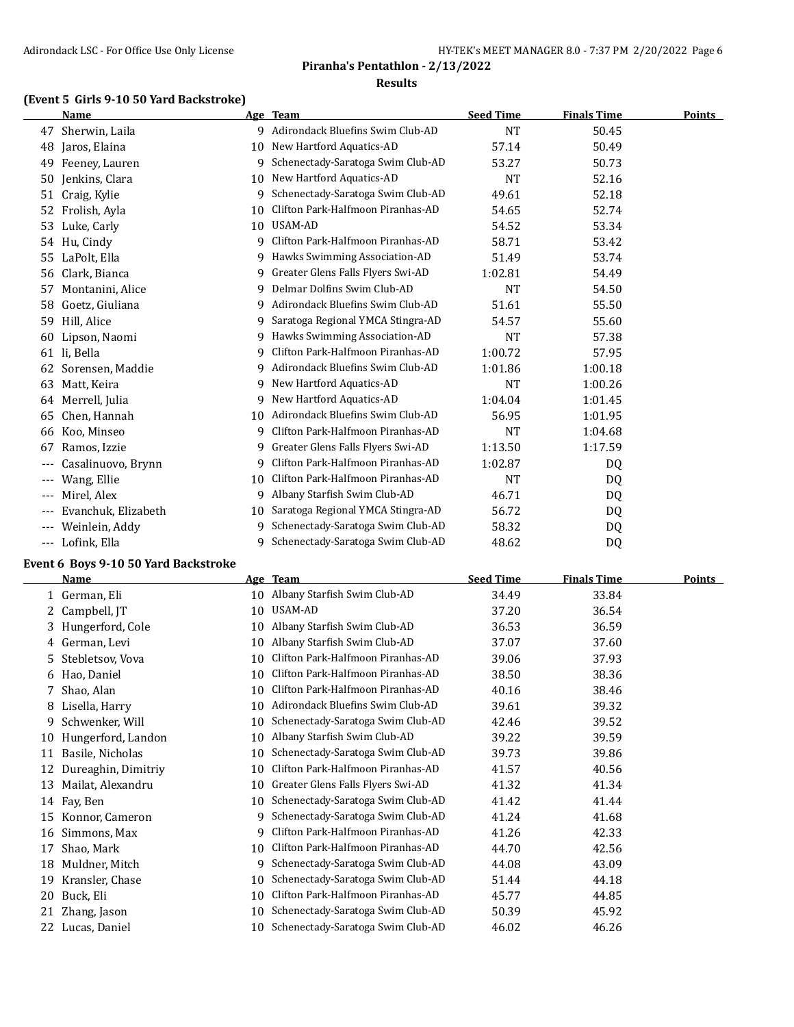**Piranha's Pentathlon - 2/13/2022**

**Results**

### (Event 5 Girls 9-10 50 Yard Backstroke)

| | Name | Age | Team | Seed Time | Finals Time | Points |
|---|---|---|---|---|---|---|
| 47 | Sherwin, Laila | 9 | Adirondack Bluefins Swim Club-AD | NT | 50.45 | |
| 48 | Jaros, Elaina | 10 | New Hartford Aquatics-AD | 57.14 | 50.49 | |
| 49 | Feeney, Lauren | 9 | Schenectady-Saratoga Swim Club-AD | 53.27 | 50.73 | |
| 50 | Jenkins, Clara | 10 | New Hartford Aquatics-AD | NT | 52.16 | |
| 51 | Craig, Kylie | 9 | Schenectady-Saratoga Swim Club-AD | 49.61 | 52.18 | |
| 52 | Frolish, Ayla | 10 | Clifton Park-Halfmoon Piranhas-AD | 54.65 | 52.74 | |
| 53 | Luke, Carly | 10 | USAM-AD | 54.52 | 53.34 | |
| 54 | Hu, Cindy | 9 | Clifton Park-Halfmoon Piranhas-AD | 58.71 | 53.42 | |
| 55 | LaPolt, Ella | 9 | Hawks Swimming Association-AD | 51.49 | 53.74 | |
| 56 | Clark, Bianca | 9 | Greater Glens Falls Flyers Swi-AD | 1:02.81 | 54.49 | |
| 57 | Montanini, Alice | 9 | Delmar Dolfins Swim Club-AD | NT | 54.50 | |
| 58 | Goetz, Giuliana | 9 | Adirondack Bluefins Swim Club-AD | 51.61 | 55.50 | |
| 59 | Hill, Alice | 9 | Saratoga Regional YMCA Stingra-AD | 54.57 | 55.60 | |
| 60 | Lipson, Naomi | 9 | Hawks Swimming Association-AD | NT | 57.38 | |
| 61 | li, Bella | 9 | Clifton Park-Halfmoon Piranhas-AD | 1:00.72 | 57.95 | |
| 62 | Sorensen, Maddie | 9 | Adirondack Bluefins Swim Club-AD | 1:01.86 | 1:00.18 | |
| 63 | Matt, Keira | 9 | New Hartford Aquatics-AD | NT | 1:00.26 | |
| 64 | Merrell, Julia | 9 | New Hartford Aquatics-AD | 1:04.04 | 1:01.45 | |
| 65 | Chen, Hannah | 10 | Adirondack Bluefins Swim Club-AD | 56.95 | 1:01.95 | |
| 66 | Koo, Minseo | 9 | Clifton Park-Halfmoon Piranhas-AD | NT | 1:04.68 | |
| 67 | Ramos, Izzie | 9 | Greater Glens Falls Flyers Swi-AD | 1:13.50 | 1:17.59 | |
| --- | Casalinuovo, Brynn | 9 | Clifton Park-Halfmoon Piranhas-AD | 1:02.87 | DQ | |
| --- | Wang, Ellie | 10 | Clifton Park-Halfmoon Piranhas-AD | NT | DQ | |
| --- | Mirel, Alex | 9 | Albany Starfish Swim Club-AD | 46.71 | DQ | |
| --- | Evanchuk, Elizabeth | 10 | Saratoga Regional YMCA Stingra-AD | 56.72 | DQ | |
| --- | Weinlein, Addy | 9 | Schenectady-Saratoga Swim Club-AD | 58.32 | DQ | |
| --- | Lofink, Ella | 9 | Schenectady-Saratoga Swim Club-AD | 48.62 | DQ | |

### Event 6 Boys 9-10 50 Yard Backstroke

| | Name | Age | Team | Seed Time | Finals Time | Points |
|---|---|---|---|---|---|---|
| 1 | German, Eli | 10 | Albany Starfish Swim Club-AD | 34.49 | 33.84 | |
| 2 | Campbell, JT | 10 | USAM-AD | 37.20 | 36.54 | |
| 3 | Hungerford, Cole | 10 | Albany Starfish Swim Club-AD | 36.53 | 36.59 | |
| 4 | German, Levi | 10 | Albany Starfish Swim Club-AD | 37.07 | 37.60 | |
| 5 | Stebletsov, Vova | 10 | Clifton Park-Halfmoon Piranhas-AD | 39.06 | 37.93 | |
| 6 | Hao, Daniel | 10 | Clifton Park-Halfmoon Piranhas-AD | 38.50 | 38.36 | |
| 7 | Shao, Alan | 10 | Clifton Park-Halfmoon Piranhas-AD | 40.16 | 38.46 | |
| 8 | Lisella, Harry | 10 | Adirondack Bluefins Swim Club-AD | 39.61 | 39.32 | |
| 9 | Schwenker, Will | 10 | Schenectady-Saratoga Swim Club-AD | 42.46 | 39.52 | |
| 10 | Hungerford, Landon | 10 | Albany Starfish Swim Club-AD | 39.22 | 39.59 | |
| 11 | Basile, Nicholas | 10 | Schenectady-Saratoga Swim Club-AD | 39.73 | 39.86 | |
| 12 | Dureaghin, Dimitriy | 10 | Clifton Park-Halfmoon Piranhas-AD | 41.57 | 40.56 | |
| 13 | Mailat, Alexandru | 10 | Greater Glens Falls Flyers Swi-AD | 41.32 | 41.34 | |
| 14 | Fay, Ben | 10 | Schenectady-Saratoga Swim Club-AD | 41.42 | 41.44 | |
| 15 | Konnor, Cameron | 9 | Schenectady-Saratoga Swim Club-AD | 41.24 | 41.68 | |
| 16 | Simmons, Max | 9 | Clifton Park-Halfmoon Piranhas-AD | 41.26 | 42.33 | |
| 17 | Shao, Mark | 10 | Clifton Park-Halfmoon Piranhas-AD | 44.70 | 42.56 | |
| 18 | Muldner, Mitch | 9 | Schenectady-Saratoga Swim Club-AD | 44.08 | 43.09 | |
| 19 | Kransler, Chase | 10 | Schenectady-Saratoga Swim Club-AD | 51.44 | 44.18 | |
| 20 | Buck, Eli | 10 | Clifton Park-Halfmoon Piranhas-AD | 45.77 | 44.85 | |
| 21 | Zhang, Jason | 10 | Schenectady-Saratoga Swim Club-AD | 50.39 | 45.92 | |
| 22 | Lucas, Daniel | 10 | Schenectady-Saratoga Swim Club-AD | 46.02 | 46.26 | |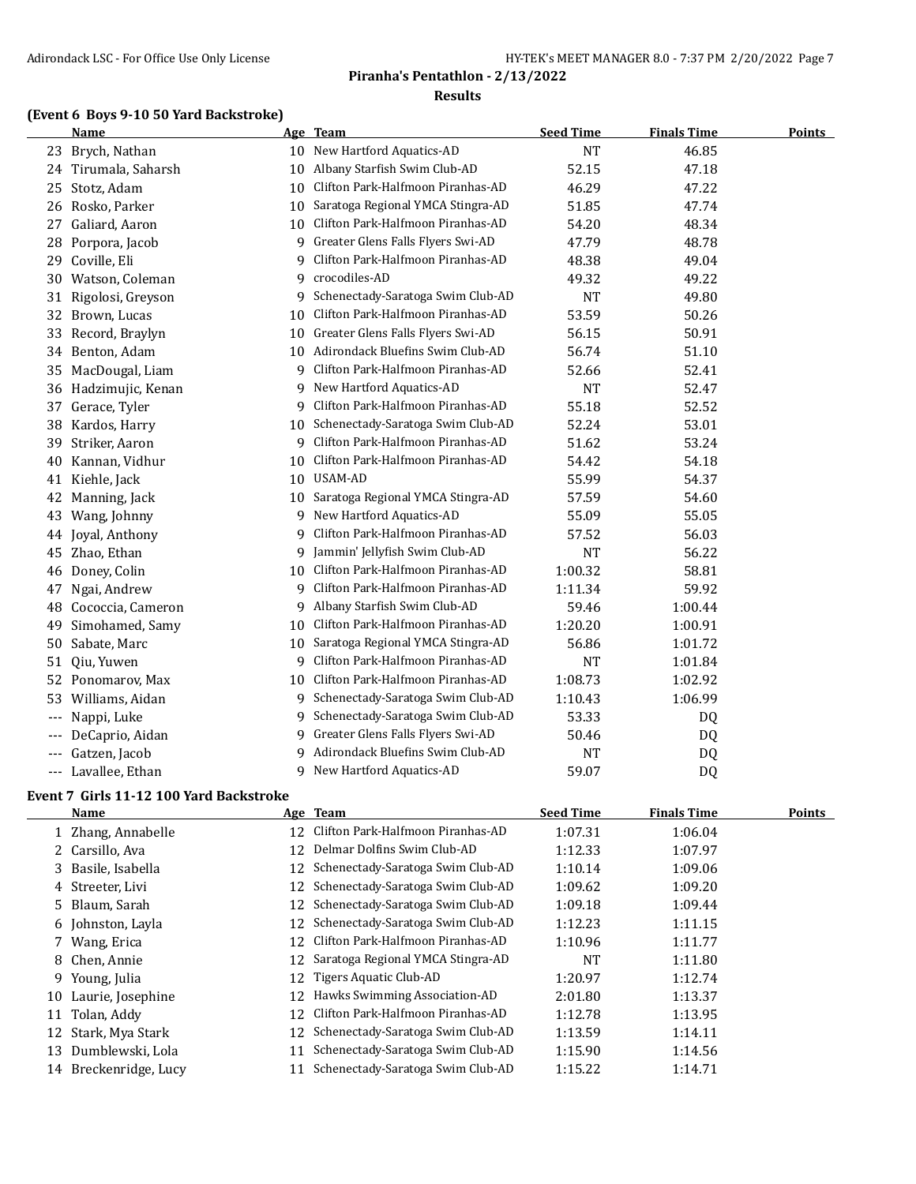**Piranha's Pentathlon - 2/13/2022**

**Results**

### (Event 6 Boys 9-10 50 Yard Backstroke)

| | Name | Age | Team | Seed Time | Finals Time | Points |
|---|---|---|---|---|---|---|
| 23 | Brych, Nathan | 10 | New Hartford Aquatics-AD | NT | 46.85 | |
| 24 | Tirumala, Saharsh | 10 | Albany Starfish Swim Club-AD | 52.15 | 47.18 | |
| 25 | Stotz, Adam | 10 | Clifton Park-Halfmoon Piranhas-AD | 46.29 | 47.22 | |
| 26 | Rosko, Parker | 10 | Saratoga Regional YMCA Stingra-AD | 51.85 | 47.74 | |
| 27 | Galiard, Aaron | 10 | Clifton Park-Halfmoon Piranhas-AD | 54.20 | 48.34 | |
| 28 | Porpora, Jacob | 9 | Greater Glens Falls Flyers Swi-AD | 47.79 | 48.78 | |
| 29 | Coville, Eli | 9 | Clifton Park-Halfmoon Piranhas-AD | 48.38 | 49.04 | |
| 30 | Watson, Coleman | 9 | crocodiles-AD | 49.32 | 49.22 | |
| 31 | Rigolosi, Greyson | 9 | Schenectady-Saratoga Swim Club-AD | NT | 49.80 | |
| 32 | Brown, Lucas | 10 | Clifton Park-Halfmoon Piranhas-AD | 53.59 | 50.26 | |
| 33 | Record, Braylyn | 10 | Greater Glens Falls Flyers Swi-AD | 56.15 | 50.91 | |
| 34 | Benton, Adam | 10 | Adirondack Bluefins Swim Club-AD | 56.74 | 51.10 | |
| 35 | MacDougal, Liam | 9 | Clifton Park-Halfmoon Piranhas-AD | 52.66 | 52.41 | |
| 36 | Hadzimujic, Kenan | 9 | New Hartford Aquatics-AD | NT | 52.47 | |
| 37 | Gerace, Tyler | 9 | Clifton Park-Halfmoon Piranhas-AD | 55.18 | 52.52 | |
| 38 | Kardos, Harry | 10 | Schenectady-Saratoga Swim Club-AD | 52.24 | 53.01 | |
| 39 | Striker, Aaron | 9 | Clifton Park-Halfmoon Piranhas-AD | 51.62 | 53.24 | |
| 40 | Kannan, Vidhur | 10 | Clifton Park-Halfmoon Piranhas-AD | 54.42 | 54.18 | |
| 41 | Kiehle, Jack | 10 | USAM-AD | 55.99 | 54.37 | |
| 42 | Manning, Jack | 10 | Saratoga Regional YMCA Stingra-AD | 57.59 | 54.60 | |
| 43 | Wang, Johnny | 9 | New Hartford Aquatics-AD | 55.09 | 55.05 | |
| 44 | Joyal, Anthony | 9 | Clifton Park-Halfmoon Piranhas-AD | 57.52 | 56.03 | |
| 45 | Zhao, Ethan | 9 | Jammin' Jellyfish Swim Club-AD | NT | 56.22 | |
| 46 | Doney, Colin | 10 | Clifton Park-Halfmoon Piranhas-AD | 1:00.32 | 58.81 | |
| 47 | Ngai, Andrew | 9 | Clifton Park-Halfmoon Piranhas-AD | 1:11.34 | 59.92 | |
| 48 | Cococcia, Cameron | 9 | Albany Starfish Swim Club-AD | 59.46 | 1:00.44 | |
| 49 | Simohamed, Samy | 10 | Clifton Park-Halfmoon Piranhas-AD | 1:20.20 | 1:00.91 | |
| 50 | Sabate, Marc | 10 | Saratoga Regional YMCA Stingra-AD | 56.86 | 1:01.72 | |
| 51 | Qiu, Yuwen | 9 | Clifton Park-Halfmoon Piranhas-AD | NT | 1:01.84 | |
| 52 | Ponomarov, Max | 10 | Clifton Park-Halfmoon Piranhas-AD | 1:08.73 | 1:02.92 | |
| 53 | Williams, Aidan | 9 | Schenectady-Saratoga Swim Club-AD | 1:10.43 | 1:06.99 | |
| --- | Nappi, Luke | 9 | Schenectady-Saratoga Swim Club-AD | 53.33 | DQ | |
| --- | DeCaprio, Aidan | 9 | Greater Glens Falls Flyers Swi-AD | 50.46 | DQ | |
| --- | Gatzen, Jacob | 9 | Adirondack Bluefins Swim Club-AD | NT | DQ | |
| --- | Lavallee, Ethan | 9 | New Hartford Aquatics-AD | 59.07 | DQ | |

### Event 7 Girls 11-12 100 Yard Backstroke

| | Name | Age | Team | Seed Time | Finals Time | Points |
|---|---|---|---|---|---|---|
| 1 | Zhang, Annabelle | 12 | Clifton Park-Halfmoon Piranhas-AD | 1:07.31 | 1:06.04 | |
| 2 | Carsillo, Ava | 12 | Delmar Dolfins Swim Club-AD | 1:12.33 | 1:07.97 | |
| 3 | Basile, Isabella | 12 | Schenectady-Saratoga Swim Club-AD | 1:10.14 | 1:09.06 | |
| 4 | Streeter, Livi | 12 | Schenectady-Saratoga Swim Club-AD | 1:09.62 | 1:09.20 | |
| 5 | Blaum, Sarah | 12 | Schenectady-Saratoga Swim Club-AD | 1:09.18 | 1:09.44 | |
| 6 | Johnston, Layla | 12 | Schenectady-Saratoga Swim Club-AD | 1:12.23 | 1:11.15 | |
| 7 | Wang, Erica | 12 | Clifton Park-Halfmoon Piranhas-AD | 1:10.96 | 1:11.77 | |
| 8 | Chen, Annie | 12 | Saratoga Regional YMCA Stingra-AD | NT | 1:11.80 | |
| 9 | Young, Julia | 12 | Tigers Aquatic Club-AD | 1:20.97 | 1:12.74 | |
| 10 | Laurie, Josephine | 12 | Hawks Swimming Association-AD | 2:01.80 | 1:13.37 | |
| 11 | Tolan, Addy | 12 | Clifton Park-Halfmoon Piranhas-AD | 1:12.78 | 1:13.95 | |
| 12 | Stark, Mya Stark | 12 | Schenectady-Saratoga Swim Club-AD | 1:13.59 | 1:14.11 | |
| 13 | Dumblewski, Lola | 11 | Schenectady-Saratoga Swim Club-AD | 1:15.90 | 1:14.56 | |
| 14 | Breckenridge, Lucy | 11 | Schenectady-Saratoga Swim Club-AD | 1:15.22 | 1:14.71 | |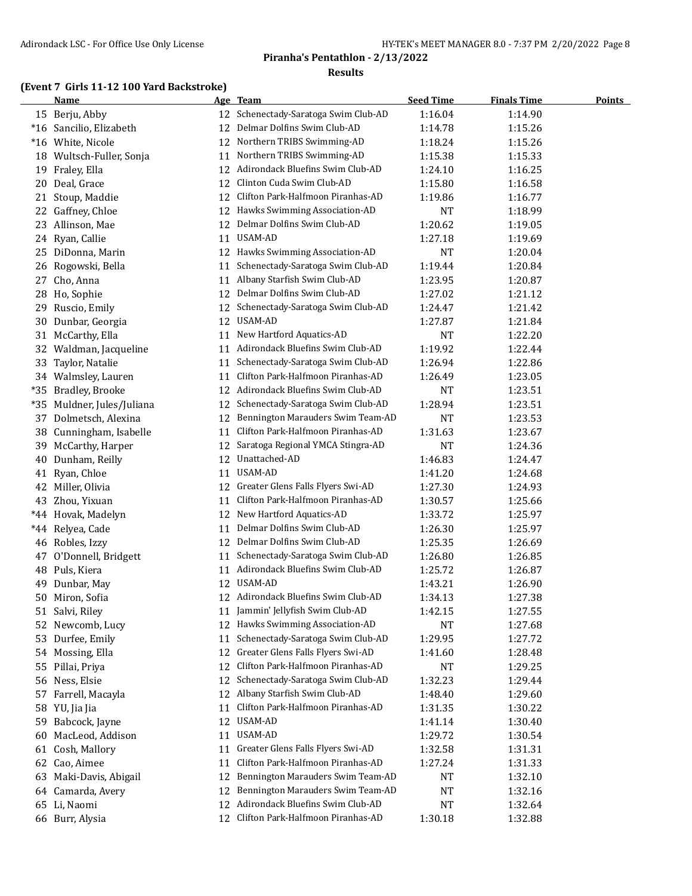## Piranha's Pentathlon - 2/13/2022

### Results

#### (Event 7 Girls 11-12 100 Yard Backstroke)

| | Name | Age | Team | Seed Time | Finals Time | Points |
|---|---|---|---|---|---|---|
| 15 | Berju, Abby | 12 | Schenectady-Saratoga Swim Club-AD | 1:16.04 | 1:14.90 | |
| *16 | Sancilio, Elizabeth | 12 | Delmar Dolfins Swim Club-AD | 1:14.78 | 1:15.26 | |
| *16 | White, Nicole | 12 | Northern TRIBS Swimming-AD | 1:18.24 | 1:15.26 | |
| 18 | Wultsch-Fuller, Sonja | 11 | Northern TRIBS Swimming-AD | 1:15.38 | 1:15.33 | |
| 19 | Fraley, Ella | 12 | Adirondack Bluefins Swim Club-AD | 1:24.10 | 1:16.25 | |
| 20 | Deal, Grace | 12 | Clinton Cuda Swim Club-AD | 1:15.80 | 1:16.58 | |
| 21 | Stoup, Maddie | 12 | Clifton Park-Halfmoon Piranhas-AD | 1:19.86 | 1:16.77 | |
| 22 | Gaffney, Chloe | 12 | Hawks Swimming Association-AD | NT | 1:18.99 | |
| 23 | Allinson, Mae | 12 | Delmar Dolfins Swim Club-AD | 1:20.62 | 1:19.05 | |
| 24 | Ryan, Callie | 11 | USAM-AD | 1:27.18 | 1:19.69 | |
| 25 | DiDonna, Marin | 12 | Hawks Swimming Association-AD | NT | 1:20.04 | |
| 26 | Rogowski, Bella | 11 | Schenectady-Saratoga Swim Club-AD | 1:19.44 | 1:20.84 | |
| 27 | Cho, Anna | 11 | Albany Starfish Swim Club-AD | 1:23.95 | 1:20.87 | |
| 28 | Ho, Sophie | 12 | Delmar Dolfins Swim Club-AD | 1:27.02 | 1:21.12 | |
| 29 | Ruscio, Emily | 12 | Schenectady-Saratoga Swim Club-AD | 1:24.47 | 1:21.42 | |
| 30 | Dunbar, Georgia | 12 | USAM-AD | 1:27.87 | 1:21.84 | |
| 31 | McCarthy, Ella | 11 | New Hartford Aquatics-AD | NT | 1:22.20 | |
| 32 | Waldman, Jacqueline | 11 | Adirondack Bluefins Swim Club-AD | 1:19.92 | 1:22.44 | |
| 33 | Taylor, Natalie | 11 | Schenectady-Saratoga Swim Club-AD | 1:26.94 | 1:22.86 | |
| 34 | Walmsley, Lauren | 11 | Clifton Park-Halfmoon Piranhas-AD | 1:26.49 | 1:23.05 | |
| *35 | Bradley, Brooke | 12 | Adirondack Bluefins Swim Club-AD | NT | 1:23.51 | |
| *35 | Muldner, Jules/Juliana | 12 | Schenectady-Saratoga Swim Club-AD | 1:28.94 | 1:23.51 | |
| 37 | Dolmetsch, Alexina | 12 | Bennington Marauders Swim Team-AD | NT | 1:23.53 | |
| 38 | Cunningham, Isabelle | 11 | Clifton Park-Halfmoon Piranhas-AD | 1:31.63 | 1:23.67 | |
| 39 | McCarthy, Harper | 12 | Saratoga Regional YMCA Stingra-AD | NT | 1:24.36 | |
| 40 | Dunham, Reilly | 12 | Unattached-AD | 1:46.83 | 1:24.47 | |
| 41 | Ryan, Chloe | 11 | USAM-AD | 1:41.20 | 1:24.68 | |
| 42 | Miller, Olivia | 12 | Greater Glens Falls Flyers Swi-AD | 1:27.30 | 1:24.93 | |
| 43 | Zhou, Yixuan | 11 | Clifton Park-Halfmoon Piranhas-AD | 1:30.57 | 1:25.66 | |
| *44 | Hovak, Madelyn | 12 | New Hartford Aquatics-AD | 1:33.72 | 1:25.97 | |
| *44 | Relyea, Cade | 11 | Delmar Dolfins Swim Club-AD | 1:26.30 | 1:25.97 | |
| 46 | Robles, Izzy | 12 | Delmar Dolfins Swim Club-AD | 1:25.35 | 1:26.69 | |
| 47 | O'Donnell, Bridgett | 11 | Schenectady-Saratoga Swim Club-AD | 1:26.80 | 1:26.85 | |
| 48 | Puls, Kiera | 11 | Adirondack Bluefins Swim Club-AD | 1:25.72 | 1:26.87 | |
| 49 | Dunbar, May | 12 | USAM-AD | 1:43.21 | 1:26.90 | |
| 50 | Miron, Sofia | 12 | Adirondack Bluefins Swim Club-AD | 1:34.13 | 1:27.38 | |
| 51 | Salvi, Riley | 11 | Jammin' Jellyfish Swim Club-AD | 1:42.15 | 1:27.55 | |
| 52 | Newcomb, Lucy | 12 | Hawks Swimming Association-AD | NT | 1:27.68 | |
| 53 | Durfee, Emily | 11 | Schenectady-Saratoga Swim Club-AD | 1:29.95 | 1:27.72 | |
| 54 | Mossing, Ella | 12 | Greater Glens Falls Flyers Swi-AD | 1:41.60 | 1:28.48 | |
| 55 | Pillai, Priya | 12 | Clifton Park-Halfmoon Piranhas-AD | NT | 1:29.25 | |
| 56 | Ness, Elsie | 12 | Schenectady-Saratoga Swim Club-AD | 1:32.23 | 1:29.44 | |
| 57 | Farrell, Macayla | 12 | Albany Starfish Swim Club-AD | 1:48.40 | 1:29.60 | |
| 58 | YU, Jia Jia | 11 | Clifton Park-Halfmoon Piranhas-AD | 1:31.35 | 1:30.22 | |
| 59 | Babcock, Jayne | 12 | USAM-AD | 1:41.14 | 1:30.40 | |
| 60 | MacLeod, Addison | 11 | USAM-AD | 1:29.72 | 1:30.54 | |
| 61 | Cosh, Mallory | 11 | Greater Glens Falls Flyers Swi-AD | 1:32.58 | 1:31.31 | |
| 62 | Cao, Aimee | 11 | Clifton Park-Halfmoon Piranhas-AD | 1:27.24 | 1:31.33 | |
| 63 | Maki-Davis, Abigail | 12 | Bennington Marauders Swim Team-AD | NT | 1:32.10 | |
| 64 | Camarda, Avery | 12 | Bennington Marauders Swim Team-AD | NT | 1:32.16 | |
| 65 | Li, Naomi | 12 | Adirondack Bluefins Swim Club-AD | NT | 1:32.64 | |
| 66 | Burr, Alysia | 12 | Clifton Park-Halfmoon Piranhas-AD | 1:30.18 | 1:32.88 | |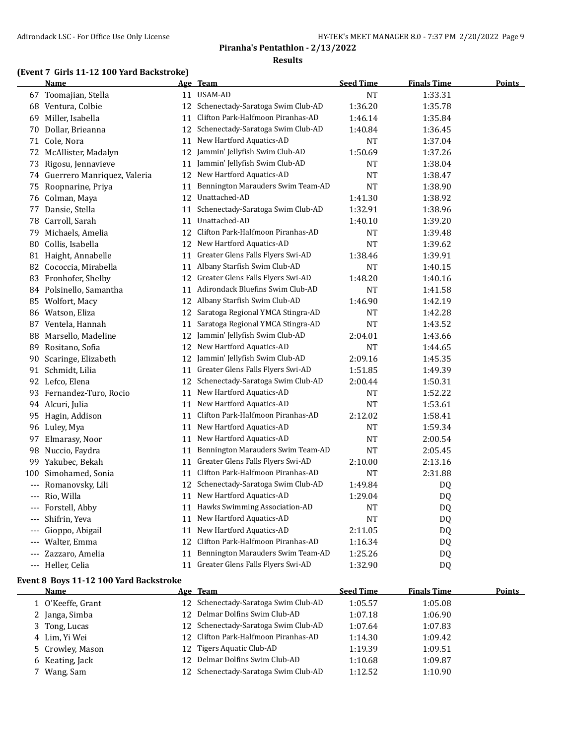**Piranha's Pentathlon - 2/13/2022**

**Results**

### (Event 7 Girls 11-12 100 Yard Backstroke)

| | Name | Age | Team | Seed Time | Finals Time | Points |
|---|---|---|---|---|---|---|
| 67 | Toomajian, Stella | 11 | USAM-AD | NT | 1:33.31 | |
| 68 | Ventura, Colbie | 12 | Schenectady-Saratoga Swim Club-AD | 1:36.20 | 1:35.78 | |
| 69 | Miller, Isabella | 11 | Clifton Park-Halfmoon Piranhas-AD | 1:46.14 | 1:35.84 | |
| 70 | Dollar, Brieanna | 12 | Schenectady-Saratoga Swim Club-AD | 1:40.84 | 1:36.45 | |
| 71 | Cole, Nora | 11 | New Hartford Aquatics-AD | NT | 1:37.04 | |
| 72 | McAllister, Madalyn | 12 | Jammin' Jellyfish Swim Club-AD | 1:50.69 | 1:37.26 | |
| 73 | Rigosu, Jennavieve | 11 | Jammin' Jellyfish Swim Club-AD | NT | 1:38.04 | |
| 74 | Guerrero Manriquez, Valeria | 12 | New Hartford Aquatics-AD | NT | 1:38.47 | |
| 75 | Roopnarine, Priya | 11 | Bennington Marauders Swim Team-AD | NT | 1:38.90 | |
| 76 | Colman, Maya | 12 | Unattached-AD | 1:41.30 | 1:38.92 | |
| 77 | Dansie, Stella | 11 | Schenectady-Saratoga Swim Club-AD | 1:32.91 | 1:38.96 | |
| 78 | Carroll, Sarah | 11 | Unattached-AD | 1:40.10 | 1:39.20 | |
| 79 | Michaels, Amelia | 12 | Clifton Park-Halfmoon Piranhas-AD | NT | 1:39.48 | |
| 80 | Collis, Isabella | 12 | New Hartford Aquatics-AD | NT | 1:39.62 | |
| 81 | Haight, Annabelle | 11 | Greater Glens Falls Flyers Swi-AD | 1:38.46 | 1:39.91 | |
| 82 | Cococcia, Mirabella | 11 | Albany Starfish Swim Club-AD | NT | 1:40.15 | |
| 83 | Fronhofer, Shelby | 12 | Greater Glens Falls Flyers Swi-AD | 1:48.20 | 1:40.16 | |
| 84 | Polsinello, Samantha | 11 | Adirondack Bluefins Swim Club-AD | NT | 1:41.58 | |
| 85 | Wolfort, Macy | 12 | Albany Starfish Swim Club-AD | 1:46.90 | 1:42.19 | |
| 86 | Watson, Eliza | 12 | Saratoga Regional YMCA Stingra-AD | NT | 1:42.28 | |
| 87 | Ventela, Hannah | 11 | Saratoga Regional YMCA Stingra-AD | NT | 1:43.52 | |
| 88 | Marsello, Madeline | 12 | Jammin' Jellyfish Swim Club-AD | 2:04.01 | 1:43.66 | |
| 89 | Rositano, Sofia | 12 | New Hartford Aquatics-AD | NT | 1:44.65 | |
| 90 | Scaringe, Elizabeth | 12 | Jammin' Jellyfish Swim Club-AD | 2:09.16 | 1:45.35 | |
| 91 | Schmidt, Lilia | 11 | Greater Glens Falls Flyers Swi-AD | 1:51.85 | 1:49.39 | |
| 92 | Lefco, Elena | 12 | Schenectady-Saratoga Swim Club-AD | 2:00.44 | 1:50.31 | |
| 93 | Fernandez-Turo, Rocio | 11 | New Hartford Aquatics-AD | NT | 1:52.22 | |
| 94 | Alcuri, Julia | 11 | New Hartford Aquatics-AD | NT | 1:53.61 | |
| 95 | Hagin, Addison | 11 | Clifton Park-Halfmoon Piranhas-AD | 2:12.02 | 1:58.41 | |
| 96 | Luley, Mya | 11 | New Hartford Aquatics-AD | NT | 1:59.34 | |
| 97 | Elmarasy, Noor | 11 | New Hartford Aquatics-AD | NT | 2:00.54 | |
| 98 | Nuccio, Faydra | 11 | Bennington Marauders Swim Team-AD | NT | 2:05.45 | |
| 99 | Yakubec, Bekah | 11 | Greater Glens Falls Flyers Swi-AD | 2:10.00 | 2:13.16 | |
| 100 | Simohamed, Sonia | 11 | Clifton Park-Halfmoon Piranhas-AD | NT | 2:31.88 | |
| --- | Romanovsky, Lili | 12 | Schenectady-Saratoga Swim Club-AD | 1:49.84 | DQ | |
| --- | Rio, Willa | 11 | New Hartford Aquatics-AD | 1:29.04 | DQ | |
| --- | Forstell, Abby | 11 | Hawks Swimming Association-AD | NT | DQ | |
| --- | Shifrin, Yeva | 11 | New Hartford Aquatics-AD | NT | DQ | |
| --- | Gioppo, Abigail | 11 | New Hartford Aquatics-AD | 2:11.05 | DQ | |
| --- | Walter, Emma | 12 | Clifton Park-Halfmoon Piranhas-AD | 1:16.34 | DQ | |
| --- | Zazzaro, Amelia | 11 | Bennington Marauders Swim Team-AD | 1:25.26 | DQ | |
| --- | Heller, Celia | 11 | Greater Glens Falls Flyers Swi-AD | 1:32.90 | DQ | |

### Event 8 Boys 11-12 100 Yard Backstroke

| | Name | Age | Team | Seed Time | Finals Time | Points |
|---|---|---|---|---|---|---|
| 1 | O'Keeffe, Grant | 12 | Schenectady-Saratoga Swim Club-AD | 1:05.57 | 1:05.08 | |
| 2 | Janga, Simba | 12 | Delmar Dolfins Swim Club-AD | 1:07.18 | 1:06.90 | |
| 3 | Tong, Lucas | 12 | Schenectady-Saratoga Swim Club-AD | 1:07.64 | 1:07.83 | |
| 4 | Lim, Yi Wei | 12 | Clifton Park-Halfmoon Piranhas-AD | 1:14.30 | 1:09.42 | |
| 5 | Crowley, Mason | 12 | Tigers Aquatic Club-AD | 1:19.39 | 1:09.51 | |
| 6 | Keating, Jack | 12 | Delmar Dolfins Swim Club-AD | 1:10.68 | 1:09.87 | |
| 7 | Wang, Sam | 12 | Schenectady-Saratoga Swim Club-AD | 1:12.52 | 1:10.90 | |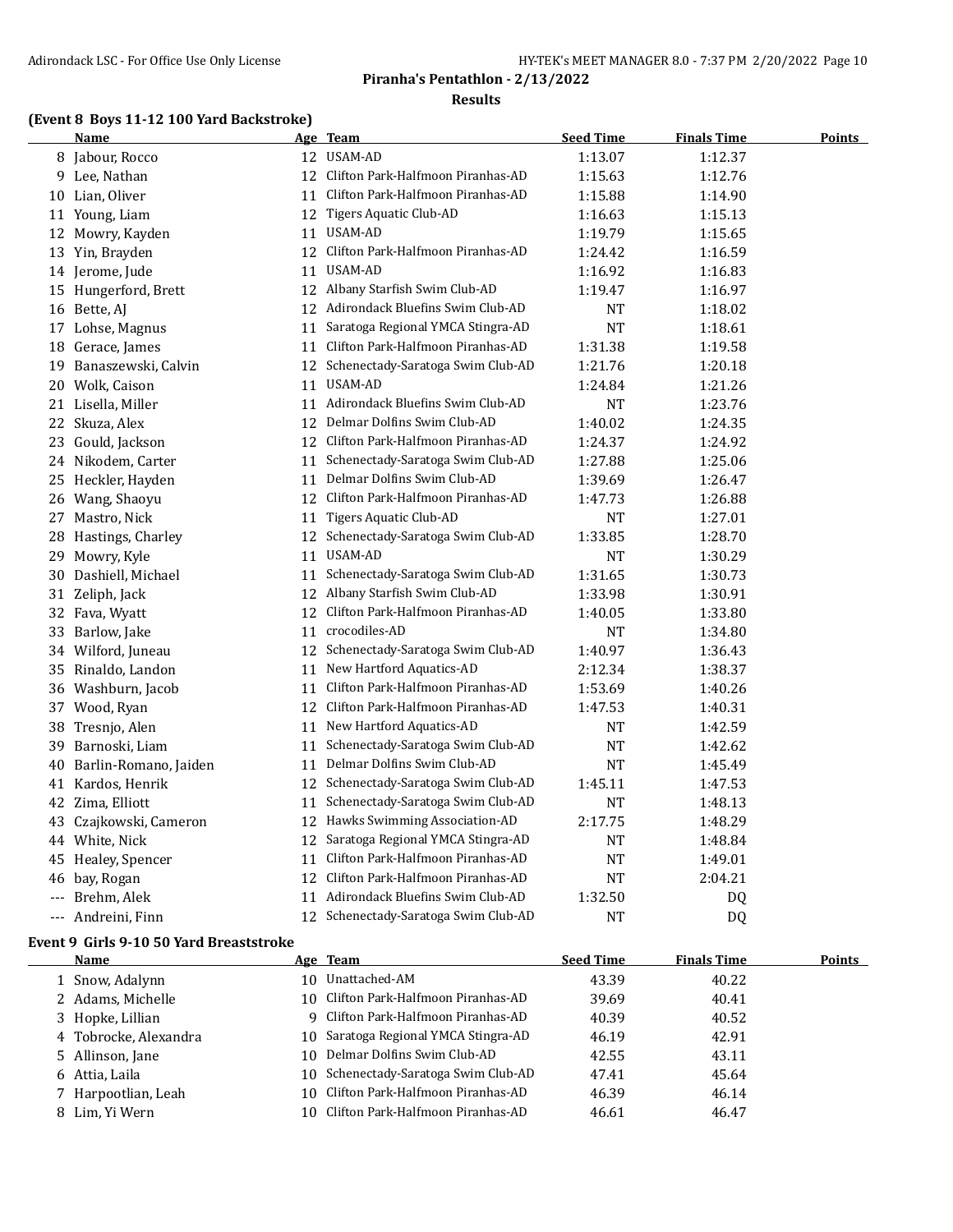## Piranha's Pentathlon - 2/13/2022

### Results

### (Event 8 Boys 11-12 100 Yard Backstroke)

| | Name | Age | Team | Seed Time | Finals Time | Points |
|---|---|---|---|---|---|---|
| 8 | Jabour, Rocco | 12 | USAM-AD | 1:13.07 | 1:12.37 | |
| 9 | Lee, Nathan | 12 | Clifton Park-Halfmoon Piranhas-AD | 1:15.63 | 1:12.76 | |
| 10 | Lian, Oliver | 11 | Clifton Park-Halfmoon Piranhas-AD | 1:15.88 | 1:14.90 | |
| 11 | Young, Liam | 12 | Tigers Aquatic Club-AD | 1:16.63 | 1:15.13 | |
| 12 | Mowry, Kayden | 11 | USAM-AD | 1:19.79 | 1:15.65 | |
| 13 | Yin, Brayden | 12 | Clifton Park-Halfmoon Piranhas-AD | 1:24.42 | 1:16.59 | |
| 14 | Jerome, Jude | 11 | USAM-AD | 1:16.92 | 1:16.83 | |
| 15 | Hungerford, Brett | 12 | Albany Starfish Swim Club-AD | 1:19.47 | 1:16.97 | |
| 16 | Bette, AJ | 12 | Adirondack Bluefins Swim Club-AD | NT | 1:18.02 | |
| 17 | Lohse, Magnus | 11 | Saratoga Regional YMCA Stingra-AD | NT | 1:18.61 | |
| 18 | Gerace, James | 11 | Clifton Park-Halfmoon Piranhas-AD | 1:31.38 | 1:19.58 | |
| 19 | Banaszewski, Calvin | 12 | Schenectady-Saratoga Swim Club-AD | 1:21.76 | 1:20.18 | |
| 20 | Wolk, Caison | 11 | USAM-AD | 1:24.84 | 1:21.26 | |
| 21 | Lisella, Miller | 11 | Adirondack Bluefins Swim Club-AD | NT | 1:23.76 | |
| 22 | Skuza, Alex | 12 | Delmar Dolfins Swim Club-AD | 1:40.02 | 1:24.35 | |
| 23 | Gould, Jackson | 12 | Clifton Park-Halfmoon Piranhas-AD | 1:24.37 | 1:24.92 | |
| 24 | Nikodem, Carter | 11 | Schenectady-Saratoga Swim Club-AD | 1:27.88 | 1:25.06 | |
| 25 | Heckler, Hayden | 11 | Delmar Dolfins Swim Club-AD | 1:39.69 | 1:26.47 | |
| 26 | Wang, Shaoyu | 12 | Clifton Park-Halfmoon Piranhas-AD | 1:47.73 | 1:26.88 | |
| 27 | Mastro, Nick | 11 | Tigers Aquatic Club-AD | NT | 1:27.01 | |
| 28 | Hastings, Charley | 12 | Schenectady-Saratoga Swim Club-AD | 1:33.85 | 1:28.70 | |
| 29 | Mowry, Kyle | 11 | USAM-AD | NT | 1:30.29 | |
| 30 | Dashiell, Michael | 11 | Schenectady-Saratoga Swim Club-AD | 1:31.65 | 1:30.73 | |
| 31 | Zeliph, Jack | 12 | Albany Starfish Swim Club-AD | 1:33.98 | 1:30.91 | |
| 32 | Fava, Wyatt | 12 | Clifton Park-Halfmoon Piranhas-AD | 1:40.05 | 1:33.80 | |
| 33 | Barlow, Jake | 11 | crocodiles-AD | NT | 1:34.80 | |
| 34 | Wilford, Juneau | 12 | Schenectady-Saratoga Swim Club-AD | 1:40.97 | 1:36.43 | |
| 35 | Rinaldo, Landon | 11 | New Hartford Aquatics-AD | 2:12.34 | 1:38.37 | |
| 36 | Washburn, Jacob | 11 | Clifton Park-Halfmoon Piranhas-AD | 1:53.69 | 1:40.26 | |
| 37 | Wood, Ryan | 12 | Clifton Park-Halfmoon Piranhas-AD | 1:47.53 | 1:40.31 | |
| 38 | Tresnjo, Alen | 11 | New Hartford Aquatics-AD | NT | 1:42.59 | |
| 39 | Barnoski, Liam | 11 | Schenectady-Saratoga Swim Club-AD | NT | 1:42.62 | |
| 40 | Barlin-Romano, Jaiden | 11 | Delmar Dolfins Swim Club-AD | NT | 1:45.49 | |
| 41 | Kardos, Henrik | 12 | Schenectady-Saratoga Swim Club-AD | 1:45.11 | 1:47.53 | |
| 42 | Zima, Elliott | 11 | Schenectady-Saratoga Swim Club-AD | NT | 1:48.13 | |
| 43 | Czajkowski, Cameron | 12 | Hawks Swimming Association-AD | 2:17.75 | 1:48.29 | |
| 44 | White, Nick | 12 | Saratoga Regional YMCA Stingra-AD | NT | 1:48.84 | |
| 45 | Healey, Spencer | 11 | Clifton Park-Halfmoon Piranhas-AD | NT | 1:49.01 | |
| 46 | bay, Rogan | 12 | Clifton Park-Halfmoon Piranhas-AD | NT | 2:04.21 | |
| --- | Brehm, Alek | 11 | Adirondack Bluefins Swim Club-AD | 1:32.50 | DQ | |
| --- | Andreini, Finn | 12 | Schenectady-Saratoga Swim Club-AD | NT | DQ | |

### Event 9 Girls 9-10 50 Yard Breaststroke

| | Name | Age | Team | Seed Time | Finals Time | Points |
|---|---|---|---|---|---|---|
| 1 | Snow, Adalynn | 10 | Unattached-AM | 43.39 | 40.22 | |
| 2 | Adams, Michelle | 10 | Clifton Park-Halfmoon Piranhas-AD | 39.69 | 40.41 | |
| 3 | Hopke, Lillian | 9 | Clifton Park-Halfmoon Piranhas-AD | 40.39 | 40.52 | |
| 4 | Tobrocke, Alexandra | 10 | Saratoga Regional YMCA Stingra-AD | 46.19 | 42.91 | |
| 5 | Allinson, Jane | 10 | Delmar Dolfins Swim Club-AD | 42.55 | 43.11 | |
| 6 | Attia, Laila | 10 | Schenectady-Saratoga Swim Club-AD | 47.41 | 45.64 | |
| 7 | Harpootlian, Leah | 10 | Clifton Park-Halfmoon Piranhas-AD | 46.39 | 46.14 | |
| 8 | Lim, Yi Wern | 10 | Clifton Park-Halfmoon Piranhas-AD | 46.61 | 46.47 | |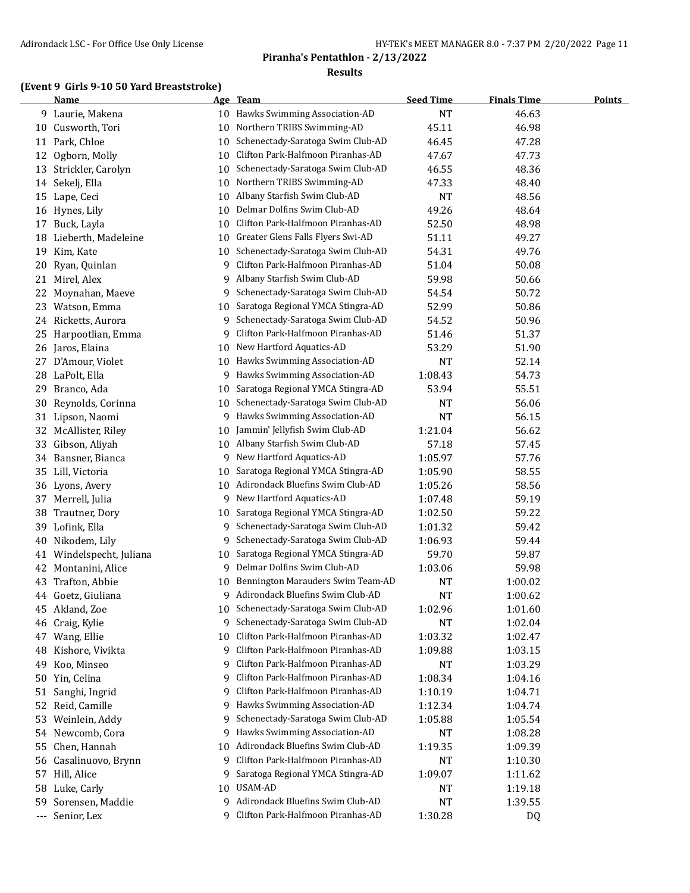**Piranha's Pentathlon - 2/13/2022**

**Results**

### (Event 9 Girls 9-10 50 Yard Breaststroke)

| | Name | Age | Team | Seed Time | Finals Time | Points |
|---|---|---|---|---|---|---|
| 9 | Laurie, Makena | 10 | Hawks Swimming Association-AD | NT | 46.63 | |
| 10 | Cusworth, Tori | 10 | Northern TRIBS Swimming-AD | 45.11 | 46.98 | |
| 11 | Park, Chloe | 10 | Schenectady-Saratoga Swim Club-AD | 46.45 | 47.28 | |
| 12 | Ogborn, Molly | 10 | Clifton Park-Halfmoon Piranhas-AD | 47.67 | 47.73 | |
| 13 | Strickler, Carolyn | 10 | Schenectady-Saratoga Swim Club-AD | 46.55 | 48.36 | |
| 14 | Sekelj, Ella | 10 | Northern TRIBS Swimming-AD | 47.33 | 48.40 | |
| 15 | Lape, Ceci | 10 | Albany Starfish Swim Club-AD | NT | 48.56 | |
| 16 | Hynes, Lily | 10 | Delmar Dolfins Swim Club-AD | 49.26 | 48.64 | |
| 17 | Buck, Layla | 10 | Clifton Park-Halfmoon Piranhas-AD | 52.50 | 48.98 | |
| 18 | Lieberth, Madeleine | 10 | Greater Glens Falls Flyers Swi-AD | 51.11 | 49.27 | |
| 19 | Kim, Kate | 10 | Schenectady-Saratoga Swim Club-AD | 54.31 | 49.76 | |
| 20 | Ryan, Quinlan | 9 | Clifton Park-Halfmoon Piranhas-AD | 51.04 | 50.08 | |
| 21 | Mirel, Alex | 9 | Albany Starfish Swim Club-AD | 59.98 | 50.66 | |
| 22 | Moynahan, Maeve | 9 | Schenectady-Saratoga Swim Club-AD | 54.54 | 50.72 | |
| 23 | Watson, Emma | 10 | Saratoga Regional YMCA Stingra-AD | 52.99 | 50.86 | |
| 24 | Ricketts, Aurora | 9 | Schenectady-Saratoga Swim Club-AD | 54.52 | 50.96 | |
| 25 | Harpootlian, Emma | 9 | Clifton Park-Halfmoon Piranhas-AD | 51.46 | 51.37 | |
| 26 | Jaros, Elaina | 10 | New Hartford Aquatics-AD | 53.29 | 51.90 | |
| 27 | D'Amour, Violet | 10 | Hawks Swimming Association-AD | NT | 52.14 | |
| 28 | LaPolt, Ella | 9 | Hawks Swimming Association-AD | 1:08.43 | 54.73 | |
| 29 | Branco, Ada | 10 | Saratoga Regional YMCA Stingra-AD | 53.94 | 55.51 | |
| 30 | Reynolds, Corinna | 10 | Schenectady-Saratoga Swim Club-AD | NT | 56.06 | |
| 31 | Lipson, Naomi | 9 | Hawks Swimming Association-AD | NT | 56.15 | |
| 32 | McAllister, Riley | 10 | Jammin' Jellyfish Swim Club-AD | 1:21.04 | 56.62 | |
| 33 | Gibson, Aliyah | 10 | Albany Starfish Swim Club-AD | 57.18 | 57.45 | |
| 34 | Bansner, Bianca | 9 | New Hartford Aquatics-AD | 1:05.97 | 57.76 | |
| 35 | Lill, Victoria | 10 | Saratoga Regional YMCA Stingra-AD | 1:05.90 | 58.55 | |
| 36 | Lyons, Avery | 10 | Adirondack Bluefins Swim Club-AD | 1:05.26 | 58.56 | |
| 37 | Merrell, Julia | 9 | New Hartford Aquatics-AD | 1:07.48 | 59.19 | |
| 38 | Trautner, Dory | 10 | Saratoga Regional YMCA Stingra-AD | 1:02.50 | 59.22 | |
| 39 | Lofink, Ella | 9 | Schenectady-Saratoga Swim Club-AD | 1:01.32 | 59.42 | |
| 40 | Nikodem, Lily | 9 | Schenectady-Saratoga Swim Club-AD | 1:06.93 | 59.44 | |
| 41 | Windelspecht, Juliana | 10 | Saratoga Regional YMCA Stingra-AD | 59.70 | 59.87 | |
| 42 | Montanini, Alice | 9 | Delmar Dolfins Swim Club-AD | 1:03.06 | 59.98 | |
| 43 | Trafton, Abbie | 10 | Bennington Marauders Swim Team-AD | NT | 1:00.02 | |
| 44 | Goetz, Giuliana | 9 | Adirondack Bluefins Swim Club-AD | NT | 1:00.62 | |
| 45 | Akland, Zoe | 10 | Schenectady-Saratoga Swim Club-AD | 1:02.96 | 1:01.60 | |
| 46 | Craig, Kylie | 9 | Schenectady-Saratoga Swim Club-AD | NT | 1:02.04 | |
| 47 | Wang, Ellie | 10 | Clifton Park-Halfmoon Piranhas-AD | 1:03.32 | 1:02.47 | |
| 48 | Kishore, Vivikta | 9 | Clifton Park-Halfmoon Piranhas-AD | 1:09.88 | 1:03.15 | |
| 49 | Koo, Minseo | 9 | Clifton Park-Halfmoon Piranhas-AD | NT | 1:03.29 | |
| 50 | Yin, Celina | 9 | Clifton Park-Halfmoon Piranhas-AD | 1:08.34 | 1:04.16 | |
| 51 | Sanghi, Ingrid | 9 | Clifton Park-Halfmoon Piranhas-AD | 1:10.19 | 1:04.71 | |
| 52 | Reid, Camille | 9 | Hawks Swimming Association-AD | 1:12.34 | 1:04.74 | |
| 53 | Weinlein, Addy | 9 | Schenectady-Saratoga Swim Club-AD | 1:05.88 | 1:05.54 | |
| 54 | Newcomb, Cora | 9 | Hawks Swimming Association-AD | NT | 1:08.28 | |
| 55 | Chen, Hannah | 10 | Adirondack Bluefins Swim Club-AD | 1:19.35 | 1:09.39 | |
| 56 | Casalinuovo, Brynn | 9 | Clifton Park-Halfmoon Piranhas-AD | NT | 1:10.30 | |
| 57 | Hill, Alice | 9 | Saratoga Regional YMCA Stingra-AD | 1:09.07 | 1:11.62 | |
| 58 | Luke, Carly | 10 | USAM-AD | NT | 1:19.18 | |
| 59 | Sorensen, Maddie | 9 | Adirondack Bluefins Swim Club-AD | NT | 1:39.55 | |
| --- | Senior, Lex | 9 | Clifton Park-Halfmoon Piranhas-AD | 1:30.28 | DQ | |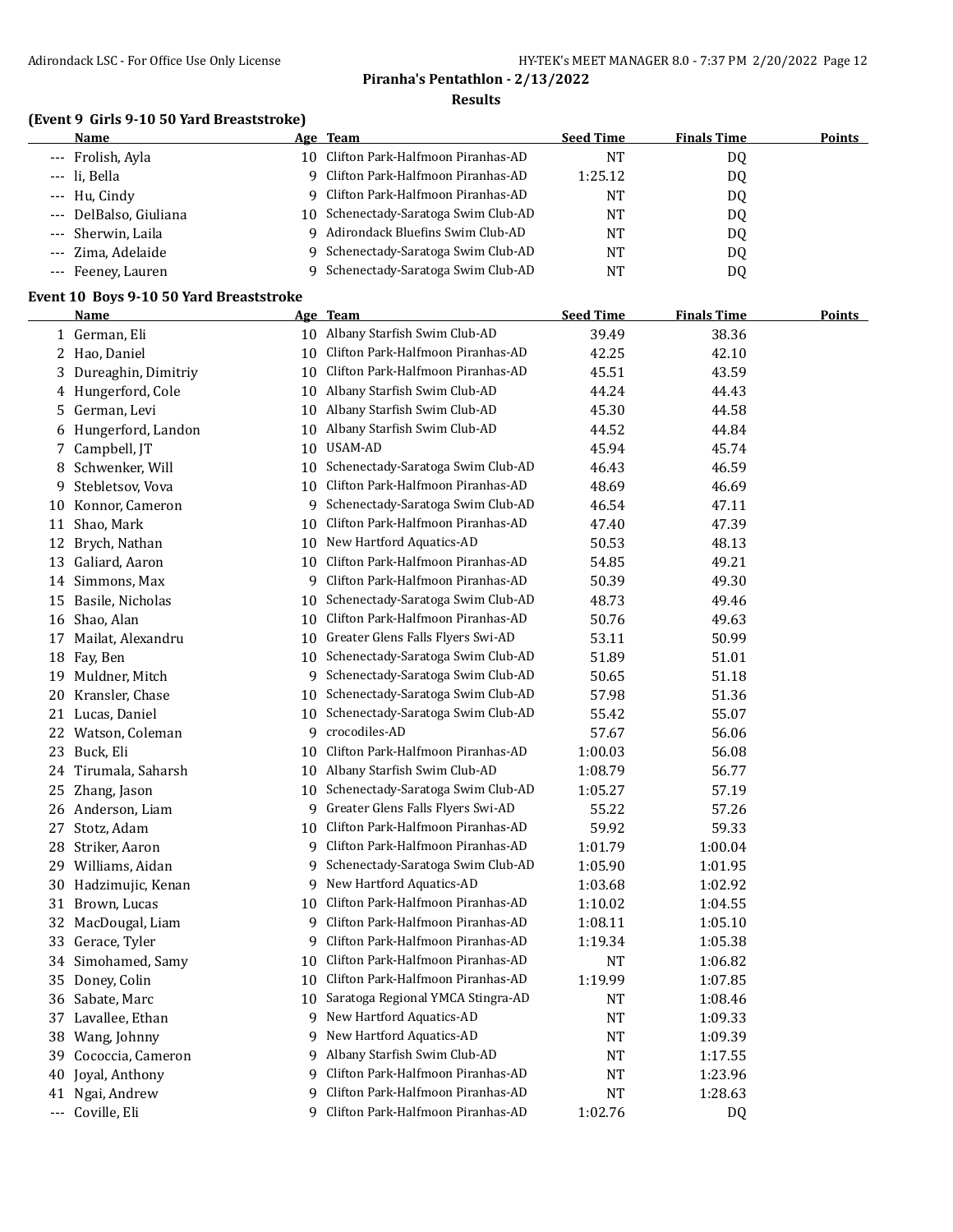## Piranha's Pentathlon - 2/13/2022

### Results

**(Event 9 Girls 9-10 50 Yard Breaststroke)**

| | Name | Age | Team | Seed Time | Finals Time | Points |
|---|---|---|---|---|---|---|
| --- | Frolish, Ayla | 10 | Clifton Park-Halfmoon Piranhas-AD | NT | DQ | |
| --- | li, Bella | 9 | Clifton Park-Halfmoon Piranhas-AD | 1:25.12 | DQ | |
| --- | Hu, Cindy | 9 | Clifton Park-Halfmoon Piranhas-AD | NT | DQ | |
| --- | DelBalso, Giuliana | 10 | Schenectady-Saratoga Swim Club-AD | NT | DQ | |
| --- | Sherwin, Laila | 9 | Adirondack Bluefins Swim Club-AD | NT | DQ | |
| --- | Zima, Adelaide | 9 | Schenectady-Saratoga Swim Club-AD | NT | DQ | |
| --- | Feeney, Lauren | 9 | Schenectady-Saratoga Swim Club-AD | NT | DQ | |

**Event 10 Boys 9-10 50 Yard Breaststroke**

| | Name | Age | Team | Seed Time | Finals Time | Points |
|---|---|---|---|---|---|---|
| 1 | German, Eli | 10 | Albany Starfish Swim Club-AD | 39.49 | 38.36 | |
| 2 | Hao, Daniel | 10 | Clifton Park-Halfmoon Piranhas-AD | 42.25 | 42.10 | |
| 3 | Dureaghin, Dimitriy | 10 | Clifton Park-Halfmoon Piranhas-AD | 45.51 | 43.59 | |
| 4 | Hungerford, Cole | 10 | Albany Starfish Swim Club-AD | 44.24 | 44.43 | |
| 5 | German, Levi | 10 | Albany Starfish Swim Club-AD | 45.30 | 44.58 | |
| 6 | Hungerford, Landon | 10 | Albany Starfish Swim Club-AD | 44.52 | 44.84 | |
| 7 | Campbell, JT | 10 | USAM-AD | 45.94 | 45.74 | |
| 8 | Schwenker, Will | 10 | Schenectady-Saratoga Swim Club-AD | 46.43 | 46.59 | |
| 9 | Stebletsov, Vova | 10 | Clifton Park-Halfmoon Piranhas-AD | 48.69 | 46.69 | |
| 10 | Konnor, Cameron | 9 | Schenectady-Saratoga Swim Club-AD | 46.54 | 47.11 | |
| 11 | Shao, Mark | 10 | Clifton Park-Halfmoon Piranhas-AD | 47.40 | 47.39 | |
| 12 | Brych, Nathan | 10 | New Hartford Aquatics-AD | 50.53 | 48.13 | |
| 13 | Galiard, Aaron | 10 | Clifton Park-Halfmoon Piranhas-AD | 54.85 | 49.21 | |
| 14 | Simmons, Max | 9 | Clifton Park-Halfmoon Piranhas-AD | 50.39 | 49.30 | |
| 15 | Basile, Nicholas | 10 | Schenectady-Saratoga Swim Club-AD | 48.73 | 49.46 | |
| 16 | Shao, Alan | 10 | Clifton Park-Halfmoon Piranhas-AD | 50.76 | 49.63 | |
| 17 | Mailat, Alexandru | 10 | Greater Glens Falls Flyers Swi-AD | 53.11 | 50.99 | |
| 18 | Fay, Ben | 10 | Schenectady-Saratoga Swim Club-AD | 51.89 | 51.01 | |
| 19 | Muldner, Mitch | 9 | Schenectady-Saratoga Swim Club-AD | 50.65 | 51.18 | |
| 20 | Kransler, Chase | 10 | Schenectady-Saratoga Swim Club-AD | 57.98 | 51.36 | |
| 21 | Lucas, Daniel | 10 | Schenectady-Saratoga Swim Club-AD | 55.42 | 55.07 | |
| 22 | Watson, Coleman | 9 | crocodiles-AD | 57.67 | 56.06 | |
| 23 | Buck, Eli | 10 | Clifton Park-Halfmoon Piranhas-AD | 1:00.03 | 56.08 | |
| 24 | Tirumala, Saharsh | 10 | Albany Starfish Swim Club-AD | 1:08.79 | 56.77 | |
| 25 | Zhang, Jason | 10 | Schenectady-Saratoga Swim Club-AD | 1:05.27 | 57.19 | |
| 26 | Anderson, Liam | 9 | Greater Glens Falls Flyers Swi-AD | 55.22 | 57.26 | |
| 27 | Stotz, Adam | 10 | Clifton Park-Halfmoon Piranhas-AD | 59.92 | 59.33 | |
| 28 | Striker, Aaron | 9 | Clifton Park-Halfmoon Piranhas-AD | 1:01.79 | 1:00.04 | |
| 29 | Williams, Aidan | 9 | Schenectady-Saratoga Swim Club-AD | 1:05.90 | 1:01.95 | |
| 30 | Hadzimujic, Kenan | 9 | New Hartford Aquatics-AD | 1:03.68 | 1:02.92 | |
| 31 | Brown, Lucas | 10 | Clifton Park-Halfmoon Piranhas-AD | 1:10.02 | 1:04.55 | |
| 32 | MacDougal, Liam | 9 | Clifton Park-Halfmoon Piranhas-AD | 1:08.11 | 1:05.10 | |
| 33 | Gerace, Tyler | 9 | Clifton Park-Halfmoon Piranhas-AD | 1:19.34 | 1:05.38 | |
| 34 | Simohamed, Samy | 10 | Clifton Park-Halfmoon Piranhas-AD | NT | 1:06.82 | |
| 35 | Doney, Colin | 10 | Clifton Park-Halfmoon Piranhas-AD | 1:19.99 | 1:07.85 | |
| 36 | Sabate, Marc | 10 | Saratoga Regional YMCA Stingra-AD | NT | 1:08.46 | |
| 37 | Lavallee, Ethan | 9 | New Hartford Aquatics-AD | NT | 1:09.33 | |
| 38 | Wang, Johnny | 9 | New Hartford Aquatics-AD | NT | 1:09.39 | |
| 39 | Cococcia, Cameron | 9 | Albany Starfish Swim Club-AD | NT | 1:17.55 | |
| 40 | Joyal, Anthony | 9 | Clifton Park-Halfmoon Piranhas-AD | NT | 1:23.96 | |
| 41 | Ngai, Andrew | 9 | Clifton Park-Halfmoon Piranhas-AD | NT | 1:28.63 | |
| --- | Coville, Eli | 9 | Clifton Park-Halfmoon Piranhas-AD | 1:02.76 | DQ | |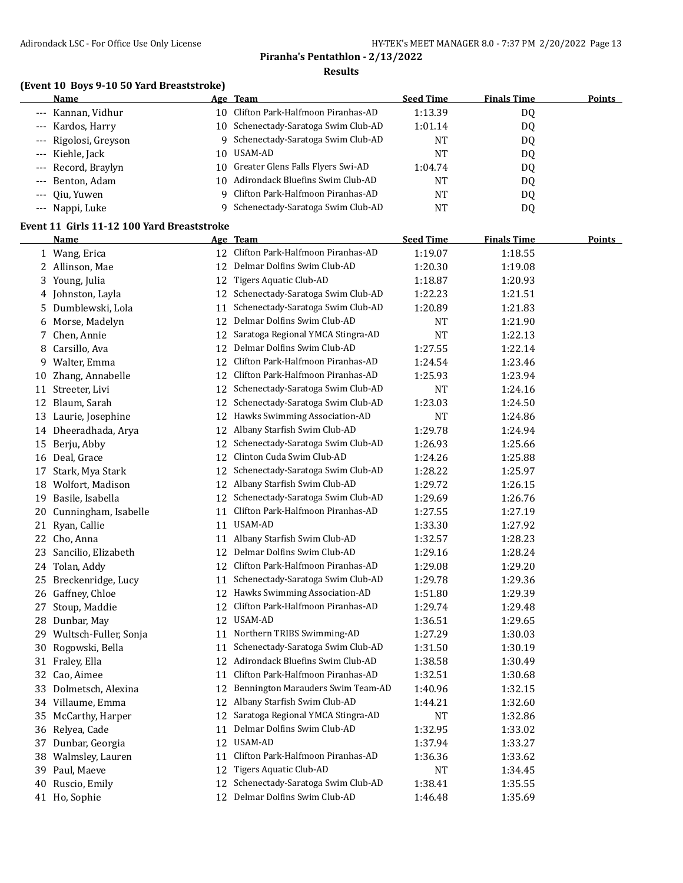**Piranha's Pentathlon - 2/13/2022**

**Results**

### (Event 10 Boys 9-10 50 Yard Breaststroke)

| | Name | Age | Team | Seed Time | Finals Time | Points |
|---|---|---|---|---|---|---|
| --- | Kannan, Vidhur | 10 | Clifton Park-Halfmoon Piranhas-AD | 1:13.39 | DQ | |
| --- | Kardos, Harry | 10 | Schenectady-Saratoga Swim Club-AD | 1:01.14 | DQ | |
| --- | Rigolosi, Greyson | 9 | Schenectady-Saratoga Swim Club-AD | NT | DQ | |
| --- | Kiehle, Jack | 10 | USAM-AD | NT | DQ | |
| --- | Record, Braylyn | 10 | Greater Glens Falls Flyers Swi-AD | 1:04.74 | DQ | |
| --- | Benton, Adam | 10 | Adirondack Bluefins Swim Club-AD | NT | DQ | |
| --- | Qiu, Yuwen | 9 | Clifton Park-Halfmoon Piranhas-AD | NT | DQ | |
| --- | Nappi, Luke | 9 | Schenectady-Saratoga Swim Club-AD | NT | DQ | |

### Event 11 Girls 11-12 100 Yard Breaststroke

| | Name | Age | Team | Seed Time | Finals Time | Points |
|---|---|---|---|---|---|---|
| 1 | Wang, Erica | 12 | Clifton Park-Halfmoon Piranhas-AD | 1:19.07 | 1:18.55 | |
| 2 | Allinson, Mae | 12 | Delmar Dolfins Swim Club-AD | 1:20.30 | 1:19.08 | |
| 3 | Young, Julia | 12 | Tigers Aquatic Club-AD | 1:18.87 | 1:20.93 | |
| 4 | Johnston, Layla | 12 | Schenectady-Saratoga Swim Club-AD | 1:22.23 | 1:21.51 | |
| 5 | Dumblewski, Lola | 11 | Schenectady-Saratoga Swim Club-AD | 1:20.89 | 1:21.83 | |
| 6 | Morse, Madelyn | 12 | Delmar Dolfins Swim Club-AD | NT | 1:21.90 | |
| 7 | Chen, Annie | 12 | Saratoga Regional YMCA Stingra-AD | NT | 1:22.13 | |
| 8 | Carsillo, Ava | 12 | Delmar Dolfins Swim Club-AD | 1:27.55 | 1:22.14 | |
| 9 | Walter, Emma | 12 | Clifton Park-Halfmoon Piranhas-AD | 1:24.54 | 1:23.46 | |
| 10 | Zhang, Annabelle | 12 | Clifton Park-Halfmoon Piranhas-AD | 1:25.93 | 1:23.94 | |
| 11 | Streeter, Livi | 12 | Schenectady-Saratoga Swim Club-AD | NT | 1:24.16 | |
| 12 | Blaum, Sarah | 12 | Schenectady-Saratoga Swim Club-AD | 1:23.03 | 1:24.50 | |
| 13 | Laurie, Josephine | 12 | Hawks Swimming Association-AD | NT | 1:24.86 | |
| 14 | Dheeradhada, Arya | 12 | Albany Starfish Swim Club-AD | 1:29.78 | 1:24.94 | |
| 15 | Berju, Abby | 12 | Schenectady-Saratoga Swim Club-AD | 1:26.93 | 1:25.66 | |
| 16 | Deal, Grace | 12 | Clinton Cuda Swim Club-AD | 1:24.26 | 1:25.88 | |
| 17 | Stark, Mya Stark | 12 | Schenectady-Saratoga Swim Club-AD | 1:28.22 | 1:25.97 | |
| 18 | Wolfort, Madison | 12 | Albany Starfish Swim Club-AD | 1:29.72 | 1:26.15 | |
| 19 | Basile, Isabella | 12 | Schenectady-Saratoga Swim Club-AD | 1:29.69 | 1:26.76 | |
| 20 | Cunningham, Isabelle | 11 | Clifton Park-Halfmoon Piranhas-AD | 1:27.55 | 1:27.19 | |
| 21 | Ryan, Callie | 11 | USAM-AD | 1:33.30 | 1:27.92 | |
| 22 | Cho, Anna | 11 | Albany Starfish Swim Club-AD | 1:32.57 | 1:28.23 | |
| 23 | Sancilio, Elizabeth | 12 | Delmar Dolfins Swim Club-AD | 1:29.16 | 1:28.24 | |
| 24 | Tolan, Addy | 12 | Clifton Park-Halfmoon Piranhas-AD | 1:29.08 | 1:29.20 | |
| 25 | Breckenridge, Lucy | 11 | Schenectady-Saratoga Swim Club-AD | 1:29.78 | 1:29.36 | |
| 26 | Gaffney, Chloe | 12 | Hawks Swimming Association-AD | 1:51.80 | 1:29.39 | |
| 27 | Stoup, Maddie | 12 | Clifton Park-Halfmoon Piranhas-AD | 1:29.74 | 1:29.48 | |
| 28 | Dunbar, May | 12 | USAM-AD | 1:36.51 | 1:29.65 | |
| 29 | Wultsch-Fuller, Sonja | 11 | Northern TRIBS Swimming-AD | 1:27.29 | 1:30.03 | |
| 30 | Rogowski, Bella | 11 | Schenectady-Saratoga Swim Club-AD | 1:31.50 | 1:30.19 | |
| 31 | Fraley, Ella | 12 | Adirondack Bluefins Swim Club-AD | 1:38.58 | 1:30.49 | |
| 32 | Cao, Aimee | 11 | Clifton Park-Halfmoon Piranhas-AD | 1:32.51 | 1:30.68 | |
| 33 | Dolmetsch, Alexina | 12 | Bennington Marauders Swim Team-AD | 1:40.96 | 1:32.15 | |
| 34 | Villaume, Emma | 12 | Albany Starfish Swim Club-AD | 1:44.21 | 1:32.60 | |
| 35 | McCarthy, Harper | 12 | Saratoga Regional YMCA Stingra-AD | NT | 1:32.86 | |
| 36 | Relyea, Cade | 11 | Delmar Dolfins Swim Club-AD | 1:32.95 | 1:33.02 | |
| 37 | Dunbar, Georgia | 12 | USAM-AD | 1:37.94 | 1:33.27 | |
| 38 | Walmsley, Lauren | 11 | Clifton Park-Halfmoon Piranhas-AD | 1:36.36 | 1:33.62 | |
| 39 | Paul, Maeve | 12 | Tigers Aquatic Club-AD | NT | 1:34.45 | |
| 40 | Ruscio, Emily | 12 | Schenectady-Saratoga Swim Club-AD | 1:38.41 | 1:35.55 | |
| 41 | Ho, Sophie | 12 | Delmar Dolfins Swim Club-AD | 1:46.48 | 1:35.69 | |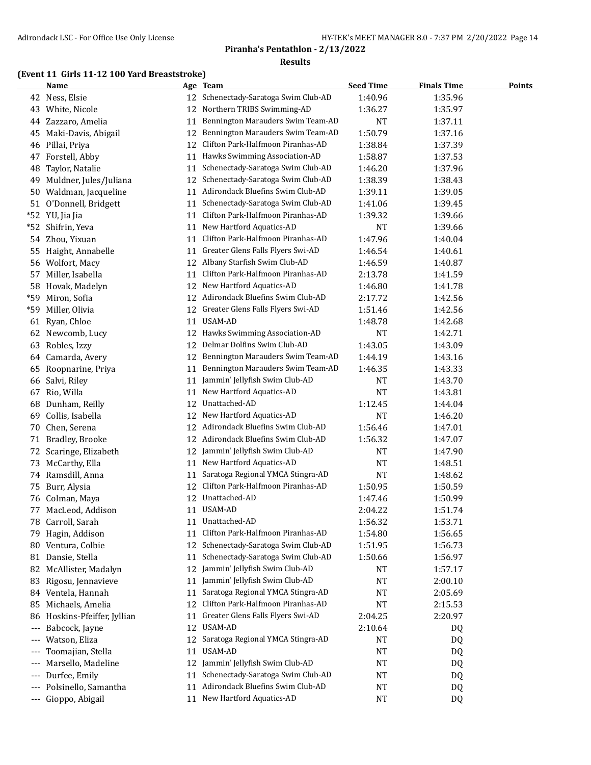## Piranha's Pentathlon - 2/13/2022

### Results

**(Event 11 Girls 11-12 100 Yard Breaststroke)**

| | Name | Age | Team | Seed Time | Finals Time | Points |
|---|---|---|---|---|---|---|
| 42 | Ness, Elsie | 12 | Schenectady-Saratoga Swim Club-AD | 1:40.96 | 1:35.96 | |
| 43 | White, Nicole | 12 | Northern TRIBS Swimming-AD | 1:36.27 | 1:35.97 | |
| 44 | Zazzaro, Amelia | 11 | Bennington Marauders Swim Team-AD | NT | 1:37.11 | |
| 45 | Maki-Davis, Abigail | 12 | Bennington Marauders Swim Team-AD | 1:50.79 | 1:37.16 | |
| 46 | Pillai, Priya | 12 | Clifton Park-Halfmoon Piranhas-AD | 1:38.84 | 1:37.39 | |
| 47 | Forstell, Abby | 11 | Hawks Swimming Association-AD | 1:58.87 | 1:37.53 | |
| 48 | Taylor, Natalie | 11 | Schenectady-Saratoga Swim Club-AD | 1:46.20 | 1:37.96 | |
| 49 | Muldner, Jules/Juliana | 12 | Schenectady-Saratoga Swim Club-AD | 1:38.39 | 1:38.43 | |
| 50 | Waldman, Jacqueline | 11 | Adirondack Bluefins Swim Club-AD | 1:39.11 | 1:39.05 | |
| 51 | O'Donnell, Bridgett | 11 | Schenectady-Saratoga Swim Club-AD | 1:41.06 | 1:39.45 | |
| *52 | YU, Jia Jia | 11 | Clifton Park-Halfmoon Piranhas-AD | 1:39.32 | 1:39.66 | |
| *52 | Shifrin, Yeva | 11 | New Hartford Aquatics-AD | NT | 1:39.66 | |
| 54 | Zhou, Yixuan | 11 | Clifton Park-Halfmoon Piranhas-AD | 1:47.96 | 1:40.04 | |
| 55 | Haight, Annabelle | 11 | Greater Glens Falls Flyers Swi-AD | 1:46.54 | 1:40.61 | |
| 56 | Wolfort, Macy | 12 | Albany Starfish Swim Club-AD | 1:46.59 | 1:40.87 | |
| 57 | Miller, Isabella | 11 | Clifton Park-Halfmoon Piranhas-AD | 2:13.78 | 1:41.59 | |
| 58 | Hovak, Madelyn | 12 | New Hartford Aquatics-AD | 1:46.80 | 1:41.78 | |
| *59 | Miron, Sofia | 12 | Adirondack Bluefins Swim Club-AD | 2:17.72 | 1:42.56 | |
| *59 | Miller, Olivia | 12 | Greater Glens Falls Flyers Swi-AD | 1:51.46 | 1:42.56 | |
| 61 | Ryan, Chloe | 11 | USAM-AD | 1:48.78 | 1:42.68 | |
| 62 | Newcomb, Lucy | 12 | Hawks Swimming Association-AD | NT | 1:42.71 | |
| 63 | Robles, Izzy | 12 | Delmar Dolfins Swim Club-AD | 1:43.05 | 1:43.09 | |
| 64 | Camarda, Avery | 12 | Bennington Marauders Swim Team-AD | 1:44.19 | 1:43.16 | |
| 65 | Roopnarine, Priya | 11 | Bennington Marauders Swim Team-AD | 1:46.35 | 1:43.33 | |
| 66 | Salvi, Riley | 11 | Jammin' Jellyfish Swim Club-AD | NT | 1:43.70 | |
| 67 | Rio, Willa | 11 | New Hartford Aquatics-AD | NT | 1:43.81 | |
| 68 | Dunham, Reilly | 12 | Unattached-AD | 1:12.45 | 1:44.04 | |
| 69 | Collis, Isabella | 12 | New Hartford Aquatics-AD | NT | 1:46.20 | |
| 70 | Chen, Serena | 12 | Adirondack Bluefins Swim Club-AD | 1:56.46 | 1:47.01 | |
| 71 | Bradley, Brooke | 12 | Adirondack Bluefins Swim Club-AD | 1:56.32 | 1:47.07 | |
| 72 | Scaringe, Elizabeth | 12 | Jammin' Jellyfish Swim Club-AD | NT | 1:47.90 | |
| 73 | McCarthy, Ella | 11 | New Hartford Aquatics-AD | NT | 1:48.51 | |
| 74 | Ramsdill, Anna | 11 | Saratoga Regional YMCA Stingra-AD | NT | 1:48.62 | |
| 75 | Burr, Alysia | 12 | Clifton Park-Halfmoon Piranhas-AD | 1:50.95 | 1:50.59 | |
| 76 | Colman, Maya | 12 | Unattached-AD | 1:47.46 | 1:50.99 | |
| 77 | MacLeod, Addison | 11 | USAM-AD | 2:04.22 | 1:51.74 | |
| 78 | Carroll, Sarah | 11 | Unattached-AD | 1:56.32 | 1:53.71 | |
| 79 | Hagin, Addison | 11 | Clifton Park-Halfmoon Piranhas-AD | 1:54.80 | 1:56.65 | |
| 80 | Ventura, Colbie | 12 | Schenectady-Saratoga Swim Club-AD | 1:51.95 | 1:56.73 | |
| 81 | Dansie, Stella | 11 | Schenectady-Saratoga Swim Club-AD | 1:50.66 | 1:56.97 | |
| 82 | McAllister, Madalyn | 12 | Jammin' Jellyfish Swim Club-AD | NT | 1:57.17 | |
| 83 | Rigosu, Jennavieve | 11 | Jammin' Jellyfish Swim Club-AD | NT | 2:00.10 | |
| 84 | Ventela, Hannah | 11 | Saratoga Regional YMCA Stingra-AD | NT | 2:05.69 | |
| 85 | Michaels, Amelia | 12 | Clifton Park-Halfmoon Piranhas-AD | NT | 2:15.53 | |
| 86 | Hoskins-Pfeiffer, Jyllian | 11 | Greater Glens Falls Flyers Swi-AD | 2:04.25 | 2:20.97 | |
| --- | Babcock, Jayne | 12 | USAM-AD | 2:10.64 | DQ | |
| --- | Watson, Eliza | 12 | Saratoga Regional YMCA Stingra-AD | NT | DQ | |
| --- | Toomajian, Stella | 11 | USAM-AD | NT | DQ | |
| --- | Marsello, Madeline | 12 | Jammin' Jellyfish Swim Club-AD | NT | DQ | |
| --- | Durfee, Emily | 11 | Schenectady-Saratoga Swim Club-AD | NT | DQ | |
| --- | Polsinello, Samantha | 11 | Adirondack Bluefins Swim Club-AD | NT | DQ | |
| --- | Gioppo, Abigail | 11 | New Hartford Aquatics-AD | NT | DQ | |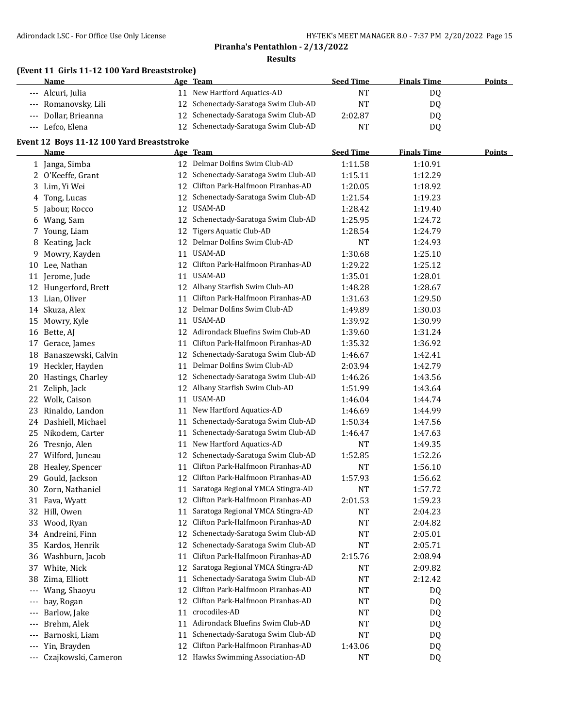# Piranha's Pentathlon - 2/13/2022

## Results

### (Event 11 Girls 11-12 100 Yard Breaststroke)

| | Name | Age | Team | Seed Time | Finals Time | Points |
|---|---|---|---|---|---|---|
| --- | Alcuri, Julia | 11 | New Hartford Aquatics-AD | NT | DQ | |
| --- | Romanovsky, Lili | 12 | Schenectady-Saratoga Swim Club-AD | NT | DQ | |
| --- | Dollar, Brieanna | 12 | Schenectady-Saratoga Swim Club-AD | 2:02.87 | DQ | |
| --- | Lefco, Elena | 12 | Schenectady-Saratoga Swim Club-AD | NT | DQ | |

### Event 12 Boys 11-12 100 Yard Breaststroke

| | Name | Age | Team | Seed Time | Finals Time | Points |
|---|---|---|---|---|---|---|
| 1 | Janga, Simba | 12 | Delmar Dolfins Swim Club-AD | 1:11.58 | 1:10.91 | |
| 2 | O'Keeffe, Grant | 12 | Schenectady-Saratoga Swim Club-AD | 1:15.11 | 1:12.29 | |
| 3 | Lim, Yi Wei | 12 | Clifton Park-Halfmoon Piranhas-AD | 1:20.05 | 1:18.92 | |
| 4 | Tong, Lucas | 12 | Schenectady-Saratoga Swim Club-AD | 1:21.54 | 1:19.23 | |
| 5 | Jabour, Rocco | 12 | USAM-AD | 1:28.42 | 1:19.40 | |
| 6 | Wang, Sam | 12 | Schenectady-Saratoga Swim Club-AD | 1:25.95 | 1:24.72 | |
| 7 | Young, Liam | 12 | Tigers Aquatic Club-AD | 1:28.54 | 1:24.79 | |
| 8 | Keating, Jack | 12 | Delmar Dolfins Swim Club-AD | NT | 1:24.93 | |
| 9 | Mowry, Kayden | 11 | USAM-AD | 1:30.68 | 1:25.10 | |
| 10 | Lee, Nathan | 12 | Clifton Park-Halfmoon Piranhas-AD | 1:29.22 | 1:25.12 | |
| 11 | Jerome, Jude | 11 | USAM-AD | 1:35.01 | 1:28.01 | |
| 12 | Hungerford, Brett | 12 | Albany Starfish Swim Club-AD | 1:48.28 | 1:28.67 | |
| 13 | Lian, Oliver | 11 | Clifton Park-Halfmoon Piranhas-AD | 1:31.63 | 1:29.50 | |
| 14 | Skuza, Alex | 12 | Delmar Dolfins Swim Club-AD | 1:49.89 | 1:30.03 | |
| 15 | Mowry, Kyle | 11 | USAM-AD | 1:39.92 | 1:30.99 | |
| 16 | Bette, AJ | 12 | Adirondack Bluefins Swim Club-AD | 1:39.60 | 1:31.24 | |
| 17 | Gerace, James | 11 | Clifton Park-Halfmoon Piranhas-AD | 1:35.32 | 1:36.92 | |
| 18 | Banaszewski, Calvin | 12 | Schenectady-Saratoga Swim Club-AD | 1:46.67 | 1:42.41 | |
| 19 | Heckler, Hayden | 11 | Delmar Dolfins Swim Club-AD | 2:03.94 | 1:42.79 | |
| 20 | Hastings, Charley | 12 | Schenectady-Saratoga Swim Club-AD | 1:46.26 | 1:43.56 | |
| 21 | Zeliph, Jack | 12 | Albany Starfish Swim Club-AD | 1:51.99 | 1:43.64 | |
| 22 | Wolk, Caison | 11 | USAM-AD | 1:46.04 | 1:44.74 | |
| 23 | Rinaldo, Landon | 11 | New Hartford Aquatics-AD | 1:46.69 | 1:44.99 | |
| 24 | Dashiell, Michael | 11 | Schenectady-Saratoga Swim Club-AD | 1:50.34 | 1:47.56 | |
| 25 | Nikodem, Carter | 11 | Schenectady-Saratoga Swim Club-AD | 1:46.47 | 1:47.63 | |
| 26 | Tresnjo, Alen | 11 | New Hartford Aquatics-AD | NT | 1:49.35 | |
| 27 | Wilford, Juneau | 12 | Schenectady-Saratoga Swim Club-AD | 1:52.85 | 1:52.26 | |
| 28 | Healey, Spencer | 11 | Clifton Park-Halfmoon Piranhas-AD | NT | 1:56.10 | |
| 29 | Gould, Jackson | 12 | Clifton Park-Halfmoon Piranhas-AD | 1:57.93 | 1:56.62 | |
| 30 | Zorn, Nathaniel | 11 | Saratoga Regional YMCA Stingra-AD | NT | 1:57.72 | |
| 31 | Fava, Wyatt | 12 | Clifton Park-Halfmoon Piranhas-AD | 2:01.53 | 1:59.23 | |
| 32 | Hill, Owen | 11 | Saratoga Regional YMCA Stingra-AD | NT | 2:04.23 | |
| 33 | Wood, Ryan | 12 | Clifton Park-Halfmoon Piranhas-AD | NT | 2:04.82 | |
| 34 | Andreini, Finn | 12 | Schenectady-Saratoga Swim Club-AD | NT | 2:05.01 | |
| 35 | Kardos, Henrik | 12 | Schenectady-Saratoga Swim Club-AD | NT | 2:05.71 | |
| 36 | Washburn, Jacob | 11 | Clifton Park-Halfmoon Piranhas-AD | 2:15.76 | 2:08.94 | |
| 37 | White, Nick | 12 | Saratoga Regional YMCA Stingra-AD | NT | 2:09.82 | |
| 38 | Zima, Elliott | 11 | Schenectady-Saratoga Swim Club-AD | NT | 2:12.42 | |
| --- | Wang, Shaoyu | 12 | Clifton Park-Halfmoon Piranhas-AD | NT | DQ | |
| --- | bay, Rogan | 12 | Clifton Park-Halfmoon Piranhas-AD | NT | DQ | |
| --- | Barlow, Jake | 11 | crocodiles-AD | NT | DQ | |
| --- | Brehm, Alek | 11 | Adirondack Bluefins Swim Club-AD | NT | DQ | |
| --- | Barnoski, Liam | 11 | Schenectady-Saratoga Swim Club-AD | NT | DQ | |
| --- | Yin, Brayden | 12 | Clifton Park-Halfmoon Piranhas-AD | 1:43.06 | DQ | |
| --- | Czajkowski, Cameron | 12 | Hawks Swimming Association-AD | NT | DQ | |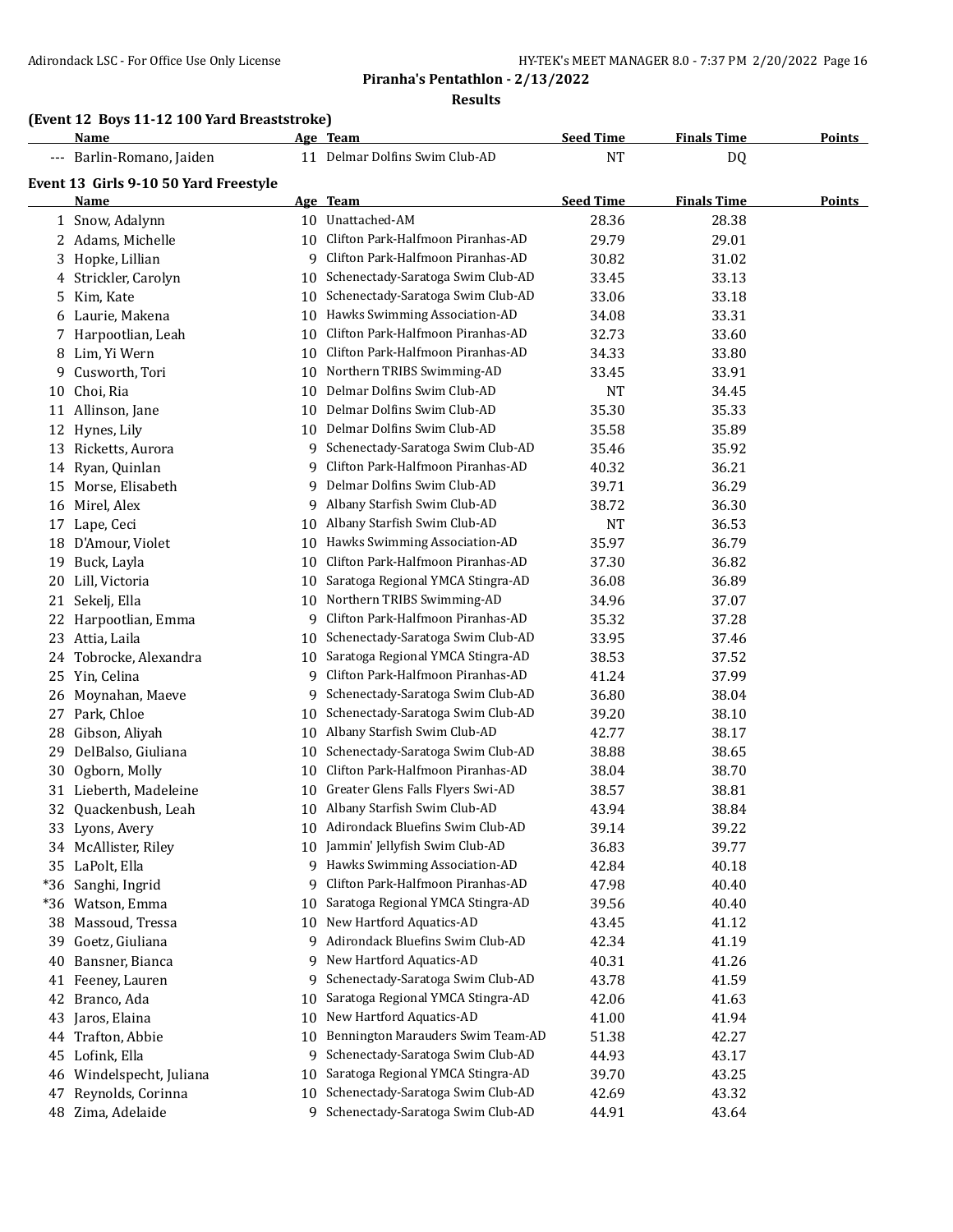## Piranha's Pentathlon - 2/13/2022

### Results

#### (Event 12 Boys 11-12 100 Yard Breaststroke)

| | Name | Age | Team | Seed Time | Finals Time | Points |
|---|---|---|---|---|---|---|
| --- | Barlin-Romano, Jaiden | 11 | Delmar Dolfins Swim Club-AD | NT | DQ | |

#### Event 13 Girls 9-10 50 Yard Freestyle

| | Name | Age | Team | Seed Time | Finals Time | Points |
|---|---|---|---|---|---|---|
| 1 | Snow, Adalynn | 10 | Unattached-AM | 28.36 | 28.38 | |
| 2 | Adams, Michelle | 10 | Clifton Park-Halfmoon Piranhas-AD | 29.79 | 29.01 | |
| 3 | Hopke, Lillian | 9 | Clifton Park-Halfmoon Piranhas-AD | 30.82 | 31.02 | |
| 4 | Strickler, Carolyn | 10 | Schenectady-Saratoga Swim Club-AD | 33.45 | 33.13 | |
| 5 | Kim, Kate | 10 | Schenectady-Saratoga Swim Club-AD | 33.06 | 33.18 | |
| 6 | Laurie, Makena | 10 | Hawks Swimming Association-AD | 34.08 | 33.31 | |
| 7 | Harpootlian, Leah | 10 | Clifton Park-Halfmoon Piranhas-AD | 32.73 | 33.60 | |
| 8 | Lim, Yi Wern | 10 | Clifton Park-Halfmoon Piranhas-AD | 34.33 | 33.80 | |
| 9 | Cusworth, Tori | 10 | Northern TRIBS Swimming-AD | 33.45 | 33.91 | |
| 10 | Choi, Ria | 10 | Delmar Dolfins Swim Club-AD | NT | 34.45 | |
| 11 | Allinson, Jane | 10 | Delmar Dolfins Swim Club-AD | 35.30 | 35.33 | |
| 12 | Hynes, Lily | 10 | Delmar Dolfins Swim Club-AD | 35.58 | 35.89 | |
| 13 | Ricketts, Aurora | 9 | Schenectady-Saratoga Swim Club-AD | 35.46 | 35.92 | |
| 14 | Ryan, Quinlan | 9 | Clifton Park-Halfmoon Piranhas-AD | 40.32 | 36.21 | |
| 15 | Morse, Elisabeth | 9 | Delmar Dolfins Swim Club-AD | 39.71 | 36.29 | |
| 16 | Mirel, Alex | 9 | Albany Starfish Swim Club-AD | 38.72 | 36.30 | |
| 17 | Lape, Ceci | 10 | Albany Starfish Swim Club-AD | NT | 36.53 | |
| 18 | D'Amour, Violet | 10 | Hawks Swimming Association-AD | 35.97 | 36.79 | |
| 19 | Buck, Layla | 10 | Clifton Park-Halfmoon Piranhas-AD | 37.30 | 36.82 | |
| 20 | Lill, Victoria | 10 | Saratoga Regional YMCA Stingra-AD | 36.08 | 36.89 | |
| 21 | Sekelj, Ella | 10 | Northern TRIBS Swimming-AD | 34.96 | 37.07 | |
| 22 | Harpootlian, Emma | 9 | Clifton Park-Halfmoon Piranhas-AD | 35.32 | 37.28 | |
| 23 | Attia, Laila | 10 | Schenectady-Saratoga Swim Club-AD | 33.95 | 37.46 | |
| 24 | Tobrocke, Alexandra | 10 | Saratoga Regional YMCA Stingra-AD | 38.53 | 37.52 | |
| 25 | Yin, Celina | 9 | Clifton Park-Halfmoon Piranhas-AD | 41.24 | 37.99 | |
| 26 | Moynahan, Maeve | 9 | Schenectady-Saratoga Swim Club-AD | 36.80 | 38.04 | |
| 27 | Park, Chloe | 10 | Schenectady-Saratoga Swim Club-AD | 39.20 | 38.10 | |
| 28 | Gibson, Aliyah | 10 | Albany Starfish Swim Club-AD | 42.77 | 38.17 | |
| 29 | DelBalso, Giuliana | 10 | Schenectady-Saratoga Swim Club-AD | 38.88 | 38.65 | |
| 30 | Ogborn, Molly | 10 | Clifton Park-Halfmoon Piranhas-AD | 38.04 | 38.70 | |
| 31 | Lieberth, Madeleine | 10 | Greater Glens Falls Flyers Swi-AD | 38.57 | 38.81 | |
| 32 | Quackenbush, Leah | 10 | Albany Starfish Swim Club-AD | 43.94 | 38.84 | |
| 33 | Lyons, Avery | 10 | Adirondack Bluefins Swim Club-AD | 39.14 | 39.22 | |
| 34 | McAllister, Riley | 10 | Jammin' Jellyfish Swim Club-AD | 36.83 | 39.77 | |
| 35 | LaPolt, Ella | 9 | Hawks Swimming Association-AD | 42.84 | 40.18 | |
| *36 | Sanghi, Ingrid | 9 | Clifton Park-Halfmoon Piranhas-AD | 47.98 | 40.40 | |
| *36 | Watson, Emma | 10 | Saratoga Regional YMCA Stingra-AD | 39.56 | 40.40 | |
| 38 | Massoud, Tressa | 10 | New Hartford Aquatics-AD | 43.45 | 41.12 | |
| 39 | Goetz, Giuliana | 9 | Adirondack Bluefins Swim Club-AD | 42.34 | 41.19 | |
| 40 | Bansner, Bianca | 9 | New Hartford Aquatics-AD | 40.31 | 41.26 | |
| 41 | Feeney, Lauren | 9 | Schenectady-Saratoga Swim Club-AD | 43.78 | 41.59 | |
| 42 | Branco, Ada | 10 | Saratoga Regional YMCA Stingra-AD | 42.06 | 41.63 | |
| 43 | Jaros, Elaina | 10 | New Hartford Aquatics-AD | 41.00 | 41.94 | |
| 44 | Trafton, Abbie | 10 | Bennington Marauders Swim Team-AD | 51.38 | 42.27 | |
| 45 | Lofink, Ella | 9 | Schenectady-Saratoga Swim Club-AD | 44.93 | 43.17 | |
| 46 | Windelspecht, Juliana | 10 | Saratoga Regional YMCA Stingra-AD | 39.70 | 43.25 | |
| 47 | Reynolds, Corinna | 10 | Schenectady-Saratoga Swim Club-AD | 42.69 | 43.32 | |
| 48 | Zima, Adelaide | 9 | Schenectady-Saratoga Swim Club-AD | 44.91 | 43.64 | |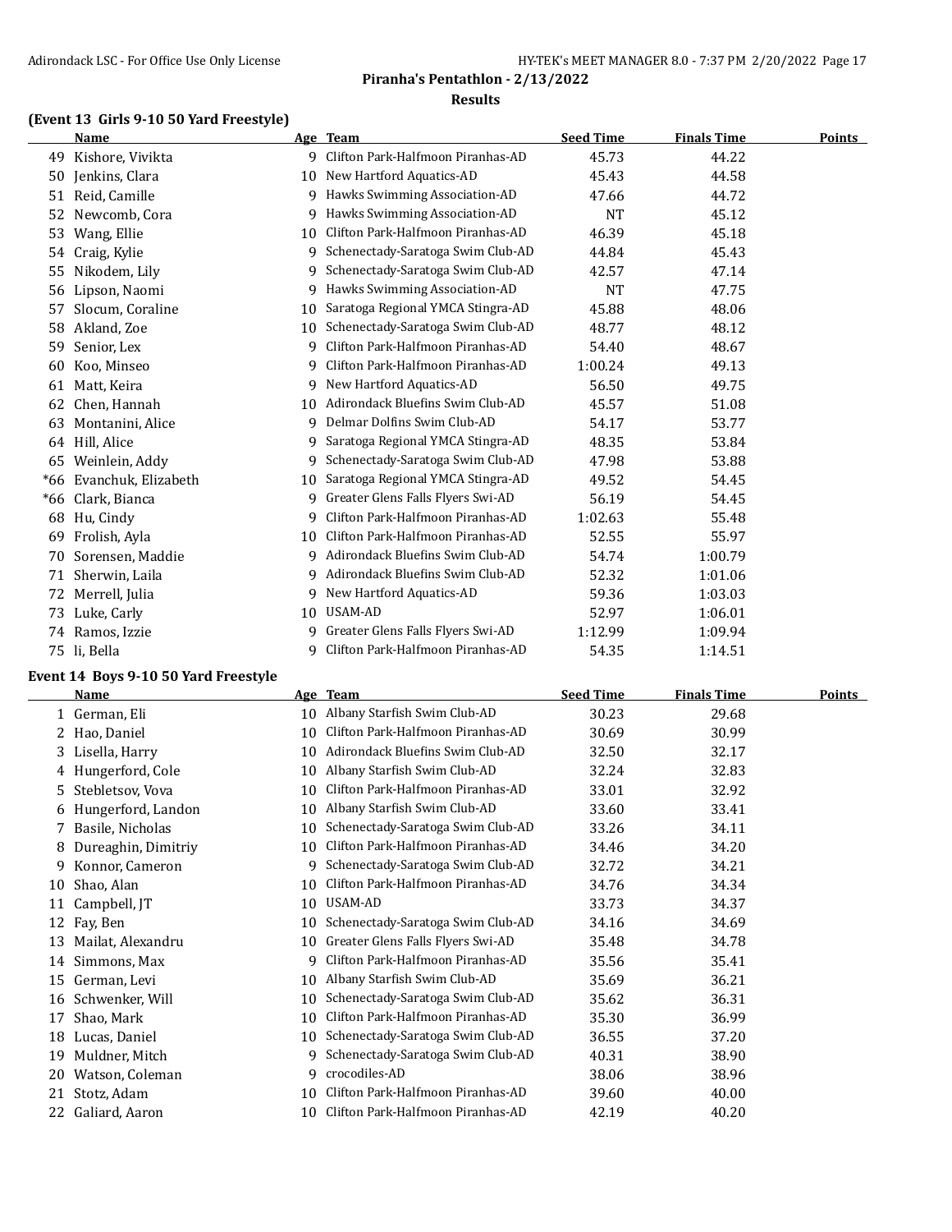# Piranha's Pentathlon - 2/13/2022

## Results

### (Event 13 Girls 9-10 50 Yard Freestyle)

| | Name | Age | Team | Seed Time | Finals Time | Points |
|---|---|---|---|---|---|---|
| 49 | Kishore, Vivikta | 9 | Clifton Park-Halfmoon Piranhas-AD | 45.73 | 44.22 | |
| 50 | Jenkins, Clara | 10 | New Hartford Aquatics-AD | 45.43 | 44.58 | |
| 51 | Reid, Camille | 9 | Hawks Swimming Association-AD | 47.66 | 44.72 | |
| 52 | Newcomb, Cora | 9 | Hawks Swimming Association-AD | NT | 45.12 | |
| 53 | Wang, Ellie | 10 | Clifton Park-Halfmoon Piranhas-AD | 46.39 | 45.18 | |
| 54 | Craig, Kylie | 9 | Schenectady-Saratoga Swim Club-AD | 44.84 | 45.43 | |
| 55 | Nikodem, Lily | 9 | Schenectady-Saratoga Swim Club-AD | 42.57 | 47.14 | |
| 56 | Lipson, Naomi | 9 | Hawks Swimming Association-AD | NT | 47.75 | |
| 57 | Slocum, Coraline | 10 | Saratoga Regional YMCA Stingra-AD | 45.88 | 48.06 | |
| 58 | Akland, Zoe | 10 | Schenectady-Saratoga Swim Club-AD | 48.77 | 48.12 | |
| 59 | Senior, Lex | 9 | Clifton Park-Halfmoon Piranhas-AD | 54.40 | 48.67 | |
| 60 | Koo, Minseo | 9 | Clifton Park-Halfmoon Piranhas-AD | 1:00.24 | 49.13 | |
| 61 | Matt, Keira | 9 | New Hartford Aquatics-AD | 56.50 | 49.75 | |
| 62 | Chen, Hannah | 10 | Adirondack Bluefins Swim Club-AD | 45.57 | 51.08 | |
| 63 | Montanini, Alice | 9 | Delmar Dolfins Swim Club-AD | 54.17 | 53.77 | |
| 64 | Hill, Alice | 9 | Saratoga Regional YMCA Stingra-AD | 48.35 | 53.84 | |
| 65 | Weinlein, Addy | 9 | Schenectady-Saratoga Swim Club-AD | 47.98 | 53.88 | |
| *66 | Evanchuk, Elizabeth | 10 | Saratoga Regional YMCA Stingra-AD | 49.52 | 54.45 | |
| *66 | Clark, Bianca | 9 | Greater Glens Falls Flyers Swi-AD | 56.19 | 54.45 | |
| 68 | Hu, Cindy | 9 | Clifton Park-Halfmoon Piranhas-AD | 1:02.63 | 55.48 | |
| 69 | Frolish, Ayla | 10 | Clifton Park-Halfmoon Piranhas-AD | 52.55 | 55.97 | |
| 70 | Sorensen, Maddie | 9 | Adirondack Bluefins Swim Club-AD | 54.74 | 1:00.79 | |
| 71 | Sherwin, Laila | 9 | Adirondack Bluefins Swim Club-AD | 52.32 | 1:01.06 | |
| 72 | Merrell, Julia | 9 | New Hartford Aquatics-AD | 59.36 | 1:03.03 | |
| 73 | Luke, Carly | 10 | USAM-AD | 52.97 | 1:06.01 | |
| 74 | Ramos, Izzie | 9 | Greater Glens Falls Flyers Swi-AD | 1:12.99 | 1:09.94 | |
| 75 | li, Bella | 9 | Clifton Park-Halfmoon Piranhas-AD | 54.35 | 1:14.51 | |

### Event 14 Boys 9-10 50 Yard Freestyle

| | Name | Age | Team | Seed Time | Finals Time | Points |
|---|---|---|---|---|---|---|
| 1 | German, Eli | 10 | Albany Starfish Swim Club-AD | 30.23 | 29.68 | |
| 2 | Hao, Daniel | 10 | Clifton Park-Halfmoon Piranhas-AD | 30.69 | 30.99 | |
| 3 | Lisella, Harry | 10 | Adirondack Bluefins Swim Club-AD | 32.50 | 32.17 | |
| 4 | Hungerford, Cole | 10 | Albany Starfish Swim Club-AD | 32.24 | 32.83 | |
| 5 | Stebletsov, Vova | 10 | Clifton Park-Halfmoon Piranhas-AD | 33.01 | 32.92 | |
| 6 | Hungerford, Landon | 10 | Albany Starfish Swim Club-AD | 33.60 | 33.41 | |
| 7 | Basile, Nicholas | 10 | Schenectady-Saratoga Swim Club-AD | 33.26 | 34.11 | |
| 8 | Dureaghin, Dimitriy | 10 | Clifton Park-Halfmoon Piranhas-AD | 34.46 | 34.20 | |
| 9 | Konnor, Cameron | 9 | Schenectady-Saratoga Swim Club-AD | 32.72 | 34.21 | |
| 10 | Shao, Alan | 10 | Clifton Park-Halfmoon Piranhas-AD | 34.76 | 34.34 | |
| 11 | Campbell, JT | 10 | USAM-AD | 33.73 | 34.37 | |
| 12 | Fay, Ben | 10 | Schenectady-Saratoga Swim Club-AD | 34.16 | 34.69 | |
| 13 | Mailat, Alexandru | 10 | Greater Glens Falls Flyers Swi-AD | 35.48 | 34.78 | |
| 14 | Simmons, Max | 9 | Clifton Park-Halfmoon Piranhas-AD | 35.56 | 35.41 | |
| 15 | German, Levi | 10 | Albany Starfish Swim Club-AD | 35.69 | 36.21 | |
| 16 | Schwenker, Will | 10 | Schenectady-Saratoga Swim Club-AD | 35.62 | 36.31 | |
| 17 | Shao, Mark | 10 | Clifton Park-Halfmoon Piranhas-AD | 35.30 | 36.99 | |
| 18 | Lucas, Daniel | 10 | Schenectady-Saratoga Swim Club-AD | 36.55 | 37.20 | |
| 19 | Muldner, Mitch | 9 | Schenectady-Saratoga Swim Club-AD | 40.31 | 38.90 | |
| 20 | Watson, Coleman | 9 | crocodiles-AD | 38.06 | 38.96 | |
| 21 | Stotz, Adam | 10 | Clifton Park-Halfmoon Piranhas-AD | 39.60 | 40.00 | |
| 22 | Galiard, Aaron | 10 | Clifton Park-Halfmoon Piranhas-AD | 42.19 | 40.20 | |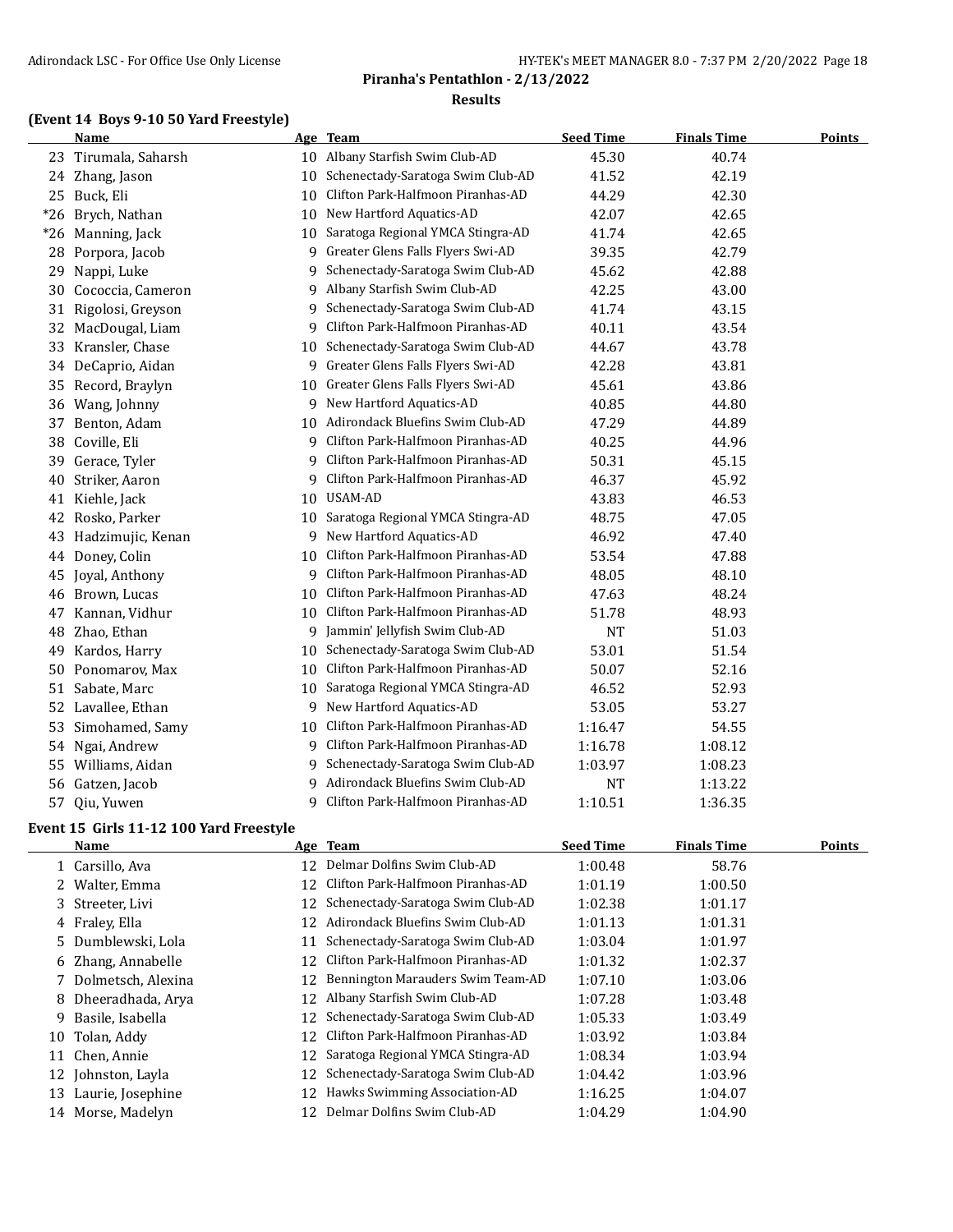**Piranha's Pentathlon - 2/13/2022**

**Results**

### (Event 14 Boys 9-10 50 Yard Freestyle)

| | Name | Age | Team | Seed Time | Finals Time | Points |
|---|---|---|---|---|---|---|
| 23 | Tirumala, Saharsh | 10 | Albany Starfish Swim Club-AD | 45.30 | 40.74 | |
| 24 | Zhang, Jason | 10 | Schenectady-Saratoga Swim Club-AD | 41.52 | 42.19 | |
| 25 | Buck, Eli | 10 | Clifton Park-Halfmoon Piranhas-AD | 44.29 | 42.30 | |
| *26 | Brych, Nathan | 10 | New Hartford Aquatics-AD | 42.07 | 42.65 | |
| *26 | Manning, Jack | 10 | Saratoga Regional YMCA Stingra-AD | 41.74 | 42.65 | |
| 28 | Porpora, Jacob | 9 | Greater Glens Falls Flyers Swi-AD | 39.35 | 42.79 | |
| 29 | Nappi, Luke | 9 | Schenectady-Saratoga Swim Club-AD | 45.62 | 42.88 | |
| 30 | Cococcia, Cameron | 9 | Albany Starfish Swim Club-AD | 42.25 | 43.00 | |
| 31 | Rigolosi, Greyson | 9 | Schenectady-Saratoga Swim Club-AD | 41.74 | 43.15 | |
| 32 | MacDougal, Liam | 9 | Clifton Park-Halfmoon Piranhas-AD | 40.11 | 43.54 | |
| 33 | Kransler, Chase | 10 | Schenectady-Saratoga Swim Club-AD | 44.67 | 43.78 | |
| 34 | DeCaprio, Aidan | 9 | Greater Glens Falls Flyers Swi-AD | 42.28 | 43.81 | |
| 35 | Record, Braylyn | 10 | Greater Glens Falls Flyers Swi-AD | 45.61 | 43.86 | |
| 36 | Wang, Johnny | 9 | New Hartford Aquatics-AD | 40.85 | 44.80 | |
| 37 | Benton, Adam | 10 | Adirondack Bluefins Swim Club-AD | 47.29 | 44.89 | |
| 38 | Coville, Eli | 9 | Clifton Park-Halfmoon Piranhas-AD | 40.25 | 44.96 | |
| 39 | Gerace, Tyler | 9 | Clifton Park-Halfmoon Piranhas-AD | 50.31 | 45.15 | |
| 40 | Striker, Aaron | 9 | Clifton Park-Halfmoon Piranhas-AD | 46.37 | 45.92 | |
| 41 | Kiehle, Jack | 10 | USAM-AD | 43.83 | 46.53 | |
| 42 | Rosko, Parker | 10 | Saratoga Regional YMCA Stingra-AD | 48.75 | 47.05 | |
| 43 | Hadzimujic, Kenan | 9 | New Hartford Aquatics-AD | 46.92 | 47.40 | |
| 44 | Doney, Colin | 10 | Clifton Park-Halfmoon Piranhas-AD | 53.54 | 47.88 | |
| 45 | Joyal, Anthony | 9 | Clifton Park-Halfmoon Piranhas-AD | 48.05 | 48.10 | |
| 46 | Brown, Lucas | 10 | Clifton Park-Halfmoon Piranhas-AD | 47.63 | 48.24 | |
| 47 | Kannan, Vidhur | 10 | Clifton Park-Halfmoon Piranhas-AD | 51.78 | 48.93 | |
| 48 | Zhao, Ethan | 9 | Jammin' Jellyfish Swim Club-AD | NT | 51.03 | |
| 49 | Kardos, Harry | 10 | Schenectady-Saratoga Swim Club-AD | 53.01 | 51.54 | |
| 50 | Ponomarov, Max | 10 | Clifton Park-Halfmoon Piranhas-AD | 50.07 | 52.16 | |
| 51 | Sabate, Marc | 10 | Saratoga Regional YMCA Stingra-AD | 46.52 | 52.93 | |
| 52 | Lavallee, Ethan | 9 | New Hartford Aquatics-AD | 53.05 | 53.27 | |
| 53 | Simohamed, Samy | 10 | Clifton Park-Halfmoon Piranhas-AD | 1:16.47 | 54.55 | |
| 54 | Ngai, Andrew | 9 | Clifton Park-Halfmoon Piranhas-AD | 1:16.78 | 1:08.12 | |
| 55 | Williams, Aidan | 9 | Schenectady-Saratoga Swim Club-AD | 1:03.97 | 1:08.23 | |
| 56 | Gatzen, Jacob | 9 | Adirondack Bluefins Swim Club-AD | NT | 1:13.22 | |
| 57 | Qiu, Yuwen | 9 | Clifton Park-Halfmoon Piranhas-AD | 1:10.51 | 1:36.35 | |

### Event 15 Girls 11-12 100 Yard Freestyle

| | Name | Age | Team | Seed Time | Finals Time | Points |
|---|---|---|---|---|---|---|
| 1 | Carsillo, Ava | 12 | Delmar Dolfins Swim Club-AD | 1:00.48 | 58.76 | |
| 2 | Walter, Emma | 12 | Clifton Park-Halfmoon Piranhas-AD | 1:01.19 | 1:00.50 | |
| 3 | Streeter, Livi | 12 | Schenectady-Saratoga Swim Club-AD | 1:02.38 | 1:01.17 | |
| 4 | Fraley, Ella | 12 | Adirondack Bluefins Swim Club-AD | 1:01.13 | 1:01.31 | |
| 5 | Dumblewski, Lola | 11 | Schenectady-Saratoga Swim Club-AD | 1:03.04 | 1:01.97 | |
| 6 | Zhang, Annabelle | 12 | Clifton Park-Halfmoon Piranhas-AD | 1:01.32 | 1:02.37 | |
| 7 | Dolmetsch, Alexina | 12 | Bennington Marauders Swim Team-AD | 1:07.10 | 1:03.06 | |
| 8 | Dheeradhada, Arya | 12 | Albany Starfish Swim Club-AD | 1:07.28 | 1:03.48 | |
| 9 | Basile, Isabella | 12 | Schenectady-Saratoga Swim Club-AD | 1:05.33 | 1:03.49 | |
| 10 | Tolan, Addy | 12 | Clifton Park-Halfmoon Piranhas-AD | 1:03.92 | 1:03.84 | |
| 11 | Chen, Annie | 12 | Saratoga Regional YMCA Stingra-AD | 1:08.34 | 1:03.94 | |
| 12 | Johnston, Layla | 12 | Schenectady-Saratoga Swim Club-AD | 1:04.42 | 1:03.96 | |
| 13 | Laurie, Josephine | 12 | Hawks Swimming Association-AD | 1:16.25 | 1:04.07 | |
| 14 | Morse, Madelyn | 12 | Delmar Dolfins Swim Club-AD | 1:04.29 | 1:04.90 | |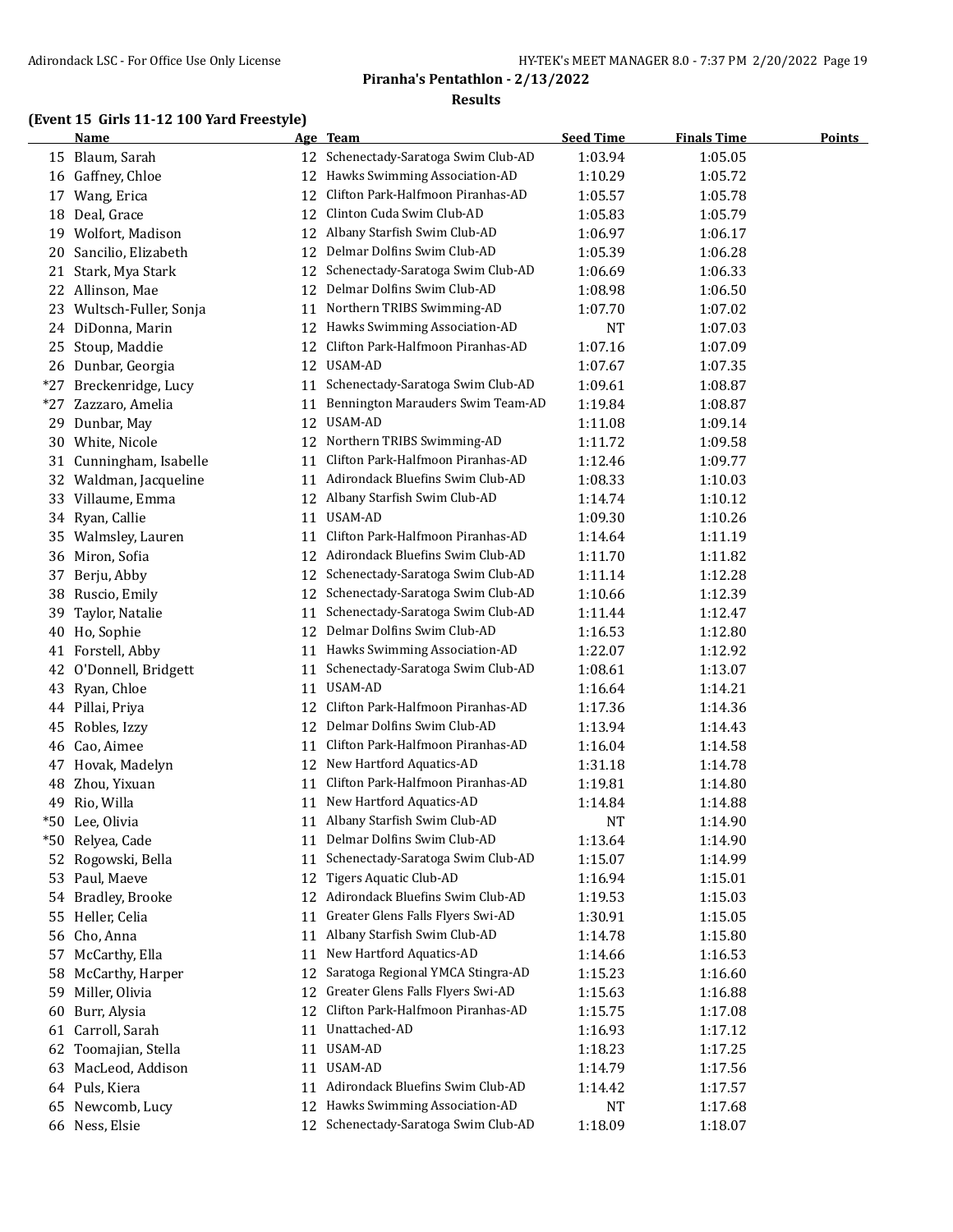## Piranha's Pentathlon - 2/13/2022

### Results

### (Event 15 Girls 11-12 100 Yard Freestyle)

| | Name | Age | Team | Seed Time | Finals Time | Points |
|---|---|---|---|---|---|---|
| 15 | Blaum, Sarah | 12 | Schenectady-Saratoga Swim Club-AD | 1:03.94 | 1:05.05 | |
| 16 | Gaffney, Chloe | 12 | Hawks Swimming Association-AD | 1:10.29 | 1:05.72 | |
| 17 | Wang, Erica | 12 | Clifton Park-Halfmoon Piranhas-AD | 1:05.57 | 1:05.78 | |
| 18 | Deal, Grace | 12 | Clinton Cuda Swim Club-AD | 1:05.83 | 1:05.79 | |
| 19 | Wolfort, Madison | 12 | Albany Starfish Swim Club-AD | 1:06.97 | 1:06.17 | |
| 20 | Sancilio, Elizabeth | 12 | Delmar Dolfins Swim Club-AD | 1:05.39 | 1:06.28 | |
| 21 | Stark, Mya Stark | 12 | Schenectady-Saratoga Swim Club-AD | 1:06.69 | 1:06.33 | |
| 22 | Allinson, Mae | 12 | Delmar Dolfins Swim Club-AD | 1:08.98 | 1:06.50 | |
| 23 | Wultsch-Fuller, Sonja | 11 | Northern TRIBS Swimming-AD | 1:07.70 | 1:07.02 | |
| 24 | DiDonna, Marin | 12 | Hawks Swimming Association-AD | NT | 1:07.03 | |
| 25 | Stoup, Maddie | 12 | Clifton Park-Halfmoon Piranhas-AD | 1:07.16 | 1:07.09 | |
| 26 | Dunbar, Georgia | 12 | USAM-AD | 1:07.67 | 1:07.35 | |
| *27 | Breckenridge, Lucy | 11 | Schenectady-Saratoga Swim Club-AD | 1:09.61 | 1:08.87 | |
| *27 | Zazzaro, Amelia | 11 | Bennington Marauders Swim Team-AD | 1:19.84 | 1:08.87 | |
| 29 | Dunbar, May | 12 | USAM-AD | 1:11.08 | 1:09.14 | |
| 30 | White, Nicole | 12 | Northern TRIBS Swimming-AD | 1:11.72 | 1:09.58 | |
| 31 | Cunningham, Isabelle | 11 | Clifton Park-Halfmoon Piranhas-AD | 1:12.46 | 1:09.77 | |
| 32 | Waldman, Jacqueline | 11 | Adirondack Bluefins Swim Club-AD | 1:08.33 | 1:10.03 | |
| 33 | Villaume, Emma | 12 | Albany Starfish Swim Club-AD | 1:14.74 | 1:10.12 | |
| 34 | Ryan, Callie | 11 | USAM-AD | 1:09.30 | 1:10.26 | |
| 35 | Walmsley, Lauren | 11 | Clifton Park-Halfmoon Piranhas-AD | 1:14.64 | 1:11.19 | |
| 36 | Miron, Sofia | 12 | Adirondack Bluefins Swim Club-AD | 1:11.70 | 1:11.82 | |
| 37 | Berju, Abby | 12 | Schenectady-Saratoga Swim Club-AD | 1:11.14 | 1:12.28 | |
| 38 | Ruscio, Emily | 12 | Schenectady-Saratoga Swim Club-AD | 1:10.66 | 1:12.39 | |
| 39 | Taylor, Natalie | 11 | Schenectady-Saratoga Swim Club-AD | 1:11.44 | 1:12.47 | |
| 40 | Ho, Sophie | 12 | Delmar Dolfins Swim Club-AD | 1:16.53 | 1:12.80 | |
| 41 | Forstell, Abby | 11 | Hawks Swimming Association-AD | 1:22.07 | 1:12.92 | |
| 42 | O'Donnell, Bridgett | 11 | Schenectady-Saratoga Swim Club-AD | 1:08.61 | 1:13.07 | |
| 43 | Ryan, Chloe | 11 | USAM-AD | 1:16.64 | 1:14.21 | |
| 44 | Pillai, Priya | 12 | Clifton Park-Halfmoon Piranhas-AD | 1:17.36 | 1:14.36 | |
| 45 | Robles, Izzy | 12 | Delmar Dolfins Swim Club-AD | 1:13.94 | 1:14.43 | |
| 46 | Cao, Aimee | 11 | Clifton Park-Halfmoon Piranhas-AD | 1:16.04 | 1:14.58 | |
| 47 | Hovak, Madelyn | 12 | New Hartford Aquatics-AD | 1:31.18 | 1:14.78 | |
| 48 | Zhou, Yixuan | 11 | Clifton Park-Halfmoon Piranhas-AD | 1:19.81 | 1:14.80 | |
| 49 | Rio, Willa | 11 | New Hartford Aquatics-AD | 1:14.84 | 1:14.88 | |
| *50 | Lee, Olivia | 11 | Albany Starfish Swim Club-AD | NT | 1:14.90 | |
| *50 | Relyea, Cade | 11 | Delmar Dolfins Swim Club-AD | 1:13.64 | 1:14.90 | |
| 52 | Rogowski, Bella | 11 | Schenectady-Saratoga Swim Club-AD | 1:15.07 | 1:14.99 | |
| 53 | Paul, Maeve | 12 | Tigers Aquatic Club-AD | 1:16.94 | 1:15.01 | |
| 54 | Bradley, Brooke | 12 | Adirondack Bluefins Swim Club-AD | 1:19.53 | 1:15.03 | |
| 55 | Heller, Celia | 11 | Greater Glens Falls Flyers Swi-AD | 1:30.91 | 1:15.05 | |
| 56 | Cho, Anna | 11 | Albany Starfish Swim Club-AD | 1:14.78 | 1:15.80 | |
| 57 | McCarthy, Ella | 11 | New Hartford Aquatics-AD | 1:14.66 | 1:16.53 | |
| 58 | McCarthy, Harper | 12 | Saratoga Regional YMCA Stingra-AD | 1:15.23 | 1:16.60 | |
| 59 | Miller, Olivia | 12 | Greater Glens Falls Flyers Swi-AD | 1:15.63 | 1:16.88 | |
| 60 | Burr, Alysia | 12 | Clifton Park-Halfmoon Piranhas-AD | 1:15.75 | 1:17.08 | |
| 61 | Carroll, Sarah | 11 | Unattached-AD | 1:16.93 | 1:17.12 | |
| 62 | Toomajian, Stella | 11 | USAM-AD | 1:18.23 | 1:17.25 | |
| 63 | MacLeod, Addison | 11 | USAM-AD | 1:14.79 | 1:17.56 | |
| 64 | Puls, Kiera | 11 | Adirondack Bluefins Swim Club-AD | 1:14.42 | 1:17.57 | |
| 65 | Newcomb, Lucy | 12 | Hawks Swimming Association-AD | NT | 1:17.68 | |
| 66 | Ness, Elsie | 12 | Schenectady-Saratoga Swim Club-AD | 1:18.09 | 1:18.07 | |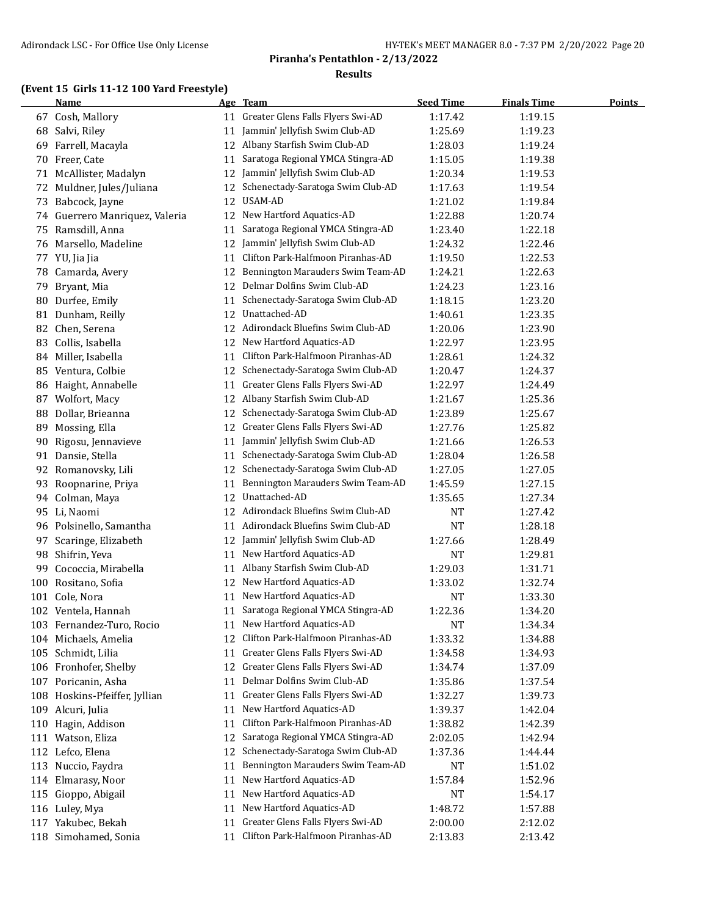## Piranha's Pentathlon - 2/13/2022

### Results

### (Event 15 Girls 11-12 100 Yard Freestyle)

| | Name | Age | Team | Seed Time | Finals Time | Points |
|---|---|---|---|---|---|---|
| 67 | Cosh, Mallory | 11 | Greater Glens Falls Flyers Swi-AD | 1:17.42 | 1:19.15 | |
| 68 | Salvi, Riley | 11 | Jammin' Jellyfish Swim Club-AD | 1:25.69 | 1:19.23 | |
| 69 | Farrell, Macayla | 12 | Albany Starfish Swim Club-AD | 1:28.03 | 1:19.24 | |
| 70 | Freer, Cate | 11 | Saratoga Regional YMCA Stingra-AD | 1:15.05 | 1:19.38 | |
| 71 | McAllister, Madalyn | 12 | Jammin' Jellyfish Swim Club-AD | 1:20.34 | 1:19.53 | |
| 72 | Muldner, Jules/Juliana | 12 | Schenectady-Saratoga Swim Club-AD | 1:17.63 | 1:19.54 | |
| 73 | Babcock, Jayne | 12 | USAM-AD | 1:21.02 | 1:19.84 | |
| 74 | Guerrero Manriquez, Valeria | 12 | New Hartford Aquatics-AD | 1:22.88 | 1:20.74 | |
| 75 | Ramsdill, Anna | 11 | Saratoga Regional YMCA Stingra-AD | 1:23.40 | 1:22.18 | |
| 76 | Marsello, Madeline | 12 | Jammin' Jellyfish Swim Club-AD | 1:24.32 | 1:22.46 | |
| 77 | YU, Jia Jia | 11 | Clifton Park-Halfmoon Piranhas-AD | 1:19.50 | 1:22.53 | |
| 78 | Camarda, Avery | 12 | Bennington Marauders Swim Team-AD | 1:24.21 | 1:22.63 | |
| 79 | Bryant, Mia | 12 | Delmar Dolfins Swim Club-AD | 1:24.23 | 1:23.16 | |
| 80 | Durfee, Emily | 11 | Schenectady-Saratoga Swim Club-AD | 1:18.15 | 1:23.20 | |
| 81 | Dunham, Reilly | 12 | Unattached-AD | 1:40.61 | 1:23.35 | |
| 82 | Chen, Serena | 12 | Adirondack Bluefins Swim Club-AD | 1:20.06 | 1:23.90 | |
| 83 | Collis, Isabella | 12 | New Hartford Aquatics-AD | 1:22.97 | 1:23.95 | |
| 84 | Miller, Isabella | 11 | Clifton Park-Halfmoon Piranhas-AD | 1:28.61 | 1:24.32 | |
| 85 | Ventura, Colbie | 12 | Schenectady-Saratoga Swim Club-AD | 1:20.47 | 1:24.37 | |
| 86 | Haight, Annabelle | 11 | Greater Glens Falls Flyers Swi-AD | 1:22.97 | 1:24.49 | |
| 87 | Wolfort, Macy | 12 | Albany Starfish Swim Club-AD | 1:21.67 | 1:25.36 | |
| 88 | Dollar, Brieanna | 12 | Schenectady-Saratoga Swim Club-AD | 1:23.89 | 1:25.67 | |
| 89 | Mossing, Ella | 12 | Greater Glens Falls Flyers Swi-AD | 1:27.76 | 1:25.82 | |
| 90 | Rigosu, Jennavieve | 11 | Jammin' Jellyfish Swim Club-AD | 1:21.66 | 1:26.53 | |
| 91 | Dansie, Stella | 11 | Schenectady-Saratoga Swim Club-AD | 1:28.04 | 1:26.58 | |
| 92 | Romanovsky, Lili | 12 | Schenectady-Saratoga Swim Club-AD | 1:27.05 | 1:27.05 | |
| 93 | Roopnarine, Priya | 11 | Bennington Marauders Swim Team-AD | 1:45.59 | 1:27.15 | |
| 94 | Colman, Maya | 12 | Unattached-AD | 1:35.65 | 1:27.34 | |
| 95 | Li, Naomi | 12 | Adirondack Bluefins Swim Club-AD | NT | 1:27.42 | |
| 96 | Polsinello, Samantha | 11 | Adirondack Bluefins Swim Club-AD | NT | 1:28.18 | |
| 97 | Scaringe, Elizabeth | 12 | Jammin' Jellyfish Swim Club-AD | 1:27.66 | 1:28.49 | |
| 98 | Shifrin, Yeva | 11 | New Hartford Aquatics-AD | NT | 1:29.81 | |
| 99 | Cococcia, Mirabella | 11 | Albany Starfish Swim Club-AD | 1:29.03 | 1:31.71 | |
| 100 | Rositano, Sofia | 12 | New Hartford Aquatics-AD | 1:33.02 | 1:32.74 | |
| 101 | Cole, Nora | 11 | New Hartford Aquatics-AD | NT | 1:33.30 | |
| 102 | Ventela, Hannah | 11 | Saratoga Regional YMCA Stingra-AD | 1:22.36 | 1:34.20 | |
| 103 | Fernandez-Turo, Rocio | 11 | New Hartford Aquatics-AD | NT | 1:34.34 | |
| 104 | Michaels, Amelia | 12 | Clifton Park-Halfmoon Piranhas-AD | 1:33.32 | 1:34.88 | |
| 105 | Schmidt, Lilia | 11 | Greater Glens Falls Flyers Swi-AD | 1:34.58 | 1:34.93 | |
| 106 | Fronhofer, Shelby | 12 | Greater Glens Falls Flyers Swi-AD | 1:34.74 | 1:37.09 | |
| 107 | Poricanin, Asha | 11 | Delmar Dolfins Swim Club-AD | 1:35.86 | 1:37.54 | |
| 108 | Hoskins-Pfeiffer, Jyllian | 11 | Greater Glens Falls Flyers Swi-AD | 1:32.27 | 1:39.73 | |
| 109 | Alcuri, Julia | 11 | New Hartford Aquatics-AD | 1:39.37 | 1:42.04 | |
| 110 | Hagin, Addison | 11 | Clifton Park-Halfmoon Piranhas-AD | 1:38.82 | 1:42.39 | |
| 111 | Watson, Eliza | 12 | Saratoga Regional YMCA Stingra-AD | 2:02.05 | 1:42.94 | |
| 112 | Lefco, Elena | 12 | Schenectady-Saratoga Swim Club-AD | 1:37.36 | 1:44.44 | |
| 113 | Nuccio, Faydra | 11 | Bennington Marauders Swim Team-AD | NT | 1:51.02 | |
| 114 | Elmarasy, Noor | 11 | New Hartford Aquatics-AD | 1:57.84 | 1:52.96 | |
| 115 | Gioppo, Abigail | 11 | New Hartford Aquatics-AD | NT | 1:54.17 | |
| 116 | Luley, Mya | 11 | New Hartford Aquatics-AD | 1:48.72 | 1:57.88 | |
| 117 | Yakubec, Bekah | 11 | Greater Glens Falls Flyers Swi-AD | 2:00.00 | 2:12.02 | |
| 118 | Simohamed, Sonia | 11 | Clifton Park-Halfmoon Piranhas-AD | 2:13.83 | 2:13.42 | |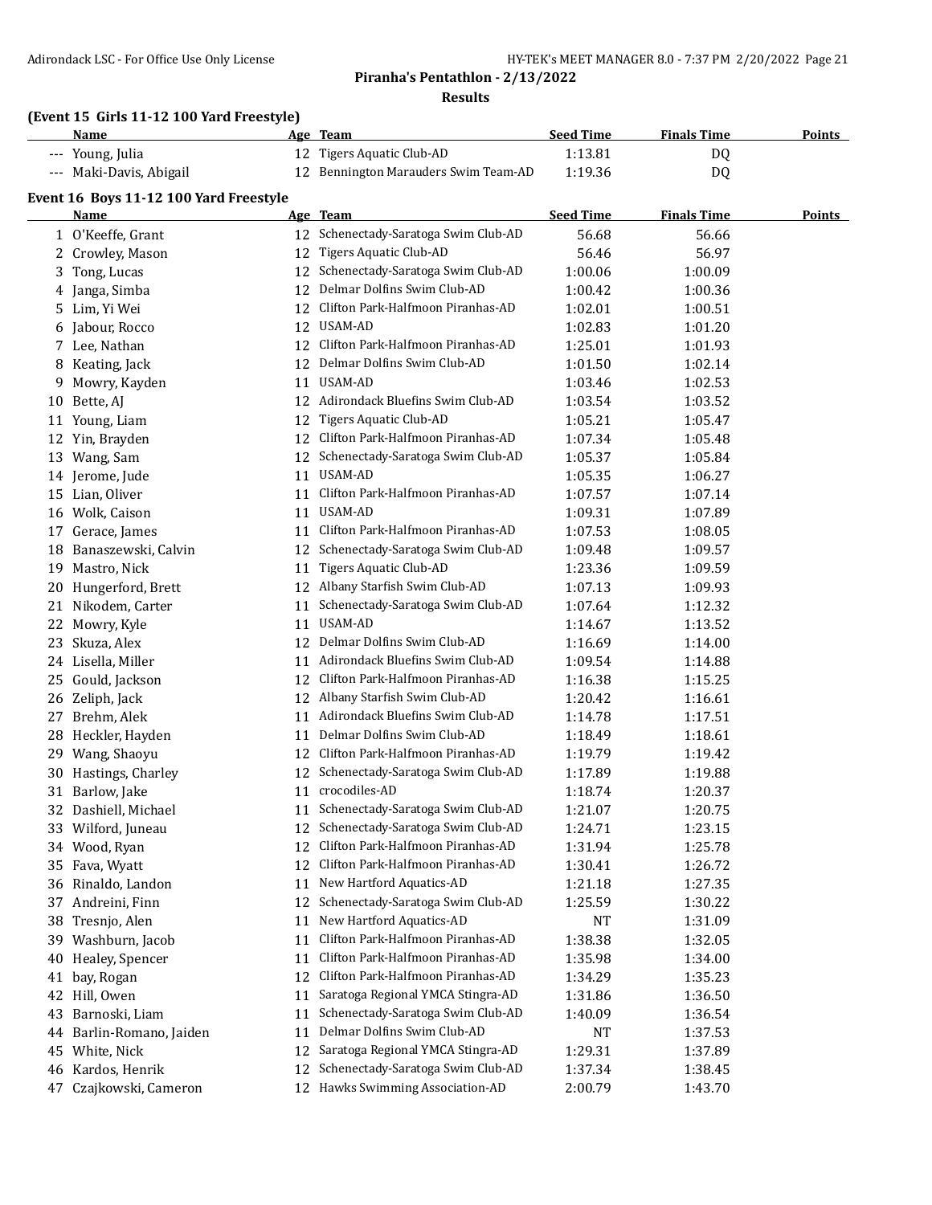**Piranha's Pentathlon - 2/13/2022**

**Results**

### (Event 15 Girls 11-12 100 Yard Freestyle)

| | Name | Age | Team | Seed Time | Finals Time | Points |
|---|---|---|---|---|---|---|
| --- | Young, Julia | 12 | Tigers Aquatic Club-AD | 1:13.81 | DQ | |
| --- | Maki-Davis, Abigail | 12 | Bennington Marauders Swim Team-AD | 1:19.36 | DQ | |

### Event 16 Boys 11-12 100 Yard Freestyle

| | Name | Age | Team | Seed Time | Finals Time | Points |
|---|---|---|---|---|---|---|
| 1 | O'Keeffe, Grant | 12 | Schenectady-Saratoga Swim Club-AD | 56.68 | 56.66 | |
| 2 | Crowley, Mason | 12 | Tigers Aquatic Club-AD | 56.46 | 56.97 | |
| 3 | Tong, Lucas | 12 | Schenectady-Saratoga Swim Club-AD | 1:00.06 | 1:00.09 | |
| 4 | Janga, Simba | 12 | Delmar Dolfins Swim Club-AD | 1:00.42 | 1:00.36 | |
| 5 | Lim, Yi Wei | 12 | Clifton Park-Halfmoon Piranhas-AD | 1:02.01 | 1:00.51 | |
| 6 | Jabour, Rocco | 12 | USAM-AD | 1:02.83 | 1:01.20 | |
| 7 | Lee, Nathan | 12 | Clifton Park-Halfmoon Piranhas-AD | 1:25.01 | 1:01.93 | |
| 8 | Keating, Jack | 12 | Delmar Dolfins Swim Club-AD | 1:01.50 | 1:02.14 | |
| 9 | Mowry, Kayden | 11 | USAM-AD | 1:03.46 | 1:02.53 | |
| 10 | Bette, AJ | 12 | Adirondack Bluefins Swim Club-AD | 1:03.54 | 1:03.52 | |
| 11 | Young, Liam | 12 | Tigers Aquatic Club-AD | 1:05.21 | 1:05.47 | |
| 12 | Yin, Brayden | 12 | Clifton Park-Halfmoon Piranhas-AD | 1:07.34 | 1:05.48 | |
| 13 | Wang, Sam | 12 | Schenectady-Saratoga Swim Club-AD | 1:05.37 | 1:05.84 | |
| 14 | Jerome, Jude | 11 | USAM-AD | 1:05.35 | 1:06.27 | |
| 15 | Lian, Oliver | 11 | Clifton Park-Halfmoon Piranhas-AD | 1:07.57 | 1:07.14 | |
| 16 | Wolk, Caison | 11 | USAM-AD | 1:09.31 | 1:07.89 | |
| 17 | Gerace, James | 11 | Clifton Park-Halfmoon Piranhas-AD | 1:07.53 | 1:08.05 | |
| 18 | Banaszewski, Calvin | 12 | Schenectady-Saratoga Swim Club-AD | 1:09.48 | 1:09.57 | |
| 19 | Mastro, Nick | 11 | Tigers Aquatic Club-AD | 1:23.36 | 1:09.59 | |
| 20 | Hungerford, Brett | 12 | Albany Starfish Swim Club-AD | 1:07.13 | 1:09.93 | |
| 21 | Nikodem, Carter | 11 | Schenectady-Saratoga Swim Club-AD | 1:07.64 | 1:12.32 | |
| 22 | Mowry, Kyle | 11 | USAM-AD | 1:14.67 | 1:13.52 | |
| 23 | Skuza, Alex | 12 | Delmar Dolfins Swim Club-AD | 1:16.69 | 1:14.00 | |
| 24 | Lisella, Miller | 11 | Adirondack Bluefins Swim Club-AD | 1:09.54 | 1:14.88 | |
| 25 | Gould, Jackson | 12 | Clifton Park-Halfmoon Piranhas-AD | 1:16.38 | 1:15.25 | |
| 26 | Zeliph, Jack | 12 | Albany Starfish Swim Club-AD | 1:20.42 | 1:16.61 | |
| 27 | Brehm, Alek | 11 | Adirondack Bluefins Swim Club-AD | 1:14.78 | 1:17.51 | |
| 28 | Heckler, Hayden | 11 | Delmar Dolfins Swim Club-AD | 1:18.49 | 1:18.61 | |
| 29 | Wang, Shaoyu | 12 | Clifton Park-Halfmoon Piranhas-AD | 1:19.79 | 1:19.42 | |
| 30 | Hastings, Charley | 12 | Schenectady-Saratoga Swim Club-AD | 1:17.89 | 1:19.88 | |
| 31 | Barlow, Jake | 11 | crocodiles-AD | 1:18.74 | 1:20.37 | |
| 32 | Dashiell, Michael | 11 | Schenectady-Saratoga Swim Club-AD | 1:21.07 | 1:20.75 | |
| 33 | Wilford, Juneau | 12 | Schenectady-Saratoga Swim Club-AD | 1:24.71 | 1:23.15 | |
| 34 | Wood, Ryan | 12 | Clifton Park-Halfmoon Piranhas-AD | 1:31.94 | 1:25.78 | |
| 35 | Fava, Wyatt | 12 | Clifton Park-Halfmoon Piranhas-AD | 1:30.41 | 1:26.72 | |
| 36 | Rinaldo, Landon | 11 | New Hartford Aquatics-AD | 1:21.18 | 1:27.35 | |
| 37 | Andreini, Finn | 12 | Schenectady-Saratoga Swim Club-AD | 1:25.59 | 1:30.22 | |
| 38 | Tresnjo, Alen | 11 | New Hartford Aquatics-AD | NT | 1:31.09 | |
| 39 | Washburn, Jacob | 11 | Clifton Park-Halfmoon Piranhas-AD | 1:38.38 | 1:32.05 | |
| 40 | Healey, Spencer | 11 | Clifton Park-Halfmoon Piranhas-AD | 1:35.98 | 1:34.00 | |
| 41 | bay, Rogan | 12 | Clifton Park-Halfmoon Piranhas-AD | 1:34.29 | 1:35.23 | |
| 42 | Hill, Owen | 11 | Saratoga Regional YMCA Stingra-AD | 1:31.86 | 1:36.50 | |
| 43 | Barnoski, Liam | 11 | Schenectady-Saratoga Swim Club-AD | 1:40.09 | 1:36.54 | |
| 44 | Barlin-Romano, Jaiden | 11 | Delmar Dolfins Swim Club-AD | NT | 1:37.53 | |
| 45 | White, Nick | 12 | Saratoga Regional YMCA Stingra-AD | 1:29.31 | 1:37.89 | |
| 46 | Kardos, Henrik | 12 | Schenectady-Saratoga Swim Club-AD | 1:37.34 | 1:38.45 | |
| 47 | Czajkowski, Cameron | 12 | Hawks Swimming Association-AD | 2:00.79 | 1:43.70 | |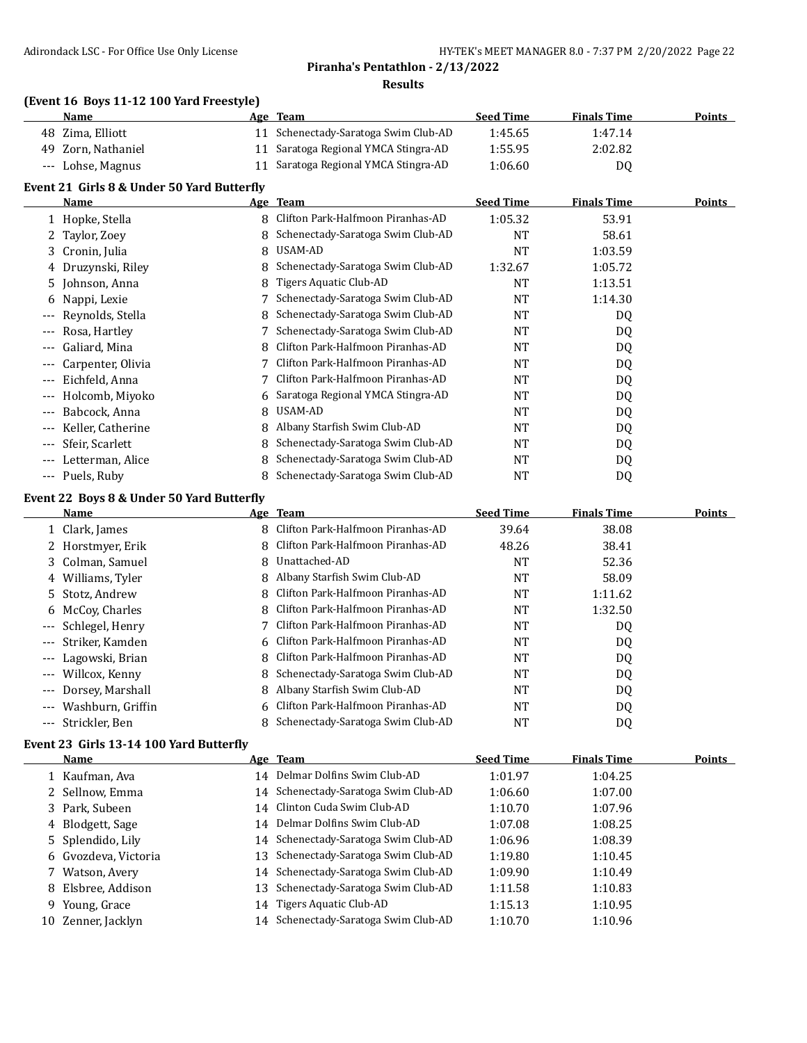## Piranha's Pentathlon - 2/13/2022

### Results

### (Event 16 Boys 11-12 100 Yard Freestyle)

| | Name | Age | Team | Seed Time | Finals Time | Points |
|---|---|---|---|---|---|---|
| 48 | Zima, Elliott | 11 | Schenectady-Saratoga Swim Club-AD | 1:45.65 | 1:47.14 | |
| 49 | Zorn, Nathaniel | 11 | Saratoga Regional YMCA Stingra-AD | 1:55.95 | 2:02.82 | |
| --- | Lohse, Magnus | 11 | Saratoga Regional YMCA Stingra-AD | 1:06.60 | DQ | |

### Event 21 Girls 8 & Under 50 Yard Butterfly

| | Name | Age | Team | Seed Time | Finals Time | Points |
|---|---|---|---|---|---|---|
| 1 | Hopke, Stella | 8 | Clifton Park-Halfmoon Piranhas-AD | 1:05.32 | 53.91 | |
| 2 | Taylor, Zoey | 8 | Schenectady-Saratoga Swim Club-AD | NT | 58.61 | |
| 3 | Cronin, Julia | 8 | USAM-AD | NT | 1:03.59 | |
| 4 | Druzynski, Riley | 8 | Schenectady-Saratoga Swim Club-AD | 1:32.67 | 1:05.72 | |
| 5 | Johnson, Anna | 8 | Tigers Aquatic Club-AD | NT | 1:13.51 | |
| 6 | Nappi, Lexie | 7 | Schenectady-Saratoga Swim Club-AD | NT | 1:14.30 | |
| --- | Reynolds, Stella | 8 | Schenectady-Saratoga Swim Club-AD | NT | DQ | |
| --- | Rosa, Hartley | 7 | Schenectady-Saratoga Swim Club-AD | NT | DQ | |
| --- | Galiard, Mina | 8 | Clifton Park-Halfmoon Piranhas-AD | NT | DQ | |
| --- | Carpenter, Olivia | 7 | Clifton Park-Halfmoon Piranhas-AD | NT | DQ | |
| --- | Eichfeld, Anna | 7 | Clifton Park-Halfmoon Piranhas-AD | NT | DQ | |
| --- | Holcomb, Miyoko | 6 | Saratoga Regional YMCA Stingra-AD | NT | DQ | |
| --- | Babcock, Anna | 8 | USAM-AD | NT | DQ | |
| --- | Keller, Catherine | 8 | Albany Starfish Swim Club-AD | NT | DQ | |
| --- | Sfeir, Scarlett | 8 | Schenectady-Saratoga Swim Club-AD | NT | DQ | |
| --- | Letterman, Alice | 8 | Schenectady-Saratoga Swim Club-AD | NT | DQ | |
| --- | Puels, Ruby | 8 | Schenectady-Saratoga Swim Club-AD | NT | DQ | |

### Event 22 Boys 8 & Under 50 Yard Butterfly

| | Name | Age | Team | Seed Time | Finals Time | Points |
|---|---|---|---|---|---|---|
| 1 | Clark, James | 8 | Clifton Park-Halfmoon Piranhas-AD | 39.64 | 38.08 | |
| 2 | Horstmyer, Erik | 8 | Clifton Park-Halfmoon Piranhas-AD | 48.26 | 38.41 | |
| 3 | Colman, Samuel | 8 | Unattached-AD | NT | 52.36 | |
| 4 | Williams, Tyler | 8 | Albany Starfish Swim Club-AD | NT | 58.09 | |
| 5 | Stotz, Andrew | 8 | Clifton Park-Halfmoon Piranhas-AD | NT | 1:11.62 | |
| 6 | McCoy, Charles | 8 | Clifton Park-Halfmoon Piranhas-AD | NT | 1:32.50 | |
| --- | Schlegel, Henry | 7 | Clifton Park-Halfmoon Piranhas-AD | NT | DQ | |
| --- | Striker, Kamden | 6 | Clifton Park-Halfmoon Piranhas-AD | NT | DQ | |
| --- | Lagowski, Brian | 8 | Clifton Park-Halfmoon Piranhas-AD | NT | DQ | |
| --- | Willcox, Kenny | 8 | Schenectady-Saratoga Swim Club-AD | NT | DQ | |
| --- | Dorsey, Marshall | 8 | Albany Starfish Swim Club-AD | NT | DQ | |
| --- | Washburn, Griffin | 6 | Clifton Park-Halfmoon Piranhas-AD | NT | DQ | |
| --- | Strickler, Ben | 8 | Schenectady-Saratoga Swim Club-AD | NT | DQ | |

### Event 23 Girls 13-14 100 Yard Butterfly

| | Name | Age | Team | Seed Time | Finals Time | Points |
|---|---|---|---|---|---|---|
| 1 | Kaufman, Ava | 14 | Delmar Dolfins Swim Club-AD | 1:01.97 | 1:04.25 | |
| 2 | Sellnow, Emma | 14 | Schenectady-Saratoga Swim Club-AD | 1:06.60 | 1:07.00 | |
| 3 | Park, Subeen | 14 | Clinton Cuda Swim Club-AD | 1:10.70 | 1:07.96 | |
| 4 | Blodgett, Sage | 14 | Delmar Dolfins Swim Club-AD | 1:07.08 | 1:08.25 | |
| 5 | Splendido, Lily | 14 | Schenectady-Saratoga Swim Club-AD | 1:06.96 | 1:08.39 | |
| 6 | Gvozdeva, Victoria | 13 | Schenectady-Saratoga Swim Club-AD | 1:19.80 | 1:10.45 | |
| 7 | Watson, Avery | 14 | Schenectady-Saratoga Swim Club-AD | 1:09.90 | 1:10.49 | |
| 8 | Elsbree, Addison | 13 | Schenectady-Saratoga Swim Club-AD | 1:11.58 | 1:10.83 | |
| 9 | Young, Grace | 14 | Tigers Aquatic Club-AD | 1:15.13 | 1:10.95 | |
| 10 | Zenner, Jacklyn | 14 | Schenectady-Saratoga Swim Club-AD | 1:10.70 | 1:10.96 | |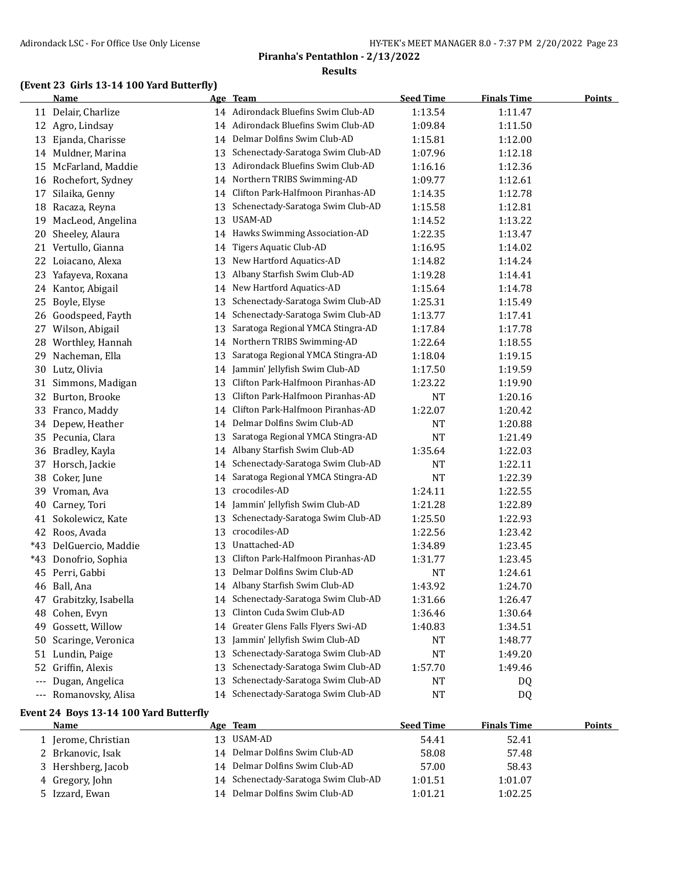## Piranha's Pentathlon - 2/13/2022

### Results

### (Event 23 Girls 13-14 100 Yard Butterfly)

| | Name | Age | Team | Seed Time | Finals Time | Points |
|---|---|---|---|---|---|---|
| 11 | Delair, Charlize | 14 | Adirondack Bluefins Swim Club-AD | 1:13.54 | 1:11.47 | |
| 12 | Agro, Lindsay | 14 | Adirondack Bluefins Swim Club-AD | 1:09.84 | 1:11.50 | |
| 13 | Ejanda, Charisse | 14 | Delmar Dolfins Swim Club-AD | 1:15.81 | 1:12.00 | |
| 14 | Muldner, Marina | 13 | Schenectady-Saratoga Swim Club-AD | 1:07.96 | 1:12.18 | |
| 15 | McFarland, Maddie | 13 | Adirondack Bluefins Swim Club-AD | 1:16.16 | 1:12.36 | |
| 16 | Rochefort, Sydney | 14 | Northern TRIBS Swimming-AD | 1:09.77 | 1:12.61 | |
| 17 | Silaika, Genny | 14 | Clifton Park-Halfmoon Piranhas-AD | 1:14.35 | 1:12.78 | |
| 18 | Racaza, Reyna | 13 | Schenectady-Saratoga Swim Club-AD | 1:15.58 | 1:12.81 | |
| 19 | MacLeod, Angelina | 13 | USAM-AD | 1:14.52 | 1:13.22 | |
| 20 | Sheeley, Alaura | 14 | Hawks Swimming Association-AD | 1:22.35 | 1:13.47 | |
| 21 | Vertullo, Gianna | 14 | Tigers Aquatic Club-AD | 1:16.95 | 1:14.02 | |
| 22 | Loiacano, Alexa | 13 | New Hartford Aquatics-AD | 1:14.82 | 1:14.24 | |
| 23 | Yafayeva, Roxana | 13 | Albany Starfish Swim Club-AD | 1:19.28 | 1:14.41 | |
| 24 | Kantor, Abigail | 14 | New Hartford Aquatics-AD | 1:15.64 | 1:14.78 | |
| 25 | Boyle, Elyse | 13 | Schenectady-Saratoga Swim Club-AD | 1:25.31 | 1:15.49 | |
| 26 | Goodspeed, Fayth | 14 | Schenectady-Saratoga Swim Club-AD | 1:13.77 | 1:17.41 | |
| 27 | Wilson, Abigail | 13 | Saratoga Regional YMCA Stingra-AD | 1:17.84 | 1:17.78 | |
| 28 | Worthley, Hannah | 14 | Northern TRIBS Swimming-AD | 1:22.64 | 1:18.55 | |
| 29 | Nacheman, Ella | 13 | Saratoga Regional YMCA Stingra-AD | 1:18.04 | 1:19.15 | |
| 30 | Lutz, Olivia | 14 | Jammin' Jellyfish Swim Club-AD | 1:17.50 | 1:19.59 | |
| 31 | Simmons, Madigan | 13 | Clifton Park-Halfmoon Piranhas-AD | 1:23.22 | 1:19.90 | |
| 32 | Burton, Brooke | 13 | Clifton Park-Halfmoon Piranhas-AD | NT | 1:20.16 | |
| 33 | Franco, Maddy | 14 | Clifton Park-Halfmoon Piranhas-AD | 1:22.07 | 1:20.42 | |
| 34 | Depew, Heather | 14 | Delmar Dolfins Swim Club-AD | NT | 1:20.88 | |
| 35 | Pecunia, Clara | 13 | Saratoga Regional YMCA Stingra-AD | NT | 1:21.49 | |
| 36 | Bradley, Kayla | 14 | Albany Starfish Swim Club-AD | 1:35.64 | 1:22.03 | |
| 37 | Horsch, Jackie | 14 | Schenectady-Saratoga Swim Club-AD | NT | 1:22.11 | |
| 38 | Coker, June | 14 | Saratoga Regional YMCA Stingra-AD | NT | 1:22.39 | |
| 39 | Vroman, Ava | 13 | crocodiles-AD | 1:24.11 | 1:22.55 | |
| 40 | Carney, Tori | 14 | Jammin' Jellyfish Swim Club-AD | 1:21.28 | 1:22.89 | |
| 41 | Sokolewicz, Kate | 13 | Schenectady-Saratoga Swim Club-AD | 1:25.50 | 1:22.93 | |
| 42 | Roos, Avada | 13 | crocodiles-AD | 1:22.56 | 1:23.42 | |
| *43 | DelGuercio, Maddie | 13 | Unattached-AD | 1:34.89 | 1:23.45 | |
| *43 | Donofrio, Sophia | 13 | Clifton Park-Halfmoon Piranhas-AD | 1:31.77 | 1:23.45 | |
| 45 | Perri, Gabbi | 13 | Delmar Dolfins Swim Club-AD | NT | 1:24.61 | |
| 46 | Ball, Ana | 14 | Albany Starfish Swim Club-AD | 1:43.92 | 1:24.70 | |
| 47 | Grabitzky, Isabella | 14 | Schenectady-Saratoga Swim Club-AD | 1:31.66 | 1:26.47 | |
| 48 | Cohen, Evyn | 13 | Clinton Cuda Swim Club-AD | 1:36.46 | 1:30.64 | |
| 49 | Gossett, Willow | 14 | Greater Glens Falls Flyers Swi-AD | 1:40.83 | 1:34.51 | |
| 50 | Scaringe, Veronica | 13 | Jammin' Jellyfish Swim Club-AD | NT | 1:48.77 | |
| 51 | Lundin, Paige | 13 | Schenectady-Saratoga Swim Club-AD | NT | 1:49.20 | |
| 52 | Griffin, Alexis | 13 | Schenectady-Saratoga Swim Club-AD | 1:57.70 | 1:49.46 | |
| --- | Dugan, Angelica | 13 | Schenectady-Saratoga Swim Club-AD | NT | DQ | |
| --- | Romanovsky, Alisa | 14 | Schenectady-Saratoga Swim Club-AD | NT | DQ | |

### Event 24 Boys 13-14 100 Yard Butterfly

| | Name | Age | Team | Seed Time | Finals Time | Points |
|---|---|---|---|---|---|---|
| 1 | Jerome, Christian | 13 | USAM-AD | 54.41 | 52.41 | |
| 2 | Brkanovic, Isak | 14 | Delmar Dolfins Swim Club-AD | 58.08 | 57.48 | |
| 3 | Hershberg, Jacob | 14 | Delmar Dolfins Swim Club-AD | 57.00 | 58.43 | |
| 4 | Gregory, John | 14 | Schenectady-Saratoga Swim Club-AD | 1:01.51 | 1:01.07 | |
| 5 | Izzard, Ewan | 14 | Delmar Dolfins Swim Club-AD | 1:01.21 | 1:02.25 | |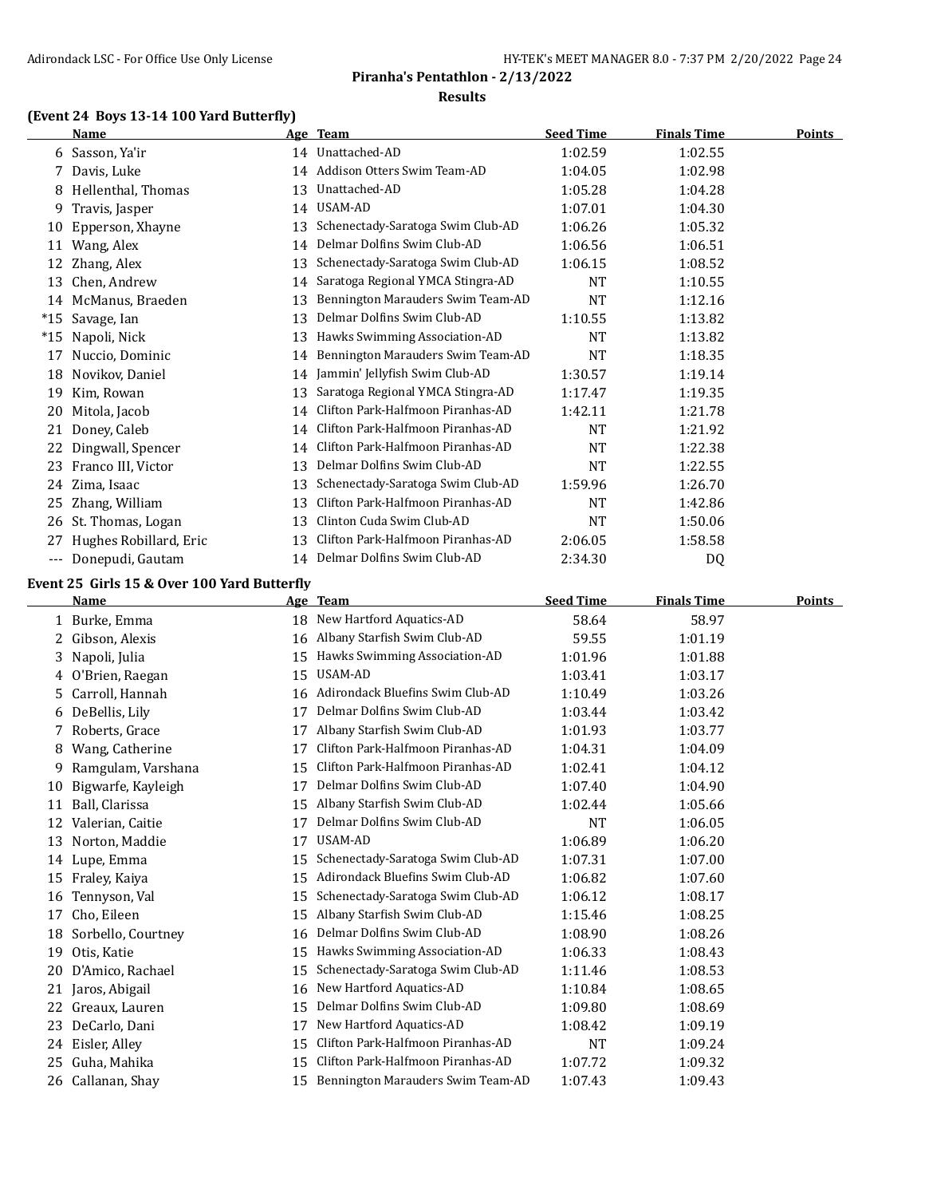## Piranha's Pentathlon - 2/13/2022

### Results

### (Event 24 Boys 13-14 100 Yard Butterfly)

| | Name | Age | Team | Seed Time | Finals Time | Points |
|---|---|---|---|---|---|---|
| 6 | Sasson, Ya'ir | 14 | Unattached-AD | 1:02.59 | 1:02.55 | |
| 7 | Davis, Luke | 14 | Addison Otters Swim Team-AD | 1:04.05 | 1:02.98 | |
| 8 | Hellenthal, Thomas | 13 | Unattached-AD | 1:05.28 | 1:04.28 | |
| 9 | Travis, Jasper | 14 | USAM-AD | 1:07.01 | 1:04.30 | |
| 10 | Epperson, Xhayne | 13 | Schenectady-Saratoga Swim Club-AD | 1:06.26 | 1:05.32 | |
| 11 | Wang, Alex | 14 | Delmar Dolfins Swim Club-AD | 1:06.56 | 1:06.51 | |
| 12 | Zhang, Alex | 13 | Schenectady-Saratoga Swim Club-AD | 1:06.15 | 1:08.52 | |
| 13 | Chen, Andrew | 14 | Saratoga Regional YMCA Stingra-AD | NT | 1:10.55 | |
| 14 | McManus, Braeden | 13 | Bennington Marauders Swim Team-AD | NT | 1:12.16 | |
| *15 | Savage, Ian | 13 | Delmar Dolfins Swim Club-AD | 1:10.55 | 1:13.82 | |
| *15 | Napoli, Nick | 13 | Hawks Swimming Association-AD | NT | 1:13.82 | |
| 17 | Nuccio, Dominic | 14 | Bennington Marauders Swim Team-AD | NT | 1:18.35 | |
| 18 | Novikov, Daniel | 14 | Jammin' Jellyfish Swim Club-AD | 1:30.57 | 1:19.14 | |
| 19 | Kim, Rowan | 13 | Saratoga Regional YMCA Stingra-AD | 1:17.47 | 1:19.35 | |
| 20 | Mitola, Jacob | 14 | Clifton Park-Halfmoon Piranhas-AD | 1:42.11 | 1:21.78 | |
| 21 | Doney, Caleb | 14 | Clifton Park-Halfmoon Piranhas-AD | NT | 1:21.92 | |
| 22 | Dingwall, Spencer | 14 | Clifton Park-Halfmoon Piranhas-AD | NT | 1:22.38 | |
| 23 | Franco III, Victor | 13 | Delmar Dolfins Swim Club-AD | NT | 1:22.55 | |
| 24 | Zima, Isaac | 13 | Schenectady-Saratoga Swim Club-AD | 1:59.96 | 1:26.70 | |
| 25 | Zhang, William | 13 | Clifton Park-Halfmoon Piranhas-AD | NT | 1:42.86 | |
| 26 | St. Thomas, Logan | 13 | Clinton Cuda Swim Club-AD | NT | 1:50.06 | |
| 27 | Hughes Robillard, Eric | 13 | Clifton Park-Halfmoon Piranhas-AD | 2:06.05 | 1:58.58 | |
| --- | Donepudi, Gautam | 14 | Delmar Dolfins Swim Club-AD | 2:34.30 | DQ | |

### Event 25 Girls 15 & Over 100 Yard Butterfly

| | Name | Age | Team | Seed Time | Finals Time | Points |
|---|---|---|---|---|---|---|
| 1 | Burke, Emma | 18 | New Hartford Aquatics-AD | 58.64 | 58.97 | |
| 2 | Gibson, Alexis | 16 | Albany Starfish Swim Club-AD | 59.55 | 1:01.19 | |
| 3 | Napoli, Julia | 15 | Hawks Swimming Association-AD | 1:01.96 | 1:01.88 | |
| 4 | O'Brien, Raegan | 15 | USAM-AD | 1:03.41 | 1:03.17 | |
| 5 | Carroll, Hannah | 16 | Adirondack Bluefins Swim Club-AD | 1:10.49 | 1:03.26 | |
| 6 | DeBellis, Lily | 17 | Delmar Dolfins Swim Club-AD | 1:03.44 | 1:03.42 | |
| 7 | Roberts, Grace | 17 | Albany Starfish Swim Club-AD | 1:01.93 | 1:03.77 | |
| 8 | Wang, Catherine | 17 | Clifton Park-Halfmoon Piranhas-AD | 1:04.31 | 1:04.09 | |
| 9 | Ramgulam, Varshana | 15 | Clifton Park-Halfmoon Piranhas-AD | 1:02.41 | 1:04.12 | |
| 10 | Bigwarfe, Kayleigh | 17 | Delmar Dolfins Swim Club-AD | 1:07.40 | 1:04.90 | |
| 11 | Ball, Clarissa | 15 | Albany Starfish Swim Club-AD | 1:02.44 | 1:05.66 | |
| 12 | Valerian, Caitie | 17 | Delmar Dolfins Swim Club-AD | NT | 1:06.05 | |
| 13 | Norton, Maddie | 17 | USAM-AD | 1:06.89 | 1:06.20 | |
| 14 | Lupe, Emma | 15 | Schenectady-Saratoga Swim Club-AD | 1:07.31 | 1:07.00 | |
| 15 | Fraley, Kaiya | 15 | Adirondack Bluefins Swim Club-AD | 1:06.82 | 1:07.60 | |
| 16 | Tennyson, Val | 15 | Schenectady-Saratoga Swim Club-AD | 1:06.12 | 1:08.17 | |
| 17 | Cho, Eileen | 15 | Albany Starfish Swim Club-AD | 1:15.46 | 1:08.25 | |
| 18 | Sorbello, Courtney | 16 | Delmar Dolfins Swim Club-AD | 1:08.90 | 1:08.26 | |
| 19 | Otis, Katie | 15 | Hawks Swimming Association-AD | 1:06.33 | 1:08.43 | |
| 20 | D'Amico, Rachael | 15 | Schenectady-Saratoga Swim Club-AD | 1:11.46 | 1:08.53 | |
| 21 | Jaros, Abigail | 16 | New Hartford Aquatics-AD | 1:10.84 | 1:08.65 | |
| 22 | Greaux, Lauren | 15 | Delmar Dolfins Swim Club-AD | 1:09.80 | 1:08.69 | |
| 23 | DeCarlo, Dani | 17 | New Hartford Aquatics-AD | 1:08.42 | 1:09.19 | |
| 24 | Eisler, Alley | 15 | Clifton Park-Halfmoon Piranhas-AD | NT | 1:09.24 | |
| 25 | Guha, Mahika | 15 | Clifton Park-Halfmoon Piranhas-AD | 1:07.72 | 1:09.32 | |
| 26 | Callanan, Shay | 15 | Bennington Marauders Swim Team-AD | 1:07.43 | 1:09.43 | |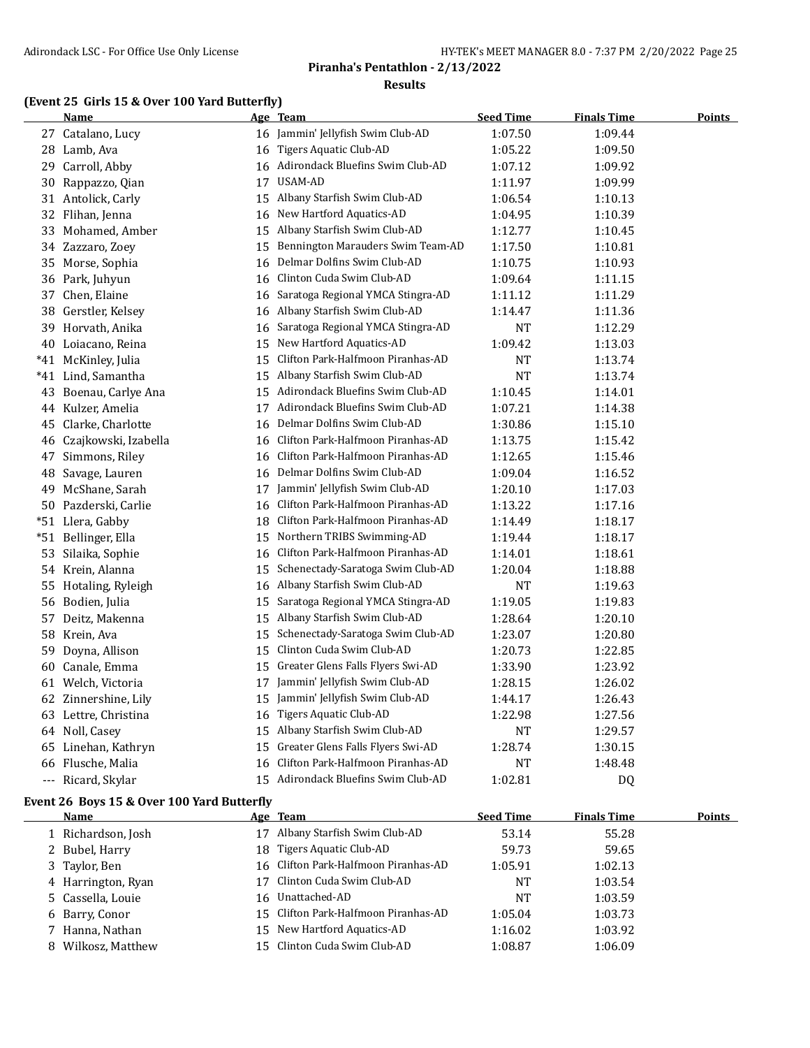**Piranha's Pentathlon - 2/13/2022**

**Results**

### (Event 25 Girls 15 & Over 100 Yard Butterfly)

| | Name | Age | Team | Seed Time | Finals Time | Points |
|---|---|---|---|---|---|---|
| 27 | Catalano, Lucy | 16 | Jammin' Jellyfish Swim Club-AD | 1:07.50 | 1:09.44 | |
| 28 | Lamb, Ava | 16 | Tigers Aquatic Club-AD | 1:05.22 | 1:09.50 | |
| 29 | Carroll, Abby | 16 | Adirondack Bluefins Swim Club-AD | 1:07.12 | 1:09.92 | |
| 30 | Rappazzo, Qian | 17 | USAM-AD | 1:11.97 | 1:09.99 | |
| 31 | Antolick, Carly | 15 | Albany Starfish Swim Club-AD | 1:06.54 | 1:10.13 | |
| 32 | Flihan, Jenna | 16 | New Hartford Aquatics-AD | 1:04.95 | 1:10.39 | |
| 33 | Mohamed, Amber | 15 | Albany Starfish Swim Club-AD | 1:12.77 | 1:10.45 | |
| 34 | Zazzaro, Zoey | 15 | Bennington Marauders Swim Team-AD | 1:17.50 | 1:10.81 | |
| 35 | Morse, Sophia | 16 | Delmar Dolfins Swim Club-AD | 1:10.75 | 1:10.93 | |
| 36 | Park, Juhyun | 16 | Clinton Cuda Swim Club-AD | 1:09.64 | 1:11.15 | |
| 37 | Chen, Elaine | 16 | Saratoga Regional YMCA Stingra-AD | 1:11.12 | 1:11.29 | |
| 38 | Gerstler, Kelsey | 16 | Albany Starfish Swim Club-AD | 1:14.47 | 1:11.36 | |
| 39 | Horvath, Anika | 16 | Saratoga Regional YMCA Stingra-AD | NT | 1:12.29 | |
| 40 | Loiacano, Reina | 15 | New Hartford Aquatics-AD | 1:09.42 | 1:13.03 | |
| *41 | McKinley, Julia | 15 | Clifton Park-Halfmoon Piranhas-AD | NT | 1:13.74 | |
| *41 | Lind, Samantha | 15 | Albany Starfish Swim Club-AD | NT | 1:13.74 | |
| 43 | Boenau, Carlye Ana | 15 | Adirondack Bluefins Swim Club-AD | 1:10.45 | 1:14.01 | |
| 44 | Kulzer, Amelia | 17 | Adirondack Bluefins Swim Club-AD | 1:07.21 | 1:14.38 | |
| 45 | Clarke, Charlotte | 16 | Delmar Dolfins Swim Club-AD | 1:30.86 | 1:15.10 | |
| 46 | Czajkowski, Izabella | 16 | Clifton Park-Halfmoon Piranhas-AD | 1:13.75 | 1:15.42 | |
| 47 | Simmons, Riley | 16 | Clifton Park-Halfmoon Piranhas-AD | 1:12.65 | 1:15.46 | |
| 48 | Savage, Lauren | 16 | Delmar Dolfins Swim Club-AD | 1:09.04 | 1:16.52 | |
| 49 | McShane, Sarah | 17 | Jammin' Jellyfish Swim Club-AD | 1:20.10 | 1:17.03 | |
| 50 | Pazderski, Carlie | 16 | Clifton Park-Halfmoon Piranhas-AD | 1:13.22 | 1:17.16 | |
| *51 | Llera, Gabby | 18 | Clifton Park-Halfmoon Piranhas-AD | 1:14.49 | 1:18.17 | |
| *51 | Bellinger, Ella | 15 | Northern TRIBS Swimming-AD | 1:19.44 | 1:18.17 | |
| 53 | Silaika, Sophie | 16 | Clifton Park-Halfmoon Piranhas-AD | 1:14.01 | 1:18.61 | |
| 54 | Krein, Alanna | 15 | Schenectady-Saratoga Swim Club-AD | 1:20.04 | 1:18.88 | |
| 55 | Hotaling, Ryleigh | 16 | Albany Starfish Swim Club-AD | NT | 1:19.63 | |
| 56 | Bodien, Julia | 15 | Saratoga Regional YMCA Stingra-AD | 1:19.05 | 1:19.83 | |
| 57 | Deitz, Makenna | 15 | Albany Starfish Swim Club-AD | 1:28.64 | 1:20.10 | |
| 58 | Krein, Ava | 15 | Schenectady-Saratoga Swim Club-AD | 1:23.07 | 1:20.80 | |
| 59 | Doyna, Allison | 15 | Clinton Cuda Swim Club-AD | 1:20.73 | 1:22.85 | |
| 60 | Canale, Emma | 15 | Greater Glens Falls Flyers Swi-AD | 1:33.90 | 1:23.92 | |
| 61 | Welch, Victoria | 17 | Jammin' Jellyfish Swim Club-AD | 1:28.15 | 1:26.02 | |
| 62 | Zinnershine, Lily | 15 | Jammin' Jellyfish Swim Club-AD | 1:44.17 | 1:26.43 | |
| 63 | Lettre, Christina | 16 | Tigers Aquatic Club-AD | 1:22.98 | 1:27.56 | |
| 64 | Noll, Casey | 15 | Albany Starfish Swim Club-AD | NT | 1:29.57 | |
| 65 | Linehan, Kathryn | 15 | Greater Glens Falls Flyers Swi-AD | 1:28.74 | 1:30.15 | |
| 66 | Flusche, Malia | 16 | Clifton Park-Halfmoon Piranhas-AD | NT | 1:48.48 | |
| --- | Ricard, Skylar | 15 | Adirondack Bluefins Swim Club-AD | 1:02.81 | DQ | |

### Event 26 Boys 15 & Over 100 Yard Butterfly

| | Name | Age | Team | Seed Time | Finals Time | Points |
|---|---|---|---|---|---|---|
| 1 | Richardson, Josh | 17 | Albany Starfish Swim Club-AD | 53.14 | 55.28 | |
| 2 | Bubel, Harry | 18 | Tigers Aquatic Club-AD | 59.73 | 59.65 | |
| 3 | Taylor, Ben | 16 | Clifton Park-Halfmoon Piranhas-AD | 1:05.91 | 1:02.13 | |
| 4 | Harrington, Ryan | 17 | Clinton Cuda Swim Club-AD | NT | 1:03.54 | |
| 5 | Cassella, Louie | 16 | Unattached-AD | NT | 1:03.59 | |
| 6 | Barry, Conor | 15 | Clifton Park-Halfmoon Piranhas-AD | 1:05.04 | 1:03.73 | |
| 7 | Hanna, Nathan | 15 | New Hartford Aquatics-AD | 1:16.02 | 1:03.92 | |
| 8 | Wilkosz, Matthew | 15 | Clinton Cuda Swim Club-AD | 1:08.87 | 1:06.09 | |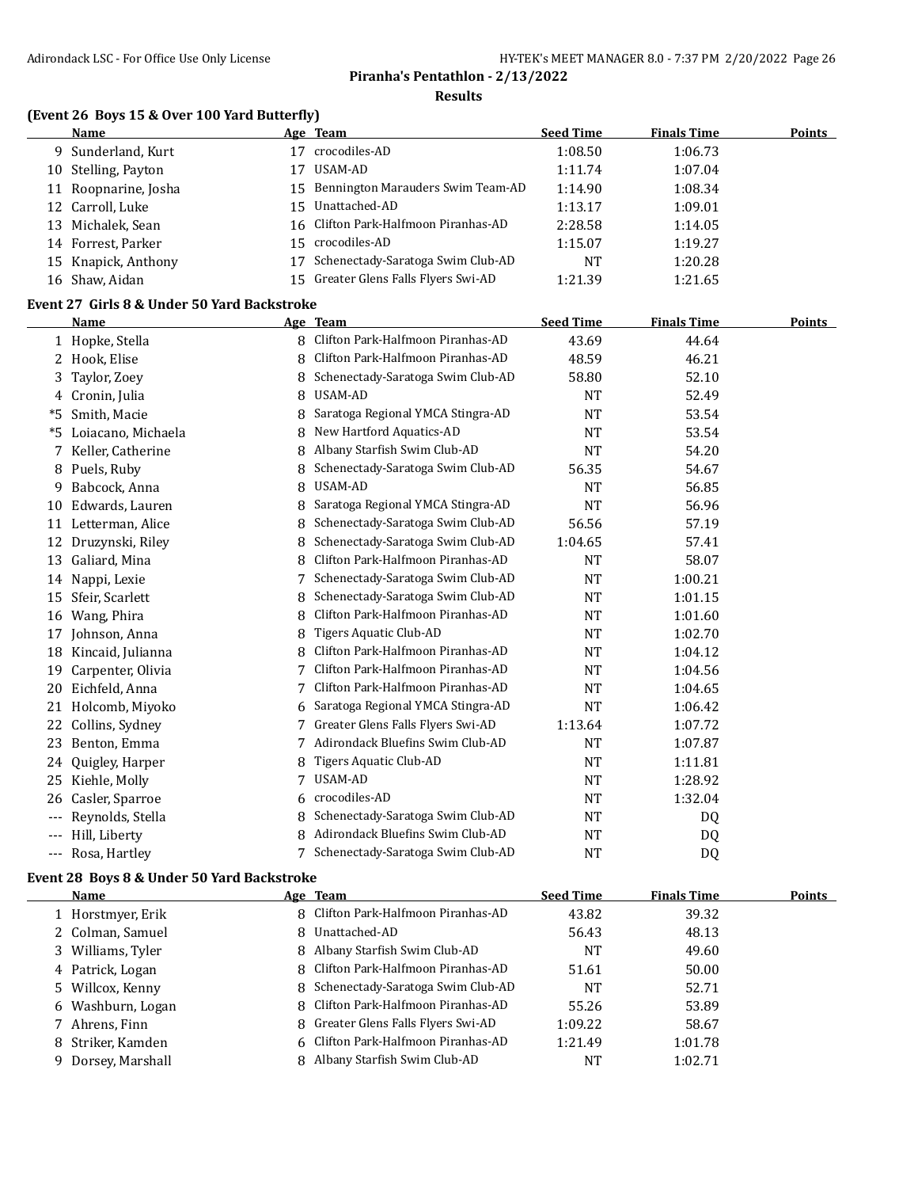**Piranha's Pentathlon - 2/13/2022**

**Results**

### (Event 26 Boys 15 & Over 100 Yard Butterfly)

| | Name | Age | Team | Seed Time | Finals Time | Points |
|---|---|---|---|---|---|---|
| 9 | Sunderland, Kurt | 17 | crocodiles-AD | 1:08.50 | 1:06.73 | |
| 10 | Stelling, Payton | 17 | USAM-AD | 1:11.74 | 1:07.04 | |
| 11 | Roopnarine, Josha | 15 | Bennington Marauders Swim Team-AD | 1:14.90 | 1:08.34 | |
| 12 | Carroll, Luke | 15 | Unattached-AD | 1:13.17 | 1:09.01 | |
| 13 | Michalek, Sean | 16 | Clifton Park-Halfmoon Piranhas-AD | 2:28.58 | 1:14.05 | |
| 14 | Forrest, Parker | 15 | crocodiles-AD | 1:15.07 | 1:19.27 | |
| 15 | Knapick, Anthony | 17 | Schenectady-Saratoga Swim Club-AD | NT | 1:20.28 | |
| 16 | Shaw, Aidan | 15 | Greater Glens Falls Flyers Swi-AD | 1:21.39 | 1:21.65 | |

### Event 27 Girls 8 & Under 50 Yard Backstroke

| | Name | Age | Team | Seed Time | Finals Time | Points |
|---|---|---|---|---|---|---|
| 1 | Hopke, Stella | 8 | Clifton Park-Halfmoon Piranhas-AD | 43.69 | 44.64 | |
| 2 | Hook, Elise | 8 | Clifton Park-Halfmoon Piranhas-AD | 48.59 | 46.21 | |
| 3 | Taylor, Zoey | 8 | Schenectady-Saratoga Swim Club-AD | 58.80 | 52.10 | |
| 4 | Cronin, Julia | 8 | USAM-AD | NT | 52.49 | |
| *5 | Smith, Macie | 8 | Saratoga Regional YMCA Stingra-AD | NT | 53.54 | |
| *5 | Loiacano, Michaela | 8 | New Hartford Aquatics-AD | NT | 53.54 | |
| 7 | Keller, Catherine | 8 | Albany Starfish Swim Club-AD | NT | 54.20 | |
| 8 | Puels, Ruby | 8 | Schenectady-Saratoga Swim Club-AD | 56.35 | 54.67 | |
| 9 | Babcock, Anna | 8 | USAM-AD | NT | 56.85 | |
| 10 | Edwards, Lauren | 8 | Saratoga Regional YMCA Stingra-AD | NT | 56.96 | |
| 11 | Letterman, Alice | 8 | Schenectady-Saratoga Swim Club-AD | 56.56 | 57.19 | |
| 12 | Druzynski, Riley | 8 | Schenectady-Saratoga Swim Club-AD | 1:04.65 | 57.41 | |
| 13 | Galiard, Mina | 8 | Clifton Park-Halfmoon Piranhas-AD | NT | 58.07 | |
| 14 | Nappi, Lexie | 7 | Schenectady-Saratoga Swim Club-AD | NT | 1:00.21 | |
| 15 | Sfeir, Scarlett | 8 | Schenectady-Saratoga Swim Club-AD | NT | 1:01.15 | |
| 16 | Wang, Phira | 8 | Clifton Park-Halfmoon Piranhas-AD | NT | 1:01.60 | |
| 17 | Johnson, Anna | 8 | Tigers Aquatic Club-AD | NT | 1:02.70 | |
| 18 | Kincaid, Julianna | 8 | Clifton Park-Halfmoon Piranhas-AD | NT | 1:04.12 | |
| 19 | Carpenter, Olivia | 7 | Clifton Park-Halfmoon Piranhas-AD | NT | 1:04.56 | |
| 20 | Eichfeld, Anna | 7 | Clifton Park-Halfmoon Piranhas-AD | NT | 1:04.65 | |
| 21 | Holcomb, Miyoko | 6 | Saratoga Regional YMCA Stingra-AD | NT | 1:06.42 | |
| 22 | Collins, Sydney | 7 | Greater Glens Falls Flyers Swi-AD | 1:13.64 | 1:07.72 | |
| 23 | Benton, Emma | 7 | Adirondack Bluefins Swim Club-AD | NT | 1:07.87 | |
| 24 | Quigley, Harper | 8 | Tigers Aquatic Club-AD | NT | 1:11.81 | |
| 25 | Kiehle, Molly | 7 | USAM-AD | NT | 1:28.92 | |
| 26 | Casler, Sparroe | 6 | crocodiles-AD | NT | 1:32.04 | |
| --- | Reynolds, Stella | 8 | Schenectady-Saratoga Swim Club-AD | NT | DQ | |
| --- | Hill, Liberty | 8 | Adirondack Bluefins Swim Club-AD | NT | DQ | |
| --- | Rosa, Hartley | 7 | Schenectady-Saratoga Swim Club-AD | NT | DQ | |

### Event 28 Boys 8 & Under 50 Yard Backstroke

| | Name | Age | Team | Seed Time | Finals Time | Points |
|---|---|---|---|---|---|---|
| 1 | Horstmyer, Erik | 8 | Clifton Park-Halfmoon Piranhas-AD | 43.82 | 39.32 | |
| 2 | Colman, Samuel | 8 | Unattached-AD | 56.43 | 48.13 | |
| 3 | Williams, Tyler | 8 | Albany Starfish Swim Club-AD | NT | 49.60 | |
| 4 | Patrick, Logan | 8 | Clifton Park-Halfmoon Piranhas-AD | 51.61 | 50.00 | |
| 5 | Willcox, Kenny | 8 | Schenectady-Saratoga Swim Club-AD | NT | 52.71 | |
| 6 | Washburn, Logan | 8 | Clifton Park-Halfmoon Piranhas-AD | 55.26 | 53.89 | |
| 7 | Ahrens, Finn | 8 | Greater Glens Falls Flyers Swi-AD | 1:09.22 | 58.67 | |
| 8 | Striker, Kamden | 6 | Clifton Park-Halfmoon Piranhas-AD | 1:21.49 | 1:01.78 | |
| 9 | Dorsey, Marshall | 8 | Albany Starfish Swim Club-AD | NT | 1:02.71 | |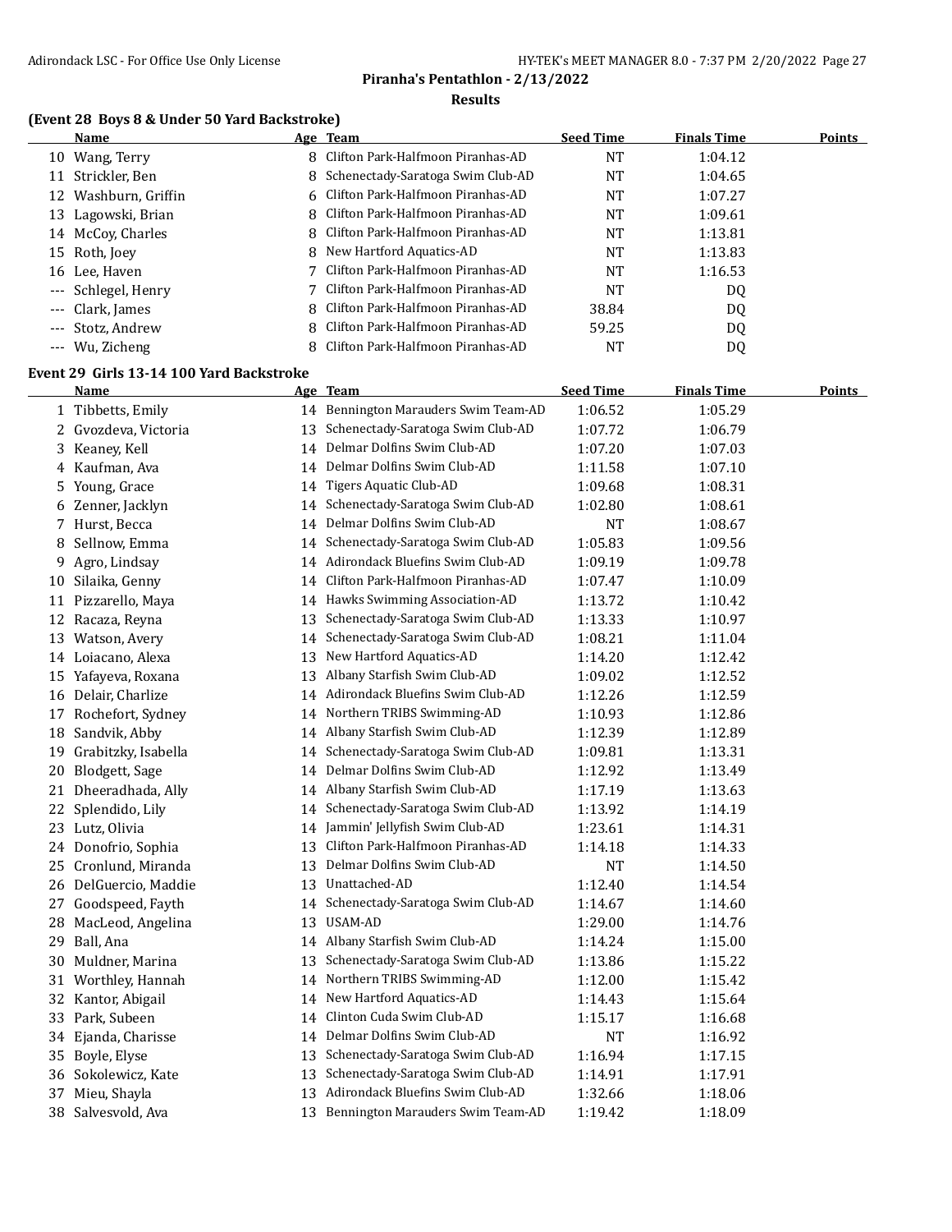# Piranha's Pentathlon - 2/13/2022

## Results

### (Event 28 Boys 8 & Under 50 Yard Backstroke)

| | Name | Age | Team | Seed Time | Finals Time | Points |
|---|---|---|---|---|---|---|
| 10 | Wang, Terry | 8 | Clifton Park-Halfmoon Piranhas-AD | NT | 1:04.12 | |
| 11 | Strickler, Ben | 8 | Schenectady-Saratoga Swim Club-AD | NT | 1:04.65 | |
| 12 | Washburn, Griffin | 6 | Clifton Park-Halfmoon Piranhas-AD | NT | 1:07.27 | |
| 13 | Lagowski, Brian | 8 | Clifton Park-Halfmoon Piranhas-AD | NT | 1:09.61 | |
| 14 | McCoy, Charles | 8 | Clifton Park-Halfmoon Piranhas-AD | NT | 1:13.81 | |
| 15 | Roth, Joey | 8 | New Hartford Aquatics-AD | NT | 1:13.83 | |
| 16 | Lee, Haven | 7 | Clifton Park-Halfmoon Piranhas-AD | NT | 1:16.53 | |
| --- | Schlegel, Henry | 7 | Clifton Park-Halfmoon Piranhas-AD | NT | DQ | |
| --- | Clark, James | 8 | Clifton Park-Halfmoon Piranhas-AD | 38.84 | DQ | |
| --- | Stotz, Andrew | 8 | Clifton Park-Halfmoon Piranhas-AD | 59.25 | DQ | |
| --- | Wu, Zicheng | 8 | Clifton Park-Halfmoon Piranhas-AD | NT | DQ | |

### Event 29 Girls 13-14 100 Yard Backstroke

| | Name | Age | Team | Seed Time | Finals Time | Points |
|---|---|---|---|---|---|---|
| 1 | Tibbetts, Emily | 14 | Bennington Marauders Swim Team-AD | 1:06.52 | 1:05.29 | |
| 2 | Gvozdeva, Victoria | 13 | Schenectady-Saratoga Swim Club-AD | 1:07.72 | 1:06.79 | |
| 3 | Keaney, Kell | 14 | Delmar Dolfins Swim Club-AD | 1:07.20 | 1:07.03 | |
| 4 | Kaufman, Ava | 14 | Delmar Dolfins Swim Club-AD | 1:11.58 | 1:07.10 | |
| 5 | Young, Grace | 14 | Tigers Aquatic Club-AD | 1:09.68 | 1:08.31 | |
| 6 | Zenner, Jacklyn | 14 | Schenectady-Saratoga Swim Club-AD | 1:02.80 | 1:08.61 | |
| 7 | Hurst, Becca | 14 | Delmar Dolfins Swim Club-AD | NT | 1:08.67 | |
| 8 | Sellnow, Emma | 14 | Schenectady-Saratoga Swim Club-AD | 1:05.83 | 1:09.56 | |
| 9 | Agro, Lindsay | 14 | Adirondack Bluefins Swim Club-AD | 1:09.19 | 1:09.78 | |
| 10 | Silaika, Genny | 14 | Clifton Park-Halfmoon Piranhas-AD | 1:07.47 | 1:10.09 | |
| 11 | Pizzarello, Maya | 14 | Hawks Swimming Association-AD | 1:13.72 | 1:10.42 | |
| 12 | Racaza, Reyna | 13 | Schenectady-Saratoga Swim Club-AD | 1:13.33 | 1:10.97 | |
| 13 | Watson, Avery | 14 | Schenectady-Saratoga Swim Club-AD | 1:08.21 | 1:11.04 | |
| 14 | Loiacano, Alexa | 13 | New Hartford Aquatics-AD | 1:14.20 | 1:12.42 | |
| 15 | Yafayeva, Roxana | 13 | Albany Starfish Swim Club-AD | 1:09.02 | 1:12.52 | |
| 16 | Delair, Charlize | 14 | Adirondack Bluefins Swim Club-AD | 1:12.26 | 1:12.59 | |
| 17 | Rochefort, Sydney | 14 | Northern TRIBS Swimming-AD | 1:10.93 | 1:12.86 | |
| 18 | Sandvik, Abby | 14 | Albany Starfish Swim Club-AD | 1:12.39 | 1:12.89 | |
| 19 | Grabitzky, Isabella | 14 | Schenectady-Saratoga Swim Club-AD | 1:09.81 | 1:13.31 | |
| 20 | Blodgett, Sage | 14 | Delmar Dolfins Swim Club-AD | 1:12.92 | 1:13.49 | |
| 21 | Dheeradhada, Ally | 14 | Albany Starfish Swim Club-AD | 1:17.19 | 1:13.63 | |
| 22 | Splendido, Lily | 14 | Schenectady-Saratoga Swim Club-AD | 1:13.92 | 1:14.19 | |
| 23 | Lutz, Olivia | 14 | Jammin' Jellyfish Swim Club-AD | 1:23.61 | 1:14.31 | |
| 24 | Donofrio, Sophia | 13 | Clifton Park-Halfmoon Piranhas-AD | 1:14.18 | 1:14.33 | |
| 25 | Cronlund, Miranda | 13 | Delmar Dolfins Swim Club-AD | NT | 1:14.50 | |
| 26 | DelGuercio, Maddie | 13 | Unattached-AD | 1:12.40 | 1:14.54 | |
| 27 | Goodspeed, Fayth | 14 | Schenectady-Saratoga Swim Club-AD | 1:14.67 | 1:14.60 | |
| 28 | MacLeod, Angelina | 13 | USAM-AD | 1:29.00 | 1:14.76 | |
| 29 | Ball, Ana | 14 | Albany Starfish Swim Club-AD | 1:14.24 | 1:15.00 | |
| 30 | Muldner, Marina | 13 | Schenectady-Saratoga Swim Club-AD | 1:13.86 | 1:15.22 | |
| 31 | Worthley, Hannah | 14 | Northern TRIBS Swimming-AD | 1:12.00 | 1:15.42 | |
| 32 | Kantor, Abigail | 14 | New Hartford Aquatics-AD | 1:14.43 | 1:15.64 | |
| 33 | Park, Subeen | 14 | Clinton Cuda Swim Club-AD | 1:15.17 | 1:16.68 | |
| 34 | Ejanda, Charisse | 14 | Delmar Dolfins Swim Club-AD | NT | 1:16.92 | |
| 35 | Boyle, Elyse | 13 | Schenectady-Saratoga Swim Club-AD | 1:16.94 | 1:17.15 | |
| 36 | Sokolewicz, Kate | 13 | Schenectady-Saratoga Swim Club-AD | 1:14.91 | 1:17.91 | |
| 37 | Mieu, Shayla | 13 | Adirondack Bluefins Swim Club-AD | 1:32.66 | 1:18.06 | |
| 38 | Salvesvold, Ava | 13 | Bennington Marauders Swim Team-AD | 1:19.42 | 1:18.09 | |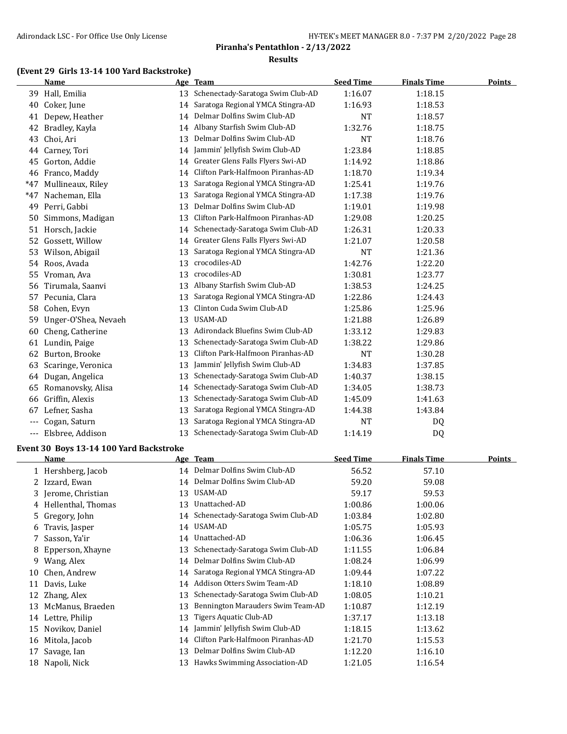**Piranha's Pentathlon - 2/13/2022**

**Results**

### (Event 29 Girls 13-14 100 Yard Backstroke)

| | Name | Age | Team | Seed Time | Finals Time | Points |
|---|---|---|---|---|---|---|
| 39 | Hall, Emilia | 13 | Schenectady-Saratoga Swim Club-AD | 1:16.07 | 1:18.15 | |
| 40 | Coker, June | 14 | Saratoga Regional YMCA Stingra-AD | 1:16.93 | 1:18.53 | |
| 41 | Depew, Heather | 14 | Delmar Dolfins Swim Club-AD | NT | 1:18.57 | |
| 42 | Bradley, Kayla | 14 | Albany Starfish Swim Club-AD | 1:32.76 | 1:18.75 | |
| 43 | Choi, Ari | 13 | Delmar Dolfins Swim Club-AD | NT | 1:18.76 | |
| 44 | Carney, Tori | 14 | Jammin' Jellyfish Swim Club-AD | 1:23.84 | 1:18.85 | |
| 45 | Gorton, Addie | 14 | Greater Glens Falls Flyers Swi-AD | 1:14.92 | 1:18.86 | |
| 46 | Franco, Maddy | 14 | Clifton Park-Halfmoon Piranhas-AD | 1:18.70 | 1:19.34 | |
| *47 | Mullineaux, Riley | 13 | Saratoga Regional YMCA Stingra-AD | 1:25.41 | 1:19.76 | |
| *47 | Nacheman, Ella | 13 | Saratoga Regional YMCA Stingra-AD | 1:17.38 | 1:19.76 | |
| 49 | Perri, Gabbi | 13 | Delmar Dolfins Swim Club-AD | 1:19.01 | 1:19.98 | |
| 50 | Simmons, Madigan | 13 | Clifton Park-Halfmoon Piranhas-AD | 1:29.08 | 1:20.25 | |
| 51 | Horsch, Jackie | 14 | Schenectady-Saratoga Swim Club-AD | 1:26.31 | 1:20.33 | |
| 52 | Gossett, Willow | 14 | Greater Glens Falls Flyers Swi-AD | 1:21.07 | 1:20.58 | |
| 53 | Wilson, Abigail | 13 | Saratoga Regional YMCA Stingra-AD | NT | 1:21.36 | |
| 54 | Roos, Avada | 13 | crocodiles-AD | 1:42.76 | 1:22.20 | |
| 55 | Vroman, Ava | 13 | crocodiles-AD | 1:30.81 | 1:23.77 | |
| 56 | Tirumala, Saanvi | 13 | Albany Starfish Swim Club-AD | 1:38.53 | 1:24.25 | |
| 57 | Pecunia, Clara | 13 | Saratoga Regional YMCA Stingra-AD | 1:22.86 | 1:24.43 | |
| 58 | Cohen, Evyn | 13 | Clinton Cuda Swim Club-AD | 1:25.86 | 1:25.96 | |
| 59 | Unger-O'Shea, Nevaeh | 13 | USAM-AD | 1:21.88 | 1:26.89 | |
| 60 | Cheng, Catherine | 13 | Adirondack Bluefins Swim Club-AD | 1:33.12 | 1:29.83 | |
| 61 | Lundin, Paige | 13 | Schenectady-Saratoga Swim Club-AD | 1:38.22 | 1:29.86 | |
| 62 | Burton, Brooke | 13 | Clifton Park-Halfmoon Piranhas-AD | NT | 1:30.28 | |
| 63 | Scaringe, Veronica | 13 | Jammin' Jellyfish Swim Club-AD | 1:34.83 | 1:37.85 | |
| 64 | Dugan, Angelica | 13 | Schenectady-Saratoga Swim Club-AD | 1:40.37 | 1:38.15 | |
| 65 | Romanovsky, Alisa | 14 | Schenectady-Saratoga Swim Club-AD | 1:34.05 | 1:38.73 | |
| 66 | Griffin, Alexis | 13 | Schenectady-Saratoga Swim Club-AD | 1:45.09 | 1:41.63 | |
| 67 | Lefner, Sasha | 13 | Saratoga Regional YMCA Stingra-AD | 1:44.38 | 1:43.84 | |
| --- | Cogan, Saturn | 13 | Saratoga Regional YMCA Stingra-AD | NT | DQ | |
| --- | Elsbree, Addison | 13 | Schenectady-Saratoga Swim Club-AD | 1:14.19 | DQ | |

### Event 30 Boys 13-14 100 Yard Backstroke

| | Name | Age | Team | Seed Time | Finals Time | Points |
|---|---|---|---|---|---|---|
| 1 | Hershberg, Jacob | 14 | Delmar Dolfins Swim Club-AD | 56.52 | 57.10 | |
| 2 | Izzard, Ewan | 14 | Delmar Dolfins Swim Club-AD | 59.20 | 59.08 | |
| 3 | Jerome, Christian | 13 | USAM-AD | 59.17 | 59.53 | |
| 4 | Hellenthal, Thomas | 13 | Unattached-AD | 1:00.86 | 1:00.06 | |
| 5 | Gregory, John | 14 | Schenectady-Saratoga Swim Club-AD | 1:03.84 | 1:02.80 | |
| 6 | Travis, Jasper | 14 | USAM-AD | 1:05.75 | 1:05.93 | |
| 7 | Sasson, Ya'ir | 14 | Unattached-AD | 1:06.36 | 1:06.45 | |
| 8 | Epperson, Xhayne | 13 | Schenectady-Saratoga Swim Club-AD | 1:11.55 | 1:06.84 | |
| 9 | Wang, Alex | 14 | Delmar Dolfins Swim Club-AD | 1:08.24 | 1:06.99 | |
| 10 | Chen, Andrew | 14 | Saratoga Regional YMCA Stingra-AD | 1:09.44 | 1:07.22 | |
| 11 | Davis, Luke | 14 | Addison Otters Swim Team-AD | 1:18.10 | 1:08.89 | |
| 12 | Zhang, Alex | 13 | Schenectady-Saratoga Swim Club-AD | 1:08.05 | 1:10.21 | |
| 13 | McManus, Braeden | 13 | Bennington Marauders Swim Team-AD | 1:10.87 | 1:12.19 | |
| 14 | Lettre, Philip | 13 | Tigers Aquatic Club-AD | 1:37.17 | 1:13.18 | |
| 15 | Novikov, Daniel | 14 | Jammin' Jellyfish Swim Club-AD | 1:18.15 | 1:13.62 | |
| 16 | Mitola, Jacob | 14 | Clifton Park-Halfmoon Piranhas-AD | 1:21.70 | 1:15.53 | |
| 17 | Savage, Ian | 13 | Delmar Dolfins Swim Club-AD | 1:12.20 | 1:16.10 | |
| 18 | Napoli, Nick | 13 | Hawks Swimming Association-AD | 1:21.05 | 1:16.54 | |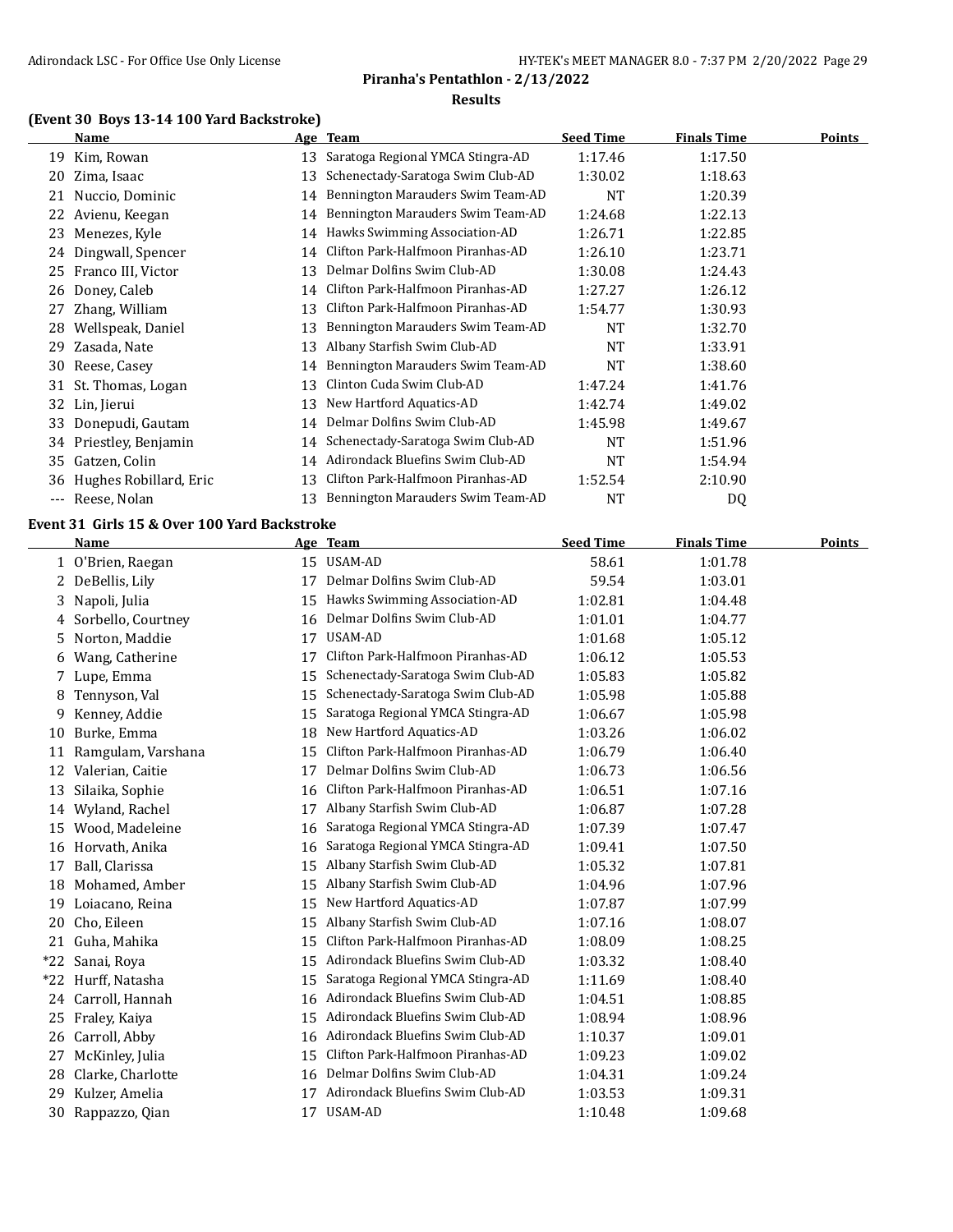## Piranha's Pentathlon - 2/13/2022

### Results

### (Event 30 Boys 13-14 100 Yard Backstroke)

| | Name | Age | Team | Seed Time | Finals Time | Points |
|---|---|---|---|---|---|---|
| 19 | Kim, Rowan | 13 | Saratoga Regional YMCA Stingra-AD | 1:17.46 | 1:17.50 | |
| 20 | Zima, Isaac | 13 | Schenectady-Saratoga Swim Club-AD | 1:30.02 | 1:18.63 | |
| 21 | Nuccio, Dominic | 14 | Bennington Marauders Swim Team-AD | NT | 1:20.39 | |
| 22 | Avienu, Keegan | 14 | Bennington Marauders Swim Team-AD | 1:24.68 | 1:22.13 | |
| 23 | Menezes, Kyle | 14 | Hawks Swimming Association-AD | 1:26.71 | 1:22.85 | |
| 24 | Dingwall, Spencer | 14 | Clifton Park-Halfmoon Piranhas-AD | 1:26.10 | 1:23.71 | |
| 25 | Franco III, Victor | 13 | Delmar Dolfins Swim Club-AD | 1:30.08 | 1:24.43 | |
| 26 | Doney, Caleb | 14 | Clifton Park-Halfmoon Piranhas-AD | 1:27.27 | 1:26.12 | |
| 27 | Zhang, William | 13 | Clifton Park-Halfmoon Piranhas-AD | 1:54.77 | 1:30.93 | |
| 28 | Wellspeak, Daniel | 13 | Bennington Marauders Swim Team-AD | NT | 1:32.70 | |
| 29 | Zasada, Nate | 13 | Albany Starfish Swim Club-AD | NT | 1:33.91 | |
| 30 | Reese, Casey | 14 | Bennington Marauders Swim Team-AD | NT | 1:38.60 | |
| 31 | St. Thomas, Logan | 13 | Clinton Cuda Swim Club-AD | 1:47.24 | 1:41.76 | |
| 32 | Lin, Jierui | 13 | New Hartford Aquatics-AD | 1:42.74 | 1:49.02 | |
| 33 | Donepudi, Gautam | 14 | Delmar Dolfins Swim Club-AD | 1:45.98 | 1:49.67 | |
| 34 | Priestley, Benjamin | 14 | Schenectady-Saratoga Swim Club-AD | NT | 1:51.96 | |
| 35 | Gatzen, Colin | 14 | Adirondack Bluefins Swim Club-AD | NT | 1:54.94 | |
| 36 | Hughes Robillard, Eric | 13 | Clifton Park-Halfmoon Piranhas-AD | 1:52.54 | 2:10.90 | |
| --- | Reese, Nolan | 13 | Bennington Marauders Swim Team-AD | NT | DQ | |

### Event 31 Girls 15 & Over 100 Yard Backstroke

| | Name | Age | Team | Seed Time | Finals Time | Points |
|---|---|---|---|---|---|---|
| 1 | O'Brien, Raegan | 15 | USAM-AD | 58.61 | 1:01.78 | |
| 2 | DeBellis, Lily | 17 | Delmar Dolfins Swim Club-AD | 59.54 | 1:03.01 | |
| 3 | Napoli, Julia | 15 | Hawks Swimming Association-AD | 1:02.81 | 1:04.48 | |
| 4 | Sorbello, Courtney | 16 | Delmar Dolfins Swim Club-AD | 1:01.01 | 1:04.77 | |
| 5 | Norton, Maddie | 17 | USAM-AD | 1:01.68 | 1:05.12 | |
| 6 | Wang, Catherine | 17 | Clifton Park-Halfmoon Piranhas-AD | 1:06.12 | 1:05.53 | |
| 7 | Lupe, Emma | 15 | Schenectady-Saratoga Swim Club-AD | 1:05.83 | 1:05.82 | |
| 8 | Tennyson, Val | 15 | Schenectady-Saratoga Swim Club-AD | 1:05.98 | 1:05.88 | |
| 9 | Kenney, Addie | 15 | Saratoga Regional YMCA Stingra-AD | 1:06.67 | 1:05.98 | |
| 10 | Burke, Emma | 18 | New Hartford Aquatics-AD | 1:03.26 | 1:06.02 | |
| 11 | Ramgulam, Varshana | 15 | Clifton Park-Halfmoon Piranhas-AD | 1:06.79 | 1:06.40 | |
| 12 | Valerian, Caitie | 17 | Delmar Dolfins Swim Club-AD | 1:06.73 | 1:06.56 | |
| 13 | Silaika, Sophie | 16 | Clifton Park-Halfmoon Piranhas-AD | 1:06.51 | 1:07.16 | |
| 14 | Wyland, Rachel | 17 | Albany Starfish Swim Club-AD | 1:06.87 | 1:07.28 | |
| 15 | Wood, Madeleine | 16 | Saratoga Regional YMCA Stingra-AD | 1:07.39 | 1:07.47 | |
| 16 | Horvath, Anika | 16 | Saratoga Regional YMCA Stingra-AD | 1:09.41 | 1:07.50 | |
| 17 | Ball, Clarissa | 15 | Albany Starfish Swim Club-AD | 1:05.32 | 1:07.81 | |
| 18 | Mohamed, Amber | 15 | Albany Starfish Swim Club-AD | 1:04.96 | 1:07.96 | |
| 19 | Loiacano, Reina | 15 | New Hartford Aquatics-AD | 1:07.87 | 1:07.99 | |
| 20 | Cho, Eileen | 15 | Albany Starfish Swim Club-AD | 1:07.16 | 1:08.07 | |
| 21 | Guha, Mahika | 15 | Clifton Park-Halfmoon Piranhas-AD | 1:08.09 | 1:08.25 | |
| *22 | Sanai, Roya | 15 | Adirondack Bluefins Swim Club-AD | 1:03.32 | 1:08.40 | |
| *22 | Hurff, Natasha | 15 | Saratoga Regional YMCA Stingra-AD | 1:11.69 | 1:08.40 | |
| 24 | Carroll, Hannah | 16 | Adirondack Bluefins Swim Club-AD | 1:04.51 | 1:08.85 | |
| 25 | Fraley, Kaiya | 15 | Adirondack Bluefins Swim Club-AD | 1:08.94 | 1:08.96 | |
| 26 | Carroll, Abby | 16 | Adirondack Bluefins Swim Club-AD | 1:10.37 | 1:09.01 | |
| 27 | McKinley, Julia | 15 | Clifton Park-Halfmoon Piranhas-AD | 1:09.23 | 1:09.02 | |
| 28 | Clarke, Charlotte | 16 | Delmar Dolfins Swim Club-AD | 1:04.31 | 1:09.24 | |
| 29 | Kulzer, Amelia | 17 | Adirondack Bluefins Swim Club-AD | 1:03.53 | 1:09.31 | |
| 30 | Rappazzo, Qian | 17 | USAM-AD | 1:10.48 | 1:09.68 | |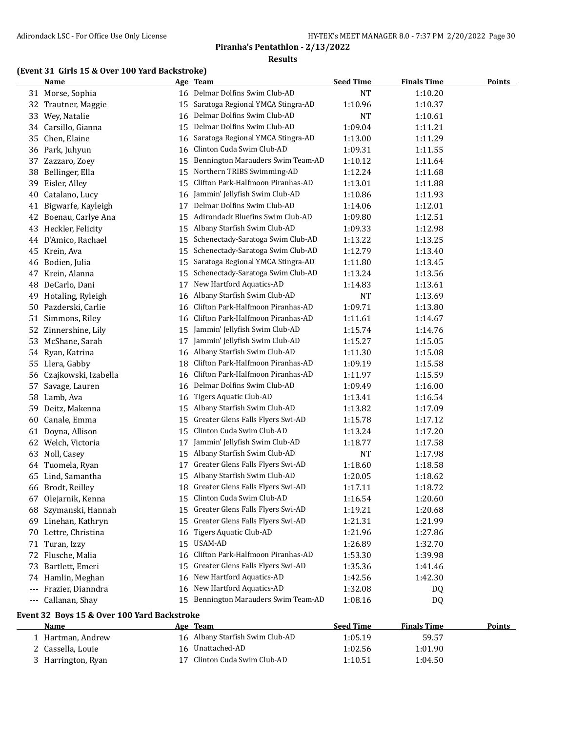# Piranha's Pentathlon - 2/13/2022

## Results

### (Event 31 Girls 15 & Over 100 Yard Backstroke)

| | Name | Age | Team | Seed Time | Finals Time | Points |
|---|---|---|---|---|---|---|
| 31 | Morse, Sophia | 16 | Delmar Dolfins Swim Club-AD | NT | 1:10.20 | |
| 32 | Trautner, Maggie | 15 | Saratoga Regional YMCA Stingra-AD | 1:10.96 | 1:10.37 | |
| 33 | Wey, Natalie | 16 | Delmar Dolfins Swim Club-AD | NT | 1:10.61 | |
| 34 | Carsillo, Gianna | 15 | Delmar Dolfins Swim Club-AD | 1:09.04 | 1:11.21 | |
| 35 | Chen, Elaine | 16 | Saratoga Regional YMCA Stingra-AD | 1:13.00 | 1:11.29 | |
| 36 | Park, Juhyun | 16 | Clinton Cuda Swim Club-AD | 1:09.31 | 1:11.55 | |
| 37 | Zazzaro, Zoey | 15 | Bennington Marauders Swim Team-AD | 1:10.12 | 1:11.64 | |
| 38 | Bellinger, Ella | 15 | Northern TRIBS Swimming-AD | 1:12.24 | 1:11.68 | |
| 39 | Eisler, Alley | 15 | Clifton Park-Halfmoon Piranhas-AD | 1:13.01 | 1:11.88 | |
| 40 | Catalano, Lucy | 16 | Jammin' Jellyfish Swim Club-AD | 1:10.86 | 1:11.93 | |
| 41 | Bigwarfe, Kayleigh | 17 | Delmar Dolfins Swim Club-AD | 1:14.06 | 1:12.01 | |
| 42 | Boenau, Carlye Ana | 15 | Adirondack Bluefins Swim Club-AD | 1:09.80 | 1:12.51 | |
| 43 | Heckler, Felicity | 15 | Albany Starfish Swim Club-AD | 1:09.33 | 1:12.98 | |
| 44 | D'Amico, Rachael | 15 | Schenectady-Saratoga Swim Club-AD | 1:13.22 | 1:13.25 | |
| 45 | Krein, Ava | 15 | Schenectady-Saratoga Swim Club-AD | 1:12.79 | 1:13.40 | |
| 46 | Bodien, Julia | 15 | Saratoga Regional YMCA Stingra-AD | 1:11.80 | 1:13.45 | |
| 47 | Krein, Alanna | 15 | Schenectady-Saratoga Swim Club-AD | 1:13.24 | 1:13.56 | |
| 48 | DeCarlo, Dani | 17 | New Hartford Aquatics-AD | 1:14.83 | 1:13.61 | |
| 49 | Hotaling, Ryleigh | 16 | Albany Starfish Swim Club-AD | NT | 1:13.69 | |
| 50 | Pazderski, Carlie | 16 | Clifton Park-Halfmoon Piranhas-AD | 1:09.71 | 1:13.80 | |
| 51 | Simmons, Riley | 16 | Clifton Park-Halfmoon Piranhas-AD | 1:11.61 | 1:14.67 | |
| 52 | Zinnershine, Lily | 15 | Jammin' Jellyfish Swim Club-AD | 1:15.74 | 1:14.76 | |
| 53 | McShane, Sarah | 17 | Jammin' Jellyfish Swim Club-AD | 1:15.27 | 1:15.05 | |
| 54 | Ryan, Katrina | 16 | Albany Starfish Swim Club-AD | 1:11.30 | 1:15.08 | |
| 55 | Llera, Gabby | 18 | Clifton Park-Halfmoon Piranhas-AD | 1:09.19 | 1:15.58 | |
| 56 | Czajkowski, Izabella | 16 | Clifton Park-Halfmoon Piranhas-AD | 1:11.97 | 1:15.59 | |
| 57 | Savage, Lauren | 16 | Delmar Dolfins Swim Club-AD | 1:09.49 | 1:16.00 | |
| 58 | Lamb, Ava | 16 | Tigers Aquatic Club-AD | 1:13.41 | 1:16.54 | |
| 59 | Deitz, Makenna | 15 | Albany Starfish Swim Club-AD | 1:13.82 | 1:17.09 | |
| 60 | Canale, Emma | 15 | Greater Glens Falls Flyers Swi-AD | 1:15.78 | 1:17.12 | |
| 61 | Doyna, Allison | 15 | Clinton Cuda Swim Club-AD | 1:13.24 | 1:17.20 | |
| 62 | Welch, Victoria | 17 | Jammin' Jellyfish Swim Club-AD | 1:18.77 | 1:17.58 | |
| 63 | Noll, Casey | 15 | Albany Starfish Swim Club-AD | NT | 1:17.98 | |
| 64 | Tuomela, Ryan | 17 | Greater Glens Falls Flyers Swi-AD | 1:18.60 | 1:18.58 | |
| 65 | Lind, Samantha | 15 | Albany Starfish Swim Club-AD | 1:20.05 | 1:18.62 | |
| 66 | Brodt, Reilley | 18 | Greater Glens Falls Flyers Swi-AD | 1:17.11 | 1:18.72 | |
| 67 | Olejarnik, Kenna | 15 | Clinton Cuda Swim Club-AD | 1:16.54 | 1:20.60 | |
| 68 | Szymanski, Hannah | 15 | Greater Glens Falls Flyers Swi-AD | 1:19.21 | 1:20.68 | |
| 69 | Linehan, Kathryn | 15 | Greater Glens Falls Flyers Swi-AD | 1:21.31 | 1:21.99 | |
| 70 | Lettre, Christina | 16 | Tigers Aquatic Club-AD | 1:21.96 | 1:27.86 | |
| 71 | Turan, Izzy | 15 | USAM-AD | 1:26.89 | 1:32.70 | |
| 72 | Flusche, Malia | 16 | Clifton Park-Halfmoon Piranhas-AD | 1:53.30 | 1:39.98 | |
| 73 | Bartlett, Emeri | 15 | Greater Glens Falls Flyers Swi-AD | 1:35.36 | 1:41.46 | |
| 74 | Hamlin, Meghan | 16 | New Hartford Aquatics-AD | 1:42.56 | 1:42.30 | |
| --- | Frazier, Dianndra | 16 | New Hartford Aquatics-AD | 1:32.08 | DQ | |
| --- | Callanan, Shay | 15 | Bennington Marauders Swim Team-AD | 1:08.16 | DQ | |

### Event 32 Boys 15 & Over 100 Yard Backstroke

| | Name | Age | Team | Seed Time | Finals Time | Points |
|---|---|---|---|---|---|---|
| 1 | Hartman, Andrew | 16 | Albany Starfish Swim Club-AD | 1:05.19 | 59.57 | |
| 2 | Cassella, Louie | 16 | Unattached-AD | 1:02.56 | 1:01.90 | |
| 3 | Harrington, Ryan | 17 | Clinton Cuda Swim Club-AD | 1:10.51 | 1:04.50 | |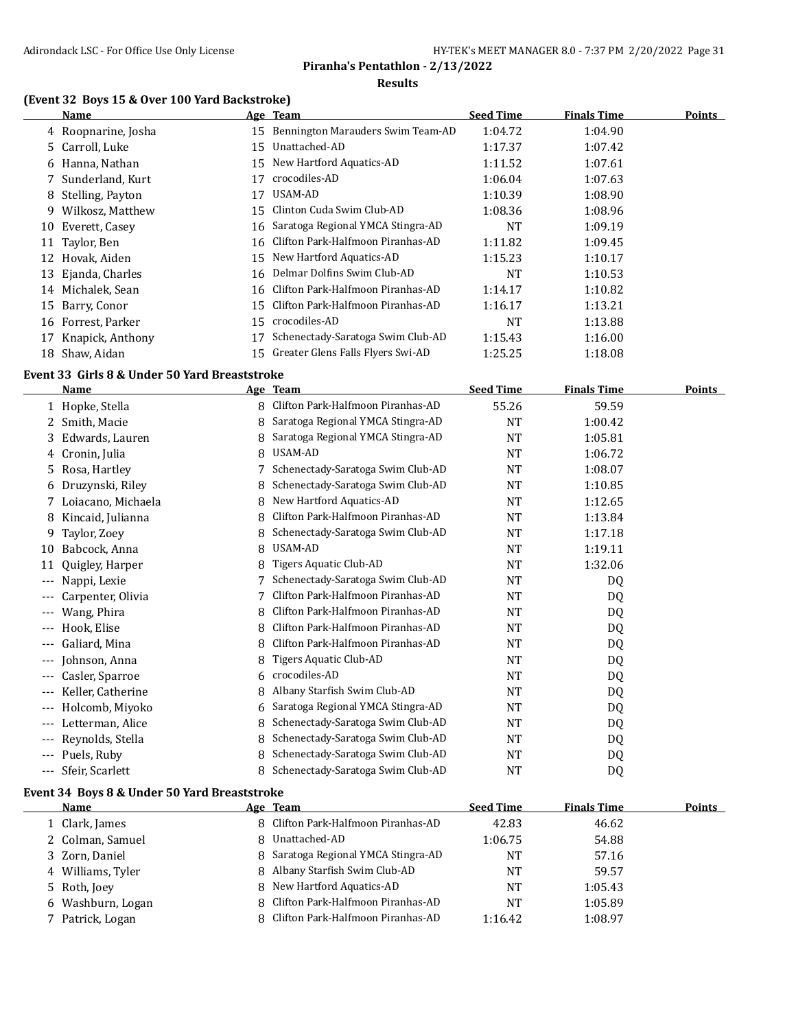**Piranha's Pentathlon - 2/13/2022**

**Results**

### (Event 32 Boys 15 & Over 100 Yard Backstroke)

| | Name | Age | Team | Seed Time | Finals Time | Points |
|---|---|---|---|---|---|---|
| 4 | Roopnarine, Josha | 15 | Bennington Marauders Swim Team-AD | 1:04.72 | 1:04.90 | |
| 5 | Carroll, Luke | 15 | Unattached-AD | 1:17.37 | 1:07.42 | |
| 6 | Hanna, Nathan | 15 | New Hartford Aquatics-AD | 1:11.52 | 1:07.61 | |
| 7 | Sunderland, Kurt | 17 | crocodiles-AD | 1:06.04 | 1:07.63 | |
| 8 | Stelling, Payton | 17 | USAM-AD | 1:10.39 | 1:08.90 | |
| 9 | Wilkosz, Matthew | 15 | Clinton Cuda Swim Club-AD | 1:08.36 | 1:08.96 | |
| 10 | Everett, Casey | 16 | Saratoga Regional YMCA Stingra-AD | NT | 1:09.19 | |
| 11 | Taylor, Ben | 16 | Clifton Park-Halfmoon Piranhas-AD | 1:11.82 | 1:09.45 | |
| 12 | Hovak, Aiden | 15 | New Hartford Aquatics-AD | 1:15.23 | 1:10.17 | |
| 13 | Ejanda, Charles | 16 | Delmar Dolfins Swim Club-AD | NT | 1:10.53 | |
| 14 | Michalek, Sean | 16 | Clifton Park-Halfmoon Piranhas-AD | 1:14.17 | 1:10.82 | |
| 15 | Barry, Conor | 15 | Clifton Park-Halfmoon Piranhas-AD | 1:16.17 | 1:13.21 | |
| 16 | Forrest, Parker | 15 | crocodiles-AD | NT | 1:13.88 | |
| 17 | Knapick, Anthony | 17 | Schenectady-Saratoga Swim Club-AD | 1:15.43 | 1:16.00 | |
| 18 | Shaw, Aidan | 15 | Greater Glens Falls Flyers Swi-AD | 1:25.25 | 1:18.08 | |

### Event 33 Girls 8 & Under 50 Yard Breaststroke

| | Name | Age | Team | Seed Time | Finals Time | Points |
|---|---|---|---|---|---|---|
| 1 | Hopke, Stella | 8 | Clifton Park-Halfmoon Piranhas-AD | 55.26 | 59.59 | |
| 2 | Smith, Macie | 8 | Saratoga Regional YMCA Stingra-AD | NT | 1:00.42 | |
| 3 | Edwards, Lauren | 8 | Saratoga Regional YMCA Stingra-AD | NT | 1:05.81 | |
| 4 | Cronin, Julia | 8 | USAM-AD | NT | 1:06.72 | |
| 5 | Rosa, Hartley | 7 | Schenectady-Saratoga Swim Club-AD | NT | 1:08.07 | |
| 6 | Druzynski, Riley | 8 | Schenectady-Saratoga Swim Club-AD | NT | 1:10.85 | |
| 7 | Loiacano, Michaela | 8 | New Hartford Aquatics-AD | NT | 1:12.65 | |
| 8 | Kincaid, Julianna | 8 | Clifton Park-Halfmoon Piranhas-AD | NT | 1:13.84 | |
| 9 | Taylor, Zoey | 8 | Schenectady-Saratoga Swim Club-AD | NT | 1:17.18 | |
| 10 | Babcock, Anna | 8 | USAM-AD | NT | 1:19.11 | |
| 11 | Quigley, Harper | 8 | Tigers Aquatic Club-AD | NT | 1:32.06 | |
| --- | Nappi, Lexie | 7 | Schenectady-Saratoga Swim Club-AD | NT | DQ | |
| --- | Carpenter, Olivia | 7 | Clifton Park-Halfmoon Piranhas-AD | NT | DQ | |
| --- | Wang, Phira | 8 | Clifton Park-Halfmoon Piranhas-AD | NT | DQ | |
| --- | Hook, Elise | 8 | Clifton Park-Halfmoon Piranhas-AD | NT | DQ | |
| --- | Galiard, Mina | 8 | Clifton Park-Halfmoon Piranhas-AD | NT | DQ | |
| --- | Johnson, Anna | 8 | Tigers Aquatic Club-AD | NT | DQ | |
| --- | Casler, Sparroe | 6 | crocodiles-AD | NT | DQ | |
| --- | Keller, Catherine | 8 | Albany Starfish Swim Club-AD | NT | DQ | |
| --- | Holcomb, Miyoko | 6 | Saratoga Regional YMCA Stingra-AD | NT | DQ | |
| --- | Letterman, Alice | 8 | Schenectady-Saratoga Swim Club-AD | NT | DQ | |
| --- | Reynolds, Stella | 8 | Schenectady-Saratoga Swim Club-AD | NT | DQ | |
| --- | Puels, Ruby | 8 | Schenectady-Saratoga Swim Club-AD | NT | DQ | |
| --- | Sfeir, Scarlett | 8 | Schenectady-Saratoga Swim Club-AD | NT | DQ | |

### Event 34 Boys 8 & Under 50 Yard Breaststroke

| | Name | Age | Team | Seed Time | Finals Time | Points |
|---|---|---|---|---|---|---|
| 1 | Clark, James | 8 | Clifton Park-Halfmoon Piranhas-AD | 42.83 | 46.62 | |
| 2 | Colman, Samuel | 8 | Unattached-AD | 1:06.75 | 54.88 | |
| 3 | Zorn, Daniel | 8 | Saratoga Regional YMCA Stingra-AD | NT | 57.16 | |
| 4 | Williams, Tyler | 8 | Albany Starfish Swim Club-AD | NT | 59.57 | |
| 5 | Roth, Joey | 8 | New Hartford Aquatics-AD | NT | 1:05.43 | |
| 6 | Washburn, Logan | 8 | Clifton Park-Halfmoon Piranhas-AD | NT | 1:05.89 | |
| 7 | Patrick, Logan | 8 | Clifton Park-Halfmoon Piranhas-AD | 1:16.42 | 1:08.97 | |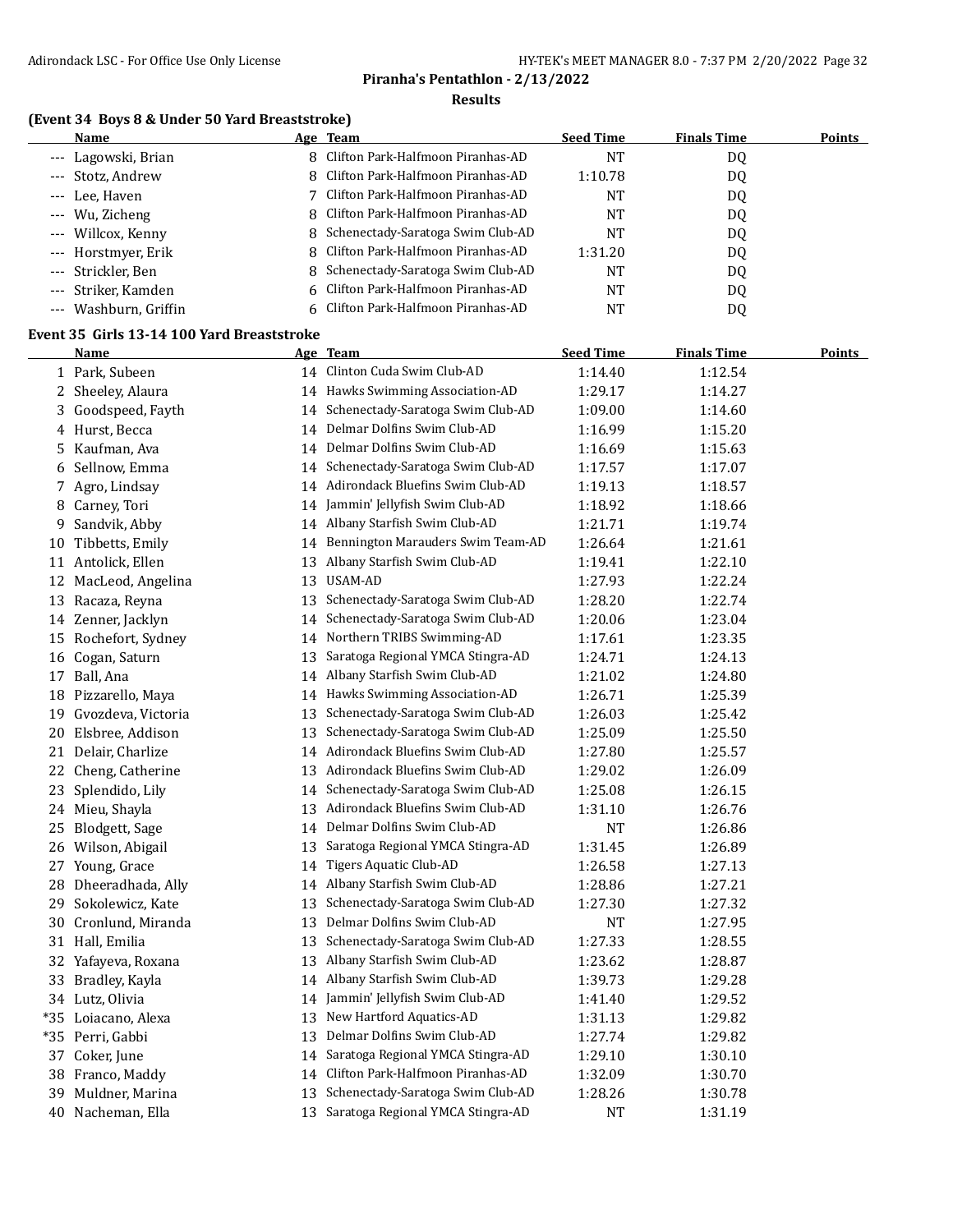## Piranha's Pentathlon - 2/13/2022

### Results

### (Event 34 Boys 8 & Under 50 Yard Breaststroke)

| | Name | Age | Team | Seed Time | Finals Time | Points |
|---|---|---|---|---|---|---|
| --- | Lagowski, Brian | 8 | Clifton Park-Halfmoon Piranhas-AD | NT | DQ | |
| --- | Stotz, Andrew | 8 | Clifton Park-Halfmoon Piranhas-AD | 1:10.78 | DQ | |
| --- | Lee, Haven | 7 | Clifton Park-Halfmoon Piranhas-AD | NT | DQ | |
| --- | Wu, Zicheng | 8 | Clifton Park-Halfmoon Piranhas-AD | NT | DQ | |
| --- | Willcox, Kenny | 8 | Schenectady-Saratoga Swim Club-AD | NT | DQ | |
| --- | Horstmyer, Erik | 8 | Clifton Park-Halfmoon Piranhas-AD | 1:31.20 | DQ | |
| --- | Strickler, Ben | 8 | Schenectady-Saratoga Swim Club-AD | NT | DQ | |
| --- | Striker, Kamden | 6 | Clifton Park-Halfmoon Piranhas-AD | NT | DQ | |
| --- | Washburn, Griffin | 6 | Clifton Park-Halfmoon Piranhas-AD | NT | DQ | |

### Event 35 Girls 13-14 100 Yard Breaststroke

| | Name | Age | Team | Seed Time | Finals Time | Points |
|---|---|---|---|---|---|---|
| 1 | Park, Subeen | 14 | Clinton Cuda Swim Club-AD | 1:14.40 | 1:12.54 | |
| 2 | Sheeley, Alaura | 14 | Hawks Swimming Association-AD | 1:29.17 | 1:14.27 | |
| 3 | Goodspeed, Fayth | 14 | Schenectady-Saratoga Swim Club-AD | 1:09.00 | 1:14.60 | |
| 4 | Hurst, Becca | 14 | Delmar Dolfins Swim Club-AD | 1:16.99 | 1:15.20 | |
| 5 | Kaufman, Ava | 14 | Delmar Dolfins Swim Club-AD | 1:16.69 | 1:15.63 | |
| 6 | Sellnow, Emma | 14 | Schenectady-Saratoga Swim Club-AD | 1:17.57 | 1:17.07 | |
| 7 | Agro, Lindsay | 14 | Adirondack Bluefins Swim Club-AD | 1:19.13 | 1:18.57 | |
| 8 | Carney, Tori | 14 | Jammin' Jellyfish Swim Club-AD | 1:18.92 | 1:18.66 | |
| 9 | Sandvik, Abby | 14 | Albany Starfish Swim Club-AD | 1:21.71 | 1:19.74 | |
| 10 | Tibbetts, Emily | 14 | Bennington Marauders Swim Team-AD | 1:26.64 | 1:21.61 | |
| 11 | Antolick, Ellen | 13 | Albany Starfish Swim Club-AD | 1:19.41 | 1:22.10 | |
| 12 | MacLeod, Angelina | 13 | USAM-AD | 1:27.93 | 1:22.24 | |
| 13 | Racaza, Reyna | 13 | Schenectady-Saratoga Swim Club-AD | 1:28.20 | 1:22.74 | |
| 14 | Zenner, Jacklyn | 14 | Schenectady-Saratoga Swim Club-AD | 1:20.06 | 1:23.04 | |
| 15 | Rochefort, Sydney | 14 | Northern TRIBS Swimming-AD | 1:17.61 | 1:23.35 | |
| 16 | Cogan, Saturn | 13 | Saratoga Regional YMCA Stingra-AD | 1:24.71 | 1:24.13 | |
| 17 | Ball, Ana | 14 | Albany Starfish Swim Club-AD | 1:21.02 | 1:24.80 | |
| 18 | Pizzarello, Maya | 14 | Hawks Swimming Association-AD | 1:26.71 | 1:25.39 | |
| 19 | Gvozdeva, Victoria | 13 | Schenectady-Saratoga Swim Club-AD | 1:26.03 | 1:25.42 | |
| 20 | Elsbree, Addison | 13 | Schenectady-Saratoga Swim Club-AD | 1:25.09 | 1:25.50 | |
| 21 | Delair, Charlize | 14 | Adirondack Bluefins Swim Club-AD | 1:27.80 | 1:25.57 | |
| 22 | Cheng, Catherine | 13 | Adirondack Bluefins Swim Club-AD | 1:29.02 | 1:26.09 | |
| 23 | Splendido, Lily | 14 | Schenectady-Saratoga Swim Club-AD | 1:25.08 | 1:26.15 | |
| 24 | Mieu, Shayla | 13 | Adirondack Bluefins Swim Club-AD | 1:31.10 | 1:26.76 | |
| 25 | Blodgett, Sage | 14 | Delmar Dolfins Swim Club-AD | NT | 1:26.86 | |
| 26 | Wilson, Abigail | 13 | Saratoga Regional YMCA Stingra-AD | 1:31.45 | 1:26.89 | |
| 27 | Young, Grace | 14 | Tigers Aquatic Club-AD | 1:26.58 | 1:27.13 | |
| 28 | Dheeradhada, Ally | 14 | Albany Starfish Swim Club-AD | 1:28.86 | 1:27.21 | |
| 29 | Sokolewicz, Kate | 13 | Schenectady-Saratoga Swim Club-AD | 1:27.30 | 1:27.32 | |
| 30 | Cronlund, Miranda | 13 | Delmar Dolfins Swim Club-AD | NT | 1:27.95 | |
| 31 | Hall, Emilia | 13 | Schenectady-Saratoga Swim Club-AD | 1:27.33 | 1:28.55 | |
| 32 | Yafayeva, Roxana | 13 | Albany Starfish Swim Club-AD | 1:23.62 | 1:28.87 | |
| 33 | Bradley, Kayla | 14 | Albany Starfish Swim Club-AD | 1:39.73 | 1:29.28 | |
| 34 | Lutz, Olivia | 14 | Jammin' Jellyfish Swim Club-AD | 1:41.40 | 1:29.52 | |
| *35 | Loiacano, Alexa | 13 | New Hartford Aquatics-AD | 1:31.13 | 1:29.82 | |
| *35 | Perri, Gabbi | 13 | Delmar Dolfins Swim Club-AD | 1:27.74 | 1:29.82 | |
| 37 | Coker, June | 14 | Saratoga Regional YMCA Stingra-AD | 1:29.10 | 1:30.10 | |
| 38 | Franco, Maddy | 14 | Clifton Park-Halfmoon Piranhas-AD | 1:32.09 | 1:30.70 | |
| 39 | Muldner, Marina | 13 | Schenectady-Saratoga Swim Club-AD | 1:28.26 | 1:30.78 | |
| 40 | Nacheman, Ella | 13 | Saratoga Regional YMCA Stingra-AD | NT | 1:31.19 | |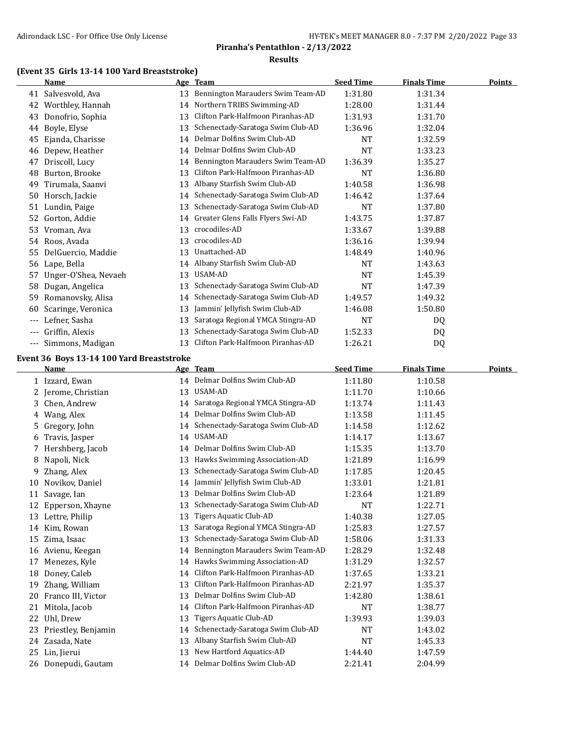## Piranha's Pentathlon - 2/13/2022

### Results

### (Event 35 Girls 13-14 100 Yard Breaststroke)

| | Name | Age | Team | Seed Time | Finals Time | Points |
|---|---|---|---|---|---|---|
| 41 | Salvesvold, Ava | 13 | Bennington Marauders Swim Team-AD | 1:31.80 | 1:31.34 | |
| 42 | Worthley, Hannah | 14 | Northern TRIBS Swimming-AD | 1:28.00 | 1:31.44 | |
| 43 | Donofrio, Sophia | 13 | Clifton Park-Halfmoon Piranhas-AD | 1:31.93 | 1:31.70 | |
| 44 | Boyle, Elyse | 13 | Schenectady-Saratoga Swim Club-AD | 1:36.96 | 1:32.04 | |
| 45 | Ejanda, Charisse | 14 | Delmar Dolfins Swim Club-AD | NT | 1:32.59 | |
| 46 | Depew, Heather | 14 | Delmar Dolfins Swim Club-AD | NT | 1:33.23 | |
| 47 | Driscoll, Lucy | 14 | Bennington Marauders Swim Team-AD | 1:36.39 | 1:35.27 | |
| 48 | Burton, Brooke | 13 | Clifton Park-Halfmoon Piranhas-AD | NT | 1:36.80 | |
| 49 | Tirumala, Saanvi | 13 | Albany Starfish Swim Club-AD | 1:40.58 | 1:36.98 | |
| 50 | Horsch, Jackie | 14 | Schenectady-Saratoga Swim Club-AD | 1:46.42 | 1:37.64 | |
| 51 | Lundin, Paige | 13 | Schenectady-Saratoga Swim Club-AD | NT | 1:37.80 | |
| 52 | Gorton, Addie | 14 | Greater Glens Falls Flyers Swi-AD | 1:43.75 | 1:37.87 | |
| 53 | Vroman, Ava | 13 | crocodiles-AD | 1:33.67 | 1:39.88 | |
| 54 | Roos, Avada | 13 | crocodiles-AD | 1:36.16 | 1:39.94 | |
| 55 | DelGuercio, Maddie | 13 | Unattached-AD | 1:48.49 | 1:40.96 | |
| 56 | Lape, Bella | 14 | Albany Starfish Swim Club-AD | NT | 1:43.63 | |
| 57 | Unger-O'Shea, Nevaeh | 13 | USAM-AD | NT | 1:45.39 | |
| 58 | Dugan, Angelica | 13 | Schenectady-Saratoga Swim Club-AD | NT | 1:47.39 | |
| 59 | Romanovsky, Alisa | 14 | Schenectady-Saratoga Swim Club-AD | 1:49.57 | 1:49.32 | |
| 60 | Scaringe, Veronica | 13 | Jammin' Jellyfish Swim Club-AD | 1:46.08 | 1:50.80 | |
| --- | Lefner, Sasha | 13 | Saratoga Regional YMCA Stingra-AD | NT | DQ | |
| --- | Griffin, Alexis | 13 | Schenectady-Saratoga Swim Club-AD | 1:52.33 | DQ | |
| --- | Simmons, Madigan | 13 | Clifton Park-Halfmoon Piranhas-AD | 1:26.21 | DQ | |

### Event 36 Boys 13-14 100 Yard Breaststroke

| | Name | Age | Team | Seed Time | Finals Time | Points |
|---|---|---|---|---|---|---|
| 1 | Izzard, Ewan | 14 | Delmar Dolfins Swim Club-AD | 1:11.80 | 1:10.58 | |
| 2 | Jerome, Christian | 13 | USAM-AD | 1:11.70 | 1:10.66 | |
| 3 | Chen, Andrew | 14 | Saratoga Regional YMCA Stingra-AD | 1:13.74 | 1:11.43 | |
| 4 | Wang, Alex | 14 | Delmar Dolfins Swim Club-AD | 1:13.58 | 1:11.45 | |
| 5 | Gregory, John | 14 | Schenectady-Saratoga Swim Club-AD | 1:14.58 | 1:12.62 | |
| 6 | Travis, Jasper | 14 | USAM-AD | 1:14.17 | 1:13.67 | |
| 7 | Hershberg, Jacob | 14 | Delmar Dolfins Swim Club-AD | 1:15.35 | 1:13.70 | |
| 8 | Napoli, Nick | 13 | Hawks Swimming Association-AD | 1:21.89 | 1:16.99 | |
| 9 | Zhang, Alex | 13 | Schenectady-Saratoga Swim Club-AD | 1:17.85 | 1:20.45 | |
| 10 | Novikov, Daniel | 14 | Jammin' Jellyfish Swim Club-AD | 1:33.01 | 1:21.81 | |
| 11 | Savage, Ian | 13 | Delmar Dolfins Swim Club-AD | 1:23.64 | 1:21.89 | |
| 12 | Epperson, Xhayne | 13 | Schenectady-Saratoga Swim Club-AD | NT | 1:22.71 | |
| 13 | Lettre, Philip | 13 | Tigers Aquatic Club-AD | 1:40.38 | 1:27.05 | |
| 14 | Kim, Rowan | 13 | Saratoga Regional YMCA Stingra-AD | 1:25.83 | 1:27.57 | |
| 15 | Zima, Isaac | 13 | Schenectady-Saratoga Swim Club-AD | 1:58.06 | 1:31.33 | |
| 16 | Avienu, Keegan | 14 | Bennington Marauders Swim Team-AD | 1:28.29 | 1:32.48 | |
| 17 | Menezes, Kyle | 14 | Hawks Swimming Association-AD | 1:31.29 | 1:32.57 | |
| 18 | Doney, Caleb | 14 | Clifton Park-Halfmoon Piranhas-AD | 1:37.65 | 1:33.21 | |
| 19 | Zhang, William | 13 | Clifton Park-Halfmoon Piranhas-AD | 2:21.97 | 1:35.37 | |
| 20 | Franco III, Victor | 13 | Delmar Dolfins Swim Club-AD | 1:42.80 | 1:38.61 | |
| 21 | Mitola, Jacob | 14 | Clifton Park-Halfmoon Piranhas-AD | NT | 1:38.77 | |
| 22 | Uhl, Drew | 13 | Tigers Aquatic Club-AD | 1:39.93 | 1:39.03 | |
| 23 | Priestley, Benjamin | 14 | Schenectady-Saratoga Swim Club-AD | NT | 1:43.02 | |
| 24 | Zasada, Nate | 13 | Albany Starfish Swim Club-AD | NT | 1:45.33 | |
| 25 | Lin, Jierui | 13 | New Hartford Aquatics-AD | 1:44.40 | 1:47.59 | |
| 26 | Donepudi, Gautam | 14 | Delmar Dolfins Swim Club-AD | 2:21.41 | 2:04.99 | |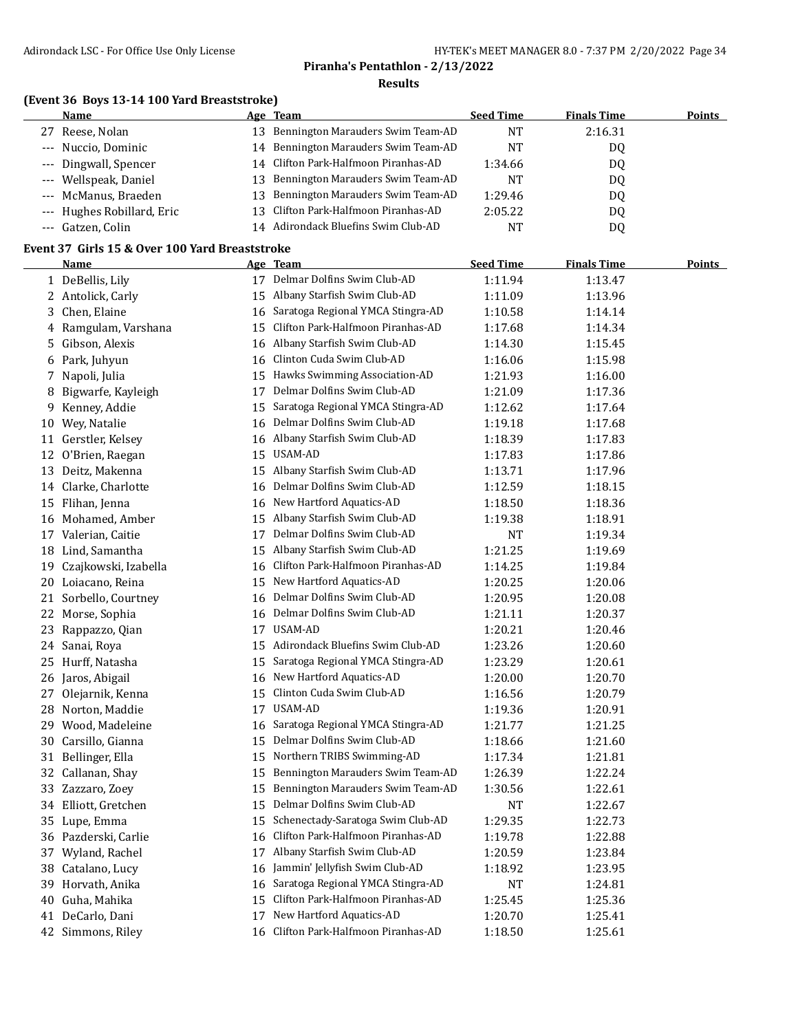## Piranha's Pentathlon - 2/13/2022

### Results

### (Event 36 Boys 13-14 100 Yard Breaststroke)

| | Name | Age | Team | Seed Time | Finals Time | Points |
|---|---|---|---|---|---|---|
| 27 | Reese, Nolan | 13 | Bennington Marauders Swim Team-AD | NT | 2:16.31 | |
| --- | Nuccio, Dominic | 14 | Bennington Marauders Swim Team-AD | NT | DQ | |
| --- | Dingwall, Spencer | 14 | Clifton Park-Halfmoon Piranhas-AD | 1:34.66 | DQ | |
| --- | Wellspeak, Daniel | 13 | Bennington Marauders Swim Team-AD | NT | DQ | |
| --- | McManus, Braeden | 13 | Bennington Marauders Swim Team-AD | 1:29.46 | DQ | |
| --- | Hughes Robillard, Eric | 13 | Clifton Park-Halfmoon Piranhas-AD | 2:05.22 | DQ | |
| --- | Gatzen, Colin | 14 | Adirondack Bluefins Swim Club-AD | NT | DQ | |

### Event 37 Girls 15 & Over 100 Yard Breaststroke

| | Name | Age | Team | Seed Time | Finals Time | Points |
|---|---|---|---|---|---|---|
| 1 | DeBellis, Lily | 17 | Delmar Dolfins Swim Club-AD | 1:11.94 | 1:13.47 | |
| 2 | Antolick, Carly | 15 | Albany Starfish Swim Club-AD | 1:11.09 | 1:13.96 | |
| 3 | Chen, Elaine | 16 | Saratoga Regional YMCA Stingra-AD | 1:10.58 | 1:14.14 | |
| 4 | Ramgulam, Varshana | 15 | Clifton Park-Halfmoon Piranhas-AD | 1:17.68 | 1:14.34 | |
| 5 | Gibson, Alexis | 16 | Albany Starfish Swim Club-AD | 1:14.30 | 1:15.45 | |
| 6 | Park, Juhyun | 16 | Clinton Cuda Swim Club-AD | 1:16.06 | 1:15.98 | |
| 7 | Napoli, Julia | 15 | Hawks Swimming Association-AD | 1:21.93 | 1:16.00 | |
| 8 | Bigwarfe, Kayleigh | 17 | Delmar Dolfins Swim Club-AD | 1:21.09 | 1:17.36 | |
| 9 | Kenney, Addie | 15 | Saratoga Regional YMCA Stingra-AD | 1:12.62 | 1:17.64 | |
| 10 | Wey, Natalie | 16 | Delmar Dolfins Swim Club-AD | 1:19.18 | 1:17.68 | |
| 11 | Gerstler, Kelsey | 16 | Albany Starfish Swim Club-AD | 1:18.39 | 1:17.83 | |
| 12 | O'Brien, Raegan | 15 | USAM-AD | 1:17.83 | 1:17.86 | |
| 13 | Deitz, Makenna | 15 | Albany Starfish Swim Club-AD | 1:13.71 | 1:17.96 | |
| 14 | Clarke, Charlotte | 16 | Delmar Dolfins Swim Club-AD | 1:12.59 | 1:18.15 | |
| 15 | Flihan, Jenna | 16 | New Hartford Aquatics-AD | 1:18.50 | 1:18.36 | |
| 16 | Mohamed, Amber | 15 | Albany Starfish Swim Club-AD | 1:19.38 | 1:18.91 | |
| 17 | Valerian, Caitie | 17 | Delmar Dolfins Swim Club-AD | NT | 1:19.34 | |
| 18 | Lind, Samantha | 15 | Albany Starfish Swim Club-AD | 1:21.25 | 1:19.69 | |
| 19 | Czajkowski, Izabella | 16 | Clifton Park-Halfmoon Piranhas-AD | 1:14.25 | 1:19.84 | |
| 20 | Loiacano, Reina | 15 | New Hartford Aquatics-AD | 1:20.25 | 1:20.06 | |
| 21 | Sorbello, Courtney | 16 | Delmar Dolfins Swim Club-AD | 1:20.95 | 1:20.08 | |
| 22 | Morse, Sophia | 16 | Delmar Dolfins Swim Club-AD | 1:21.11 | 1:20.37 | |
| 23 | Rappazzo, Qian | 17 | USAM-AD | 1:20.21 | 1:20.46 | |
| 24 | Sanai, Roya | 15 | Adirondack Bluefins Swim Club-AD | 1:23.26 | 1:20.60 | |
| 25 | Hurff, Natasha | 15 | Saratoga Regional YMCA Stingra-AD | 1:23.29 | 1:20.61 | |
| 26 | Jaros, Abigail | 16 | New Hartford Aquatics-AD | 1:20.00 | 1:20.70 | |
| 27 | Olejarnik, Kenna | 15 | Clinton Cuda Swim Club-AD | 1:16.56 | 1:20.79 | |
| 28 | Norton, Maddie | 17 | USAM-AD | 1:19.36 | 1:20.91 | |
| 29 | Wood, Madeleine | 16 | Saratoga Regional YMCA Stingra-AD | 1:21.77 | 1:21.25 | |
| 30 | Carsillo, Gianna | 15 | Delmar Dolfins Swim Club-AD | 1:18.66 | 1:21.60 | |
| 31 | Bellinger, Ella | 15 | Northern TRIBS Swimming-AD | 1:17.34 | 1:21.81 | |
| 32 | Callanan, Shay | 15 | Bennington Marauders Swim Team-AD | 1:26.39 | 1:22.24 | |
| 33 | Zazzaro, Zoey | 15 | Bennington Marauders Swim Team-AD | 1:30.56 | 1:22.61 | |
| 34 | Elliott, Gretchen | 15 | Delmar Dolfins Swim Club-AD | NT | 1:22.67 | |
| 35 | Lupe, Emma | 15 | Schenectady-Saratoga Swim Club-AD | 1:29.35 | 1:22.73 | |
| 36 | Pazderski, Carlie | 16 | Clifton Park-Halfmoon Piranhas-AD | 1:19.78 | 1:22.88 | |
| 37 | Wyland, Rachel | 17 | Albany Starfish Swim Club-AD | 1:20.59 | 1:23.84 | |
| 38 | Catalano, Lucy | 16 | Jammin' Jellyfish Swim Club-AD | 1:18.92 | 1:23.95 | |
| 39 | Horvath, Anika | 16 | Saratoga Regional YMCA Stingra-AD | NT | 1:24.81 | |
| 40 | Guha, Mahika | 15 | Clifton Park-Halfmoon Piranhas-AD | 1:25.45 | 1:25.36 | |
| 41 | DeCarlo, Dani | 17 | New Hartford Aquatics-AD | 1:20.70 | 1:25.41 | |
| 42 | Simmons, Riley | 16 | Clifton Park-Halfmoon Piranhas-AD | 1:18.50 | 1:25.61 | |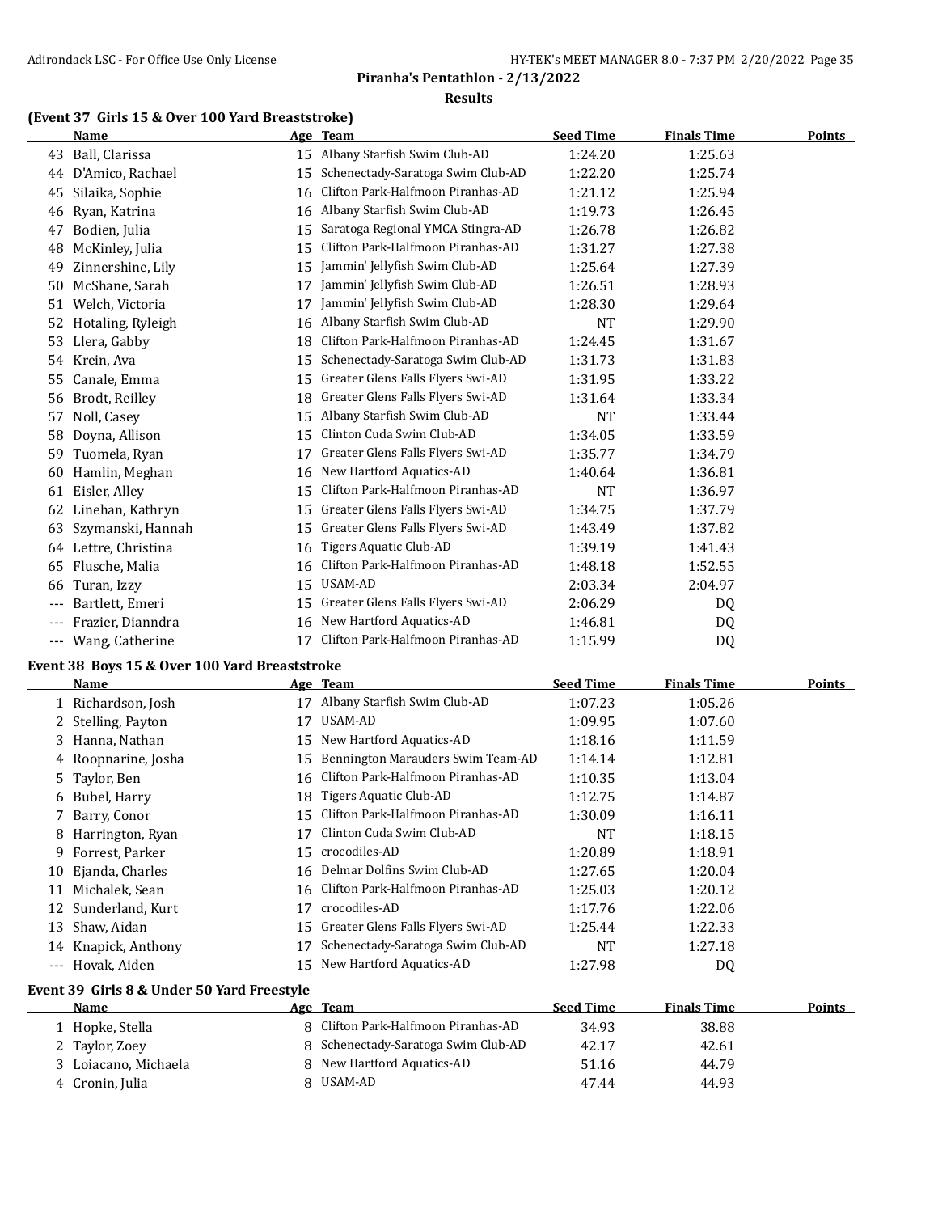**Piranha's Pentathlon - 2/13/2022**

**Results**

### (Event 37 Girls 15 & Over 100 Yard Breaststroke)

| | Name | Age | Team | Seed Time | Finals Time | Points |
|---|---|---|---|---|---|---|
| 43 | Ball, Clarissa | 15 | Albany Starfish Swim Club-AD | 1:24.20 | 1:25.63 | |
| 44 | D'Amico, Rachael | 15 | Schenectady-Saratoga Swim Club-AD | 1:22.20 | 1:25.74 | |
| 45 | Silaika, Sophie | 16 | Clifton Park-Halfmoon Piranhas-AD | 1:21.12 | 1:25.94 | |
| 46 | Ryan, Katrina | 16 | Albany Starfish Swim Club-AD | 1:19.73 | 1:26.45 | |
| 47 | Bodien, Julia | 15 | Saratoga Regional YMCA Stingra-AD | 1:26.78 | 1:26.82 | |
| 48 | McKinley, Julia | 15 | Clifton Park-Halfmoon Piranhas-AD | 1:31.27 | 1:27.38 | |
| 49 | Zinnershine, Lily | 15 | Jammin' Jellyfish Swim Club-AD | 1:25.64 | 1:27.39 | |
| 50 | McShane, Sarah | 17 | Jammin' Jellyfish Swim Club-AD | 1:26.51 | 1:28.93 | |
| 51 | Welch, Victoria | 17 | Jammin' Jellyfish Swim Club-AD | 1:28.30 | 1:29.64 | |
| 52 | Hotaling, Ryleigh | 16 | Albany Starfish Swim Club-AD | NT | 1:29.90 | |
| 53 | Llera, Gabby | 18 | Clifton Park-Halfmoon Piranhas-AD | 1:24.45 | 1:31.67 | |
| 54 | Krein, Ava | 15 | Schenectady-Saratoga Swim Club-AD | 1:31.73 | 1:31.83 | |
| 55 | Canale, Emma | 15 | Greater Glens Falls Flyers Swi-AD | 1:31.95 | 1:33.22 | |
| 56 | Brodt, Reilley | 18 | Greater Glens Falls Flyers Swi-AD | 1:31.64 | 1:33.34 | |
| 57 | Noll, Casey | 15 | Albany Starfish Swim Club-AD | NT | 1:33.44 | |
| 58 | Doyna, Allison | 15 | Clinton Cuda Swim Club-AD | 1:34.05 | 1:33.59 | |
| 59 | Tuomela, Ryan | 17 | Greater Glens Falls Flyers Swi-AD | 1:35.77 | 1:34.79 | |
| 60 | Hamlin, Meghan | 16 | New Hartford Aquatics-AD | 1:40.64 | 1:36.81 | |
| 61 | Eisler, Alley | 15 | Clifton Park-Halfmoon Piranhas-AD | NT | 1:36.97 | |
| 62 | Linehan, Kathryn | 15 | Greater Glens Falls Flyers Swi-AD | 1:34.75 | 1:37.79 | |
| 63 | Szymanski, Hannah | 15 | Greater Glens Falls Flyers Swi-AD | 1:43.49 | 1:37.82 | |
| 64 | Lettre, Christina | 16 | Tigers Aquatic Club-AD | 1:39.19 | 1:41.43 | |
| 65 | Flusche, Malia | 16 | Clifton Park-Halfmoon Piranhas-AD | 1:48.18 | 1:52.55 | |
| 66 | Turan, Izzy | 15 | USAM-AD | 2:03.34 | 2:04.97 | |
| --- | Bartlett, Emeri | 15 | Greater Glens Falls Flyers Swi-AD | 2:06.29 | DQ | |
| --- | Frazier, Dianndra | 16 | New Hartford Aquatics-AD | 1:46.81 | DQ | |
| --- | Wang, Catherine | 17 | Clifton Park-Halfmoon Piranhas-AD | 1:15.99 | DQ | |

### Event 38 Boys 15 & Over 100 Yard Breaststroke

| | Name | Age | Team | Seed Time | Finals Time | Points |
|---|---|---|---|---|---|---|
| 1 | Richardson, Josh | 17 | Albany Starfish Swim Club-AD | 1:07.23 | 1:05.26 | |
| 2 | Stelling, Payton | 17 | USAM-AD | 1:09.95 | 1:07.60 | |
| 3 | Hanna, Nathan | 15 | New Hartford Aquatics-AD | 1:18.16 | 1:11.59 | |
| 4 | Roopnarine, Josha | 15 | Bennington Marauders Swim Team-AD | 1:14.14 | 1:12.81 | |
| 5 | Taylor, Ben | 16 | Clifton Park-Halfmoon Piranhas-AD | 1:10.35 | 1:13.04 | |
| 6 | Bubel, Harry | 18 | Tigers Aquatic Club-AD | 1:12.75 | 1:14.87 | |
| 7 | Barry, Conor | 15 | Clifton Park-Halfmoon Piranhas-AD | 1:30.09 | 1:16.11 | |
| 8 | Harrington, Ryan | 17 | Clinton Cuda Swim Club-AD | NT | 1:18.15 | |
| 9 | Forrest, Parker | 15 | crocodiles-AD | 1:20.89 | 1:18.91 | |
| 10 | Ejanda, Charles | 16 | Delmar Dolfins Swim Club-AD | 1:27.65 | 1:20.04 | |
| 11 | Michalek, Sean | 16 | Clifton Park-Halfmoon Piranhas-AD | 1:25.03 | 1:20.12 | |
| 12 | Sunderland, Kurt | 17 | crocodiles-AD | 1:17.76 | 1:22.06 | |
| 13 | Shaw, Aidan | 15 | Greater Glens Falls Flyers Swi-AD | 1:25.44 | 1:22.33 | |
| 14 | Knapick, Anthony | 17 | Schenectady-Saratoga Swim Club-AD | NT | 1:27.18 | |
| --- | Hovak, Aiden | 15 | New Hartford Aquatics-AD | 1:27.98 | DQ | |

### Event 39 Girls 8 & Under 50 Yard Freestyle

| | Name | Age | Team | Seed Time | Finals Time | Points |
|---|---|---|---|---|---|---|
| 1 | Hopke, Stella | 8 | Clifton Park-Halfmoon Piranhas-AD | 34.93 | 38.88 | |
| 2 | Taylor, Zoey | 8 | Schenectady-Saratoga Swim Club-AD | 42.17 | 42.61 | |
| 3 | Loiacano, Michaela | 8 | New Hartford Aquatics-AD | 51.16 | 44.79 | |
| 4 | Cronin, Julia | 8 | USAM-AD | 47.44 | 44.93 | |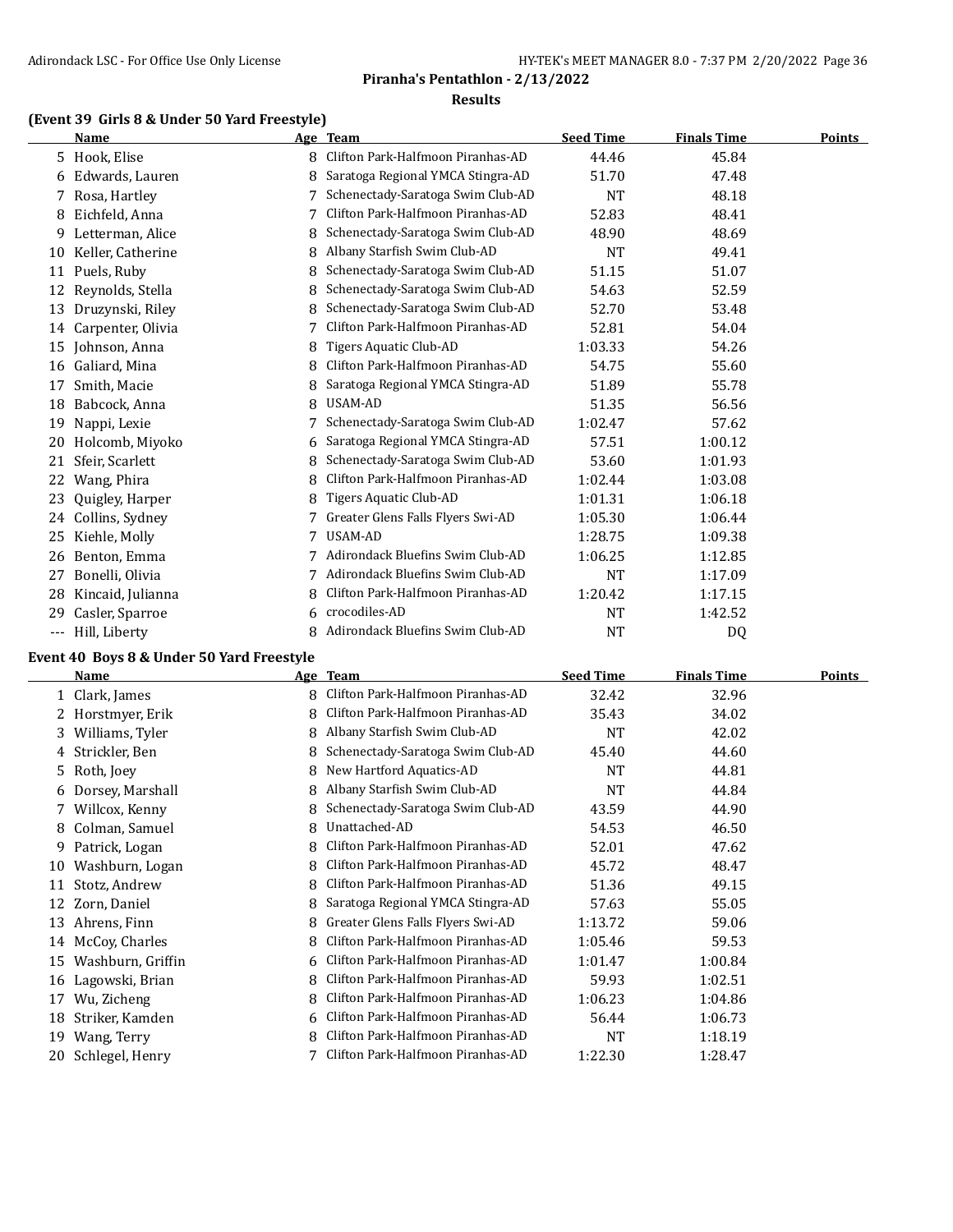## Piranha's Pentathlon - 2/13/2022

### Results

### (Event 39 Girls 8 & Under 50 Yard Freestyle)

| | Name | Age | Team | Seed Time | Finals Time | Points |
|---|---|---|---|---|---|---|
| 5 | Hook, Elise | 8 | Clifton Park-Halfmoon Piranhas-AD | 44.46 | 45.84 | |
| 6 | Edwards, Lauren | 8 | Saratoga Regional YMCA Stingra-AD | 51.70 | 47.48 | |
| 7 | Rosa, Hartley | 7 | Schenectady-Saratoga Swim Club-AD | NT | 48.18 | |
| 8 | Eichfeld, Anna | 7 | Clifton Park-Halfmoon Piranhas-AD | 52.83 | 48.41 | |
| 9 | Letterman, Alice | 8 | Schenectady-Saratoga Swim Club-AD | 48.90 | 48.69 | |
| 10 | Keller, Catherine | 8 | Albany Starfish Swim Club-AD | NT | 49.41 | |
| 11 | Puels, Ruby | 8 | Schenectady-Saratoga Swim Club-AD | 51.15 | 51.07 | |
| 12 | Reynolds, Stella | 8 | Schenectady-Saratoga Swim Club-AD | 54.63 | 52.59 | |
| 13 | Druzynski, Riley | 8 | Schenectady-Saratoga Swim Club-AD | 52.70 | 53.48 | |
| 14 | Carpenter, Olivia | 7 | Clifton Park-Halfmoon Piranhas-AD | 52.81 | 54.04 | |
| 15 | Johnson, Anna | 8 | Tigers Aquatic Club-AD | 1:03.33 | 54.26 | |
| 16 | Galiard, Mina | 8 | Clifton Park-Halfmoon Piranhas-AD | 54.75 | 55.60 | |
| 17 | Smith, Macie | 8 | Saratoga Regional YMCA Stingra-AD | 51.89 | 55.78 | |
| 18 | Babcock, Anna | 8 | USAM-AD | 51.35 | 56.56 | |
| 19 | Nappi, Lexie | 7 | Schenectady-Saratoga Swim Club-AD | 1:02.47 | 57.62 | |
| 20 | Holcomb, Miyoko | 6 | Saratoga Regional YMCA Stingra-AD | 57.51 | 1:00.12 | |
| 21 | Sfeir, Scarlett | 8 | Schenectady-Saratoga Swim Club-AD | 53.60 | 1:01.93 | |
| 22 | Wang, Phira | 8 | Clifton Park-Halfmoon Piranhas-AD | 1:02.44 | 1:03.08 | |
| 23 | Quigley, Harper | 8 | Tigers Aquatic Club-AD | 1:01.31 | 1:06.18 | |
| 24 | Collins, Sydney | 7 | Greater Glens Falls Flyers Swi-AD | 1:05.30 | 1:06.44 | |
| 25 | Kiehle, Molly | 7 | USAM-AD | 1:28.75 | 1:09.38 | |
| 26 | Benton, Emma | 7 | Adirondack Bluefins Swim Club-AD | 1:06.25 | 1:12.85 | |
| 27 | Bonelli, Olivia | 7 | Adirondack Bluefins Swim Club-AD | NT | 1:17.09 | |
| 28 | Kincaid, Julianna | 8 | Clifton Park-Halfmoon Piranhas-AD | 1:20.42 | 1:17.15 | |
| 29 | Casler, Sparroe | 6 | crocodiles-AD | NT | 1:42.52 | |
| --- | Hill, Liberty | 8 | Adirondack Bluefins Swim Club-AD | NT | DQ | |

### Event 40 Boys 8 & Under 50 Yard Freestyle

| | Name | Age | Team | Seed Time | Finals Time | Points |
|---|---|---|---|---|---|---|
| 1 | Clark, James | 8 | Clifton Park-Halfmoon Piranhas-AD | 32.42 | 32.96 | |
| 2 | Horstmyer, Erik | 8 | Clifton Park-Halfmoon Piranhas-AD | 35.43 | 34.02 | |
| 3 | Williams, Tyler | 8 | Albany Starfish Swim Club-AD | NT | 42.02 | |
| 4 | Strickler, Ben | 8 | Schenectady-Saratoga Swim Club-AD | 45.40 | 44.60 | |
| 5 | Roth, Joey | 8 | New Hartford Aquatics-AD | NT | 44.81 | |
| 6 | Dorsey, Marshall | 8 | Albany Starfish Swim Club-AD | NT | 44.84 | |
| 7 | Willcox, Kenny | 8 | Schenectady-Saratoga Swim Club-AD | 43.59 | 44.90 | |
| 8 | Colman, Samuel | 8 | Unattached-AD | 54.53 | 46.50 | |
| 9 | Patrick, Logan | 8 | Clifton Park-Halfmoon Piranhas-AD | 52.01 | 47.62 | |
| 10 | Washburn, Logan | 8 | Clifton Park-Halfmoon Piranhas-AD | 45.72 | 48.47 | |
| 11 | Stotz, Andrew | 8 | Clifton Park-Halfmoon Piranhas-AD | 51.36 | 49.15 | |
| 12 | Zorn, Daniel | 8 | Saratoga Regional YMCA Stingra-AD | 57.63 | 55.05 | |
| 13 | Ahrens, Finn | 8 | Greater Glens Falls Flyers Swi-AD | 1:13.72 | 59.06 | |
| 14 | McCoy, Charles | 8 | Clifton Park-Halfmoon Piranhas-AD | 1:05.46 | 59.53 | |
| 15 | Washburn, Griffin | 6 | Clifton Park-Halfmoon Piranhas-AD | 1:01.47 | 1:00.84 | |
| 16 | Lagowski, Brian | 8 | Clifton Park-Halfmoon Piranhas-AD | 59.93 | 1:02.51 | |
| 17 | Wu, Zicheng | 8 | Clifton Park-Halfmoon Piranhas-AD | 1:06.23 | 1:04.86 | |
| 18 | Striker, Kamden | 6 | Clifton Park-Halfmoon Piranhas-AD | 56.44 | 1:06.73 | |
| 19 | Wang, Terry | 8 | Clifton Park-Halfmoon Piranhas-AD | NT | 1:18.19 | |
| 20 | Schlegel, Henry | 7 | Clifton Park-Halfmoon Piranhas-AD | 1:22.30 | 1:28.47 | |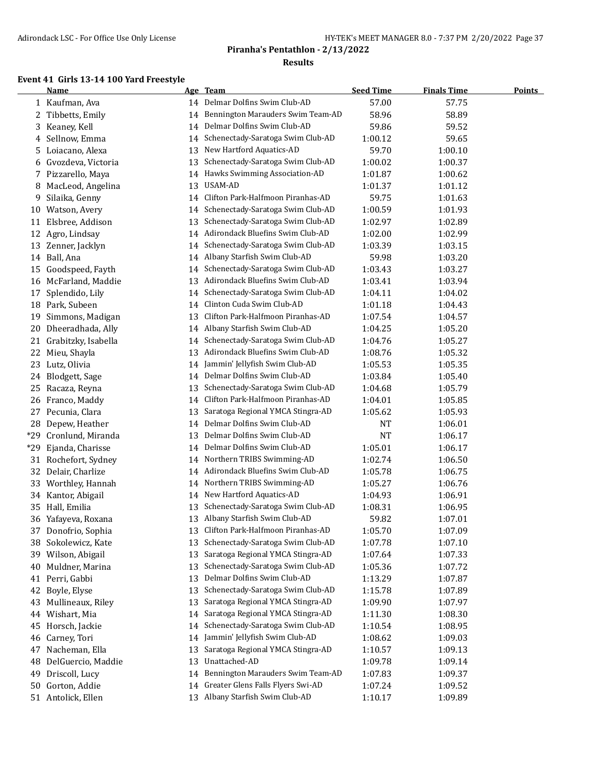## Piranha's Pentathlon - 2/13/2022

### Results

#### Event 41 Girls 13-14 100 Yard Freestyle

| | Name | Age | Team | Seed Time | Finals Time | Points |
|---|---|---|---|---|---|---|
| 1 | Kaufman, Ava | 14 | Delmar Dolfins Swim Club-AD | 57.00 | 57.75 | |
| 2 | Tibbetts, Emily | 14 | Bennington Marauders Swim Team-AD | 58.96 | 58.89 | |
| 3 | Keaney, Kell | 14 | Delmar Dolfins Swim Club-AD | 59.86 | 59.52 | |
| 4 | Sellnow, Emma | 14 | Schenectady-Saratoga Swim Club-AD | 1:00.12 | 59.65 | |
| 5 | Loiacano, Alexa | 13 | New Hartford Aquatics-AD | 59.70 | 1:00.10 | |
| 6 | Gvozdeva, Victoria | 13 | Schenectady-Saratoga Swim Club-AD | 1:00.02 | 1:00.37 | |
| 7 | Pizzarello, Maya | 14 | Hawks Swimming Association-AD | 1:01.87 | 1:00.62 | |
| 8 | MacLeod, Angelina | 13 | USAM-AD | 1:01.37 | 1:01.12 | |
| 9 | Silaika, Genny | 14 | Clifton Park-Halfmoon Piranhas-AD | 59.75 | 1:01.63 | |
| 10 | Watson, Avery | 14 | Schenectady-Saratoga Swim Club-AD | 1:00.59 | 1:01.93 | |
| 11 | Elsbree, Addison | 13 | Schenectady-Saratoga Swim Club-AD | 1:02.97 | 1:02.89 | |
| 12 | Agro, Lindsay | 14 | Adirondack Bluefins Swim Club-AD | 1:02.00 | 1:02.99 | |
| 13 | Zenner, Jacklyn | 14 | Schenectady-Saratoga Swim Club-AD | 1:03.39 | 1:03.15 | |
| 14 | Ball, Ana | 14 | Albany Starfish Swim Club-AD | 59.98 | 1:03.20 | |
| 15 | Goodspeed, Fayth | 14 | Schenectady-Saratoga Swim Club-AD | 1:03.43 | 1:03.27 | |
| 16 | McFarland, Maddie | 13 | Adirondack Bluefins Swim Club-AD | 1:03.41 | 1:03.94 | |
| 17 | Splendido, Lily | 14 | Schenectady-Saratoga Swim Club-AD | 1:04.11 | 1:04.02 | |
| 18 | Park, Subeen | 14 | Clinton Cuda Swim Club-AD | 1:01.18 | 1:04.43 | |
| 19 | Simmons, Madigan | 13 | Clifton Park-Halfmoon Piranhas-AD | 1:07.54 | 1:04.57 | |
| 20 | Dheeradhada, Ally | 14 | Albany Starfish Swim Club-AD | 1:04.25 | 1:05.20 | |
| 21 | Grabitzky, Isabella | 14 | Schenectady-Saratoga Swim Club-AD | 1:04.76 | 1:05.27 | |
| 22 | Mieu, Shayla | 13 | Adirondack Bluefins Swim Club-AD | 1:08.76 | 1:05.32 | |
| 23 | Lutz, Olivia | 14 | Jammin' Jellyfish Swim Club-AD | 1:05.53 | 1:05.35 | |
| 24 | Blodgett, Sage | 14 | Delmar Dolfins Swim Club-AD | 1:03.84 | 1:05.40 | |
| 25 | Racaza, Reyna | 13 | Schenectady-Saratoga Swim Club-AD | 1:04.68 | 1:05.79 | |
| 26 | Franco, Maddy | 14 | Clifton Park-Halfmoon Piranhas-AD | 1:04.01 | 1:05.85 | |
| 27 | Pecunia, Clara | 13 | Saratoga Regional YMCA Stingra-AD | 1:05.62 | 1:05.93 | |
| 28 | Depew, Heather | 14 | Delmar Dolfins Swim Club-AD | NT | 1:06.01 | |
| *29 | Cronlund, Miranda | 13 | Delmar Dolfins Swim Club-AD | NT | 1:06.17 | |
| *29 | Ejanda, Charisse | 14 | Delmar Dolfins Swim Club-AD | 1:05.01 | 1:06.17 | |
| 31 | Rochefort, Sydney | 14 | Northern TRIBS Swimming-AD | 1:02.74 | 1:06.50 | |
| 32 | Delair, Charlize | 14 | Adirondack Bluefins Swim Club-AD | 1:05.78 | 1:06.75 | |
| 33 | Worthley, Hannah | 14 | Northern TRIBS Swimming-AD | 1:05.27 | 1:06.76 | |
| 34 | Kantor, Abigail | 14 | New Hartford Aquatics-AD | 1:04.93 | 1:06.91 | |
| 35 | Hall, Emilia | 13 | Schenectady-Saratoga Swim Club-AD | 1:08.31 | 1:06.95 | |
| 36 | Yafayeva, Roxana | 13 | Albany Starfish Swim Club-AD | 59.82 | 1:07.01 | |
| 37 | Donofrio, Sophia | 13 | Clifton Park-Halfmoon Piranhas-AD | 1:05.70 | 1:07.09 | |
| 38 | Sokolewicz, Kate | 13 | Schenectady-Saratoga Swim Club-AD | 1:07.78 | 1:07.10 | |
| 39 | Wilson, Abigail | 13 | Saratoga Regional YMCA Stingra-AD | 1:07.64 | 1:07.33 | |
| 40 | Muldner, Marina | 13 | Schenectady-Saratoga Swim Club-AD | 1:05.36 | 1:07.72 | |
| 41 | Perri, Gabbi | 13 | Delmar Dolfins Swim Club-AD | 1:13.29 | 1:07.87 | |
| 42 | Boyle, Elyse | 13 | Schenectady-Saratoga Swim Club-AD | 1:15.78 | 1:07.89 | |
| 43 | Mullineaux, Riley | 13 | Saratoga Regional YMCA Stingra-AD | 1:09.90 | 1:07.97 | |
| 44 | Wishart, Mia | 14 | Saratoga Regional YMCA Stingra-AD | 1:11.30 | 1:08.30 | |
| 45 | Horsch, Jackie | 14 | Schenectady-Saratoga Swim Club-AD | 1:10.54 | 1:08.95 | |
| 46 | Carney, Tori | 14 | Jammin' Jellyfish Swim Club-AD | 1:08.62 | 1:09.03 | |
| 47 | Nacheman, Ella | 13 | Saratoga Regional YMCA Stingra-AD | 1:10.57 | 1:09.13 | |
| 48 | DelGuercio, Maddie | 13 | Unattached-AD | 1:09.78 | 1:09.14 | |
| 49 | Driscoll, Lucy | 14 | Bennington Marauders Swim Team-AD | 1:07.83 | 1:09.37 | |
| 50 | Gorton, Addie | 14 | Greater Glens Falls Flyers Swi-AD | 1:07.24 | 1:09.52 | |
| 51 | Antolick, Ellen | 13 | Albany Starfish Swim Club-AD | 1:10.17 | 1:09.89 | |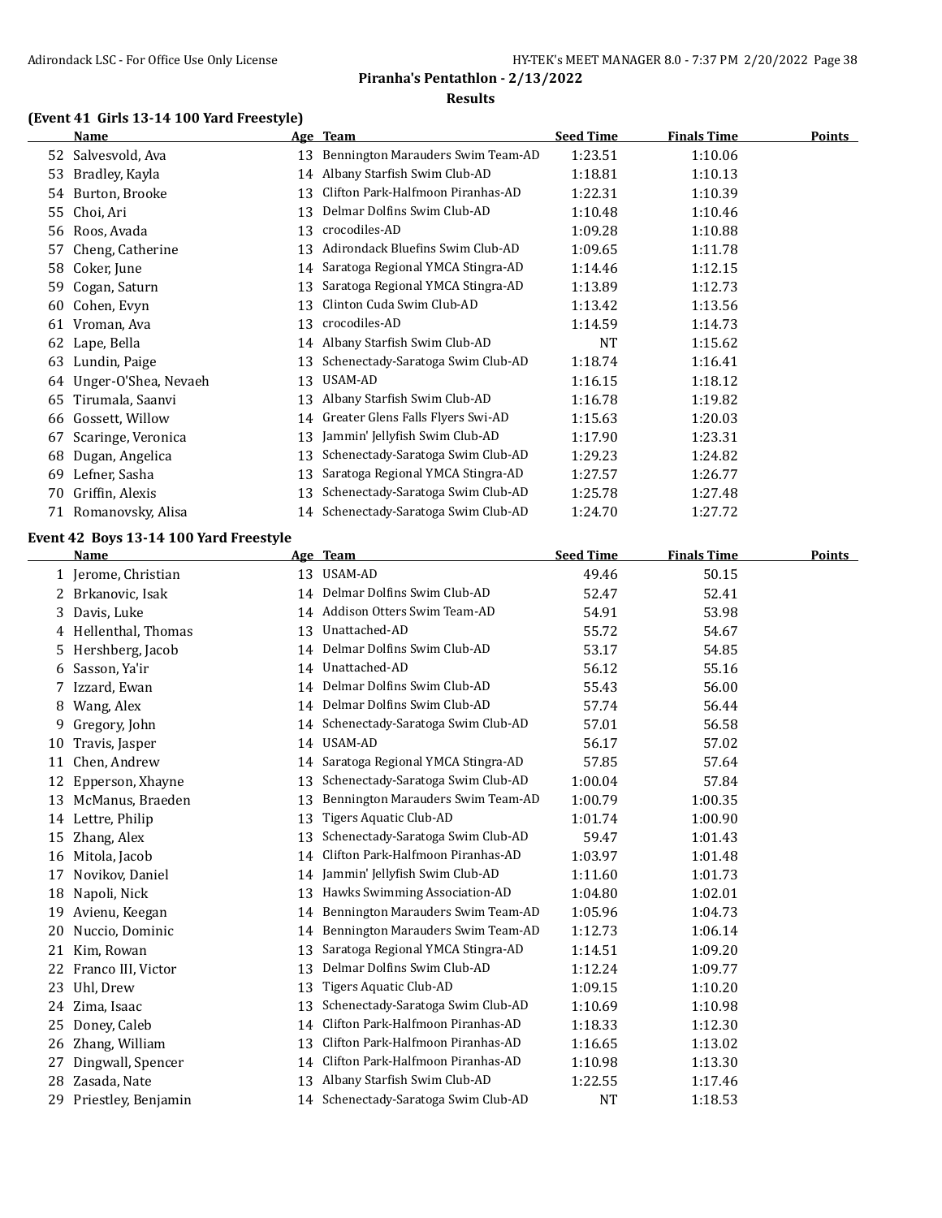## Piranha's Pentathlon - 2/13/2022

### Results

### (Event 41 Girls 13-14 100 Yard Freestyle)

| | Name | Age | Team | Seed Time | Finals Time | Points |
|---|---|---|---|---|---|---|
| 52 | Salvesvold, Ava | 13 | Bennington Marauders Swim Team-AD | 1:23.51 | 1:10.06 | |
| 53 | Bradley, Kayla | 14 | Albany Starfish Swim Club-AD | 1:18.81 | 1:10.13 | |
| 54 | Burton, Brooke | 13 | Clifton Park-Halfmoon Piranhas-AD | 1:22.31 | 1:10.39 | |
| 55 | Choi, Ari | 13 | Delmar Dolfins Swim Club-AD | 1:10.48 | 1:10.46 | |
| 56 | Roos, Avada | 13 | crocodiles-AD | 1:09.28 | 1:10.88 | |
| 57 | Cheng, Catherine | 13 | Adirondack Bluefins Swim Club-AD | 1:09.65 | 1:11.78 | |
| 58 | Coker, June | 14 | Saratoga Regional YMCA Stingra-AD | 1:14.46 | 1:12.15 | |
| 59 | Cogan, Saturn | 13 | Saratoga Regional YMCA Stingra-AD | 1:13.89 | 1:12.73 | |
| 60 | Cohen, Evyn | 13 | Clinton Cuda Swim Club-AD | 1:13.42 | 1:13.56 | |
| 61 | Vroman, Ava | 13 | crocodiles-AD | 1:14.59 | 1:14.73 | |
| 62 | Lape, Bella | 14 | Albany Starfish Swim Club-AD | NT | 1:15.62 | |
| 63 | Lundin, Paige | 13 | Schenectady-Saratoga Swim Club-AD | 1:18.74 | 1:16.41 | |
| 64 | Unger-O'Shea, Nevaeh | 13 | USAM-AD | 1:16.15 | 1:18.12 | |
| 65 | Tirumala, Saanvi | 13 | Albany Starfish Swim Club-AD | 1:16.78 | 1:19.82 | |
| 66 | Gossett, Willow | 14 | Greater Glens Falls Flyers Swi-AD | 1:15.63 | 1:20.03 | |
| 67 | Scaringe, Veronica | 13 | Jammin' Jellyfish Swim Club-AD | 1:17.90 | 1:23.31 | |
| 68 | Dugan, Angelica | 13 | Schenectady-Saratoga Swim Club-AD | 1:29.23 | 1:24.82 | |
| 69 | Lefner, Sasha | 13 | Saratoga Regional YMCA Stingra-AD | 1:27.57 | 1:26.77 | |
| 70 | Griffin, Alexis | 13 | Schenectady-Saratoga Swim Club-AD | 1:25.78 | 1:27.48 | |
| 71 | Romanovsky, Alisa | 14 | Schenectady-Saratoga Swim Club-AD | 1:24.70 | 1:27.72 | |

### Event 42 Boys 13-14 100 Yard Freestyle

| | Name | Age | Team | Seed Time | Finals Time | Points |
|---|---|---|---|---|---|---|
| 1 | Jerome, Christian | 13 | USAM-AD | 49.46 | 50.15 | |
| 2 | Brkanovic, Isak | 14 | Delmar Dolfins Swim Club-AD | 52.47 | 52.41 | |
| 3 | Davis, Luke | 14 | Addison Otters Swim Team-AD | 54.91 | 53.98 | |
| 4 | Hellenthal, Thomas | 13 | Unattached-AD | 55.72 | 54.67 | |
| 5 | Hershberg, Jacob | 14 | Delmar Dolfins Swim Club-AD | 53.17 | 54.85 | |
| 6 | Sasson, Ya'ir | 14 | Unattached-AD | 56.12 | 55.16 | |
| 7 | Izzard, Ewan | 14 | Delmar Dolfins Swim Club-AD | 55.43 | 56.00 | |
| 8 | Wang, Alex | 14 | Delmar Dolfins Swim Club-AD | 57.74 | 56.44 | |
| 9 | Gregory, John | 14 | Schenectady-Saratoga Swim Club-AD | 57.01 | 56.58 | |
| 10 | Travis, Jasper | 14 | USAM-AD | 56.17 | 57.02 | |
| 11 | Chen, Andrew | 14 | Saratoga Regional YMCA Stingra-AD | 57.85 | 57.64 | |
| 12 | Epperson, Xhayne | 13 | Schenectady-Saratoga Swim Club-AD | 1:00.04 | 57.84 | |
| 13 | McManus, Braeden | 13 | Bennington Marauders Swim Team-AD | 1:00.79 | 1:00.35 | |
| 14 | Lettre, Philip | 13 | Tigers Aquatic Club-AD | 1:01.74 | 1:00.90 | |
| 15 | Zhang, Alex | 13 | Schenectady-Saratoga Swim Club-AD | 59.47 | 1:01.43 | |
| 16 | Mitola, Jacob | 14 | Clifton Park-Halfmoon Piranhas-AD | 1:03.97 | 1:01.48 | |
| 17 | Novikov, Daniel | 14 | Jammin' Jellyfish Swim Club-AD | 1:11.60 | 1:01.73 | |
| 18 | Napoli, Nick | 13 | Hawks Swimming Association-AD | 1:04.80 | 1:02.01 | |
| 19 | Avienu, Keegan | 14 | Bennington Marauders Swim Team-AD | 1:05.96 | 1:04.73 | |
| 20 | Nuccio, Dominic | 14 | Bennington Marauders Swim Team-AD | 1:12.73 | 1:06.14 | |
| 21 | Kim, Rowan | 13 | Saratoga Regional YMCA Stingra-AD | 1:14.51 | 1:09.20 | |
| 22 | Franco III, Victor | 13 | Delmar Dolfins Swim Club-AD | 1:12.24 | 1:09.77 | |
| 23 | Uhl, Drew | 13 | Tigers Aquatic Club-AD | 1:09.15 | 1:10.20 | |
| 24 | Zima, Isaac | 13 | Schenectady-Saratoga Swim Club-AD | 1:10.69 | 1:10.98 | |
| 25 | Doney, Caleb | 14 | Clifton Park-Halfmoon Piranhas-AD | 1:18.33 | 1:12.30 | |
| 26 | Zhang, William | 13 | Clifton Park-Halfmoon Piranhas-AD | 1:16.65 | 1:13.02 | |
| 27 | Dingwall, Spencer | 14 | Clifton Park-Halfmoon Piranhas-AD | 1:10.98 | 1:13.30 | |
| 28 | Zasada, Nate | 13 | Albany Starfish Swim Club-AD | 1:22.55 | 1:17.46 | |
| 29 | Priestley, Benjamin | 14 | Schenectady-Saratoga Swim Club-AD | NT | 1:18.53 | |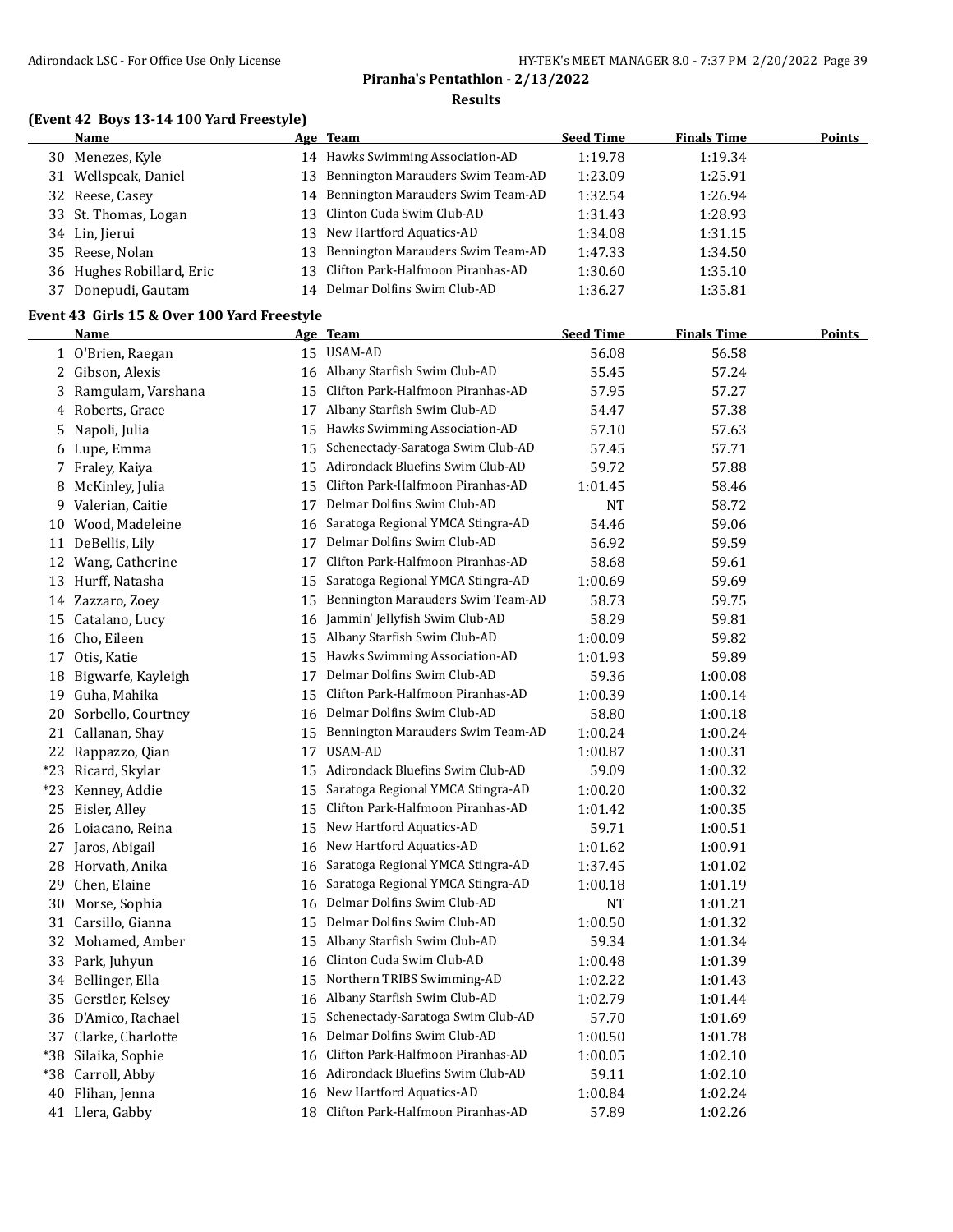## Piranha's Pentathlon - 2/13/2022

### Results

### (Event 42 Boys 13-14 100 Yard Freestyle)

| | Name | Age | Team | Seed Time | Finals Time | Points |
|---|---|---|---|---|---|---|
| 30 | Menezes, Kyle | 14 | Hawks Swimming Association-AD | 1:19.78 | 1:19.34 | |
| 31 | Wellspeak, Daniel | 13 | Bennington Marauders Swim Team-AD | 1:23.09 | 1:25.91 | |
| 32 | Reese, Casey | 14 | Bennington Marauders Swim Team-AD | 1:32.54 | 1:26.94 | |
| 33 | St. Thomas, Logan | 13 | Clinton Cuda Swim Club-AD | 1:31.43 | 1:28.93 | |
| 34 | Lin, Jierui | 13 | New Hartford Aquatics-AD | 1:34.08 | 1:31.15 | |
| 35 | Reese, Nolan | 13 | Bennington Marauders Swim Team-AD | 1:47.33 | 1:34.50 | |
| 36 | Hughes Robillard, Eric | 13 | Clifton Park-Halfmoon Piranhas-AD | 1:30.60 | 1:35.10 | |
| 37 | Donepudi, Gautam | 14 | Delmar Dolfins Swim Club-AD | 1:36.27 | 1:35.81 | |

### Event 43 Girls 15 & Over 100 Yard Freestyle

| | Name | Age | Team | Seed Time | Finals Time | Points |
|---|---|---|---|---|---|---|
| 1 | O'Brien, Raegan | 15 | USAM-AD | 56.08 | 56.58 | |
| 2 | Gibson, Alexis | 16 | Albany Starfish Swim Club-AD | 55.45 | 57.24 | |
| 3 | Ramgulam, Varshana | 15 | Clifton Park-Halfmoon Piranhas-AD | 57.95 | 57.27 | |
| 4 | Roberts, Grace | 17 | Albany Starfish Swim Club-AD | 54.47 | 57.38 | |
| 5 | Napoli, Julia | 15 | Hawks Swimming Association-AD | 57.10 | 57.63 | |
| 6 | Lupe, Emma | 15 | Schenectady-Saratoga Swim Club-AD | 57.45 | 57.71 | |
| 7 | Fraley, Kaiya | 15 | Adirondack Bluefins Swim Club-AD | 59.72 | 57.88 | |
| 8 | McKinley, Julia | 15 | Clifton Park-Halfmoon Piranhas-AD | 1:01.45 | 58.46 | |
| 9 | Valerian, Caitie | 17 | Delmar Dolfins Swim Club-AD | NT | 58.72 | |
| 10 | Wood, Madeleine | 16 | Saratoga Regional YMCA Stingra-AD | 54.46 | 59.06 | |
| 11 | DeBellis, Lily | 17 | Delmar Dolfins Swim Club-AD | 56.92 | 59.59 | |
| 12 | Wang, Catherine | 17 | Clifton Park-Halfmoon Piranhas-AD | 58.68 | 59.61 | |
| 13 | Hurff, Natasha | 15 | Saratoga Regional YMCA Stingra-AD | 1:00.69 | 59.69 | |
| 14 | Zazzaro, Zoey | 15 | Bennington Marauders Swim Team-AD | 58.73 | 59.75 | |
| 15 | Catalano, Lucy | 16 | Jammin' Jellyfish Swim Club-AD | 58.29 | 59.81 | |
| 16 | Cho, Eileen | 15 | Albany Starfish Swim Club-AD | 1:00.09 | 59.82 | |
| 17 | Otis, Katie | 15 | Hawks Swimming Association-AD | 1:01.93 | 59.89 | |
| 18 | Bigwarfe, Kayleigh | 17 | Delmar Dolfins Swim Club-AD | 59.36 | 1:00.08 | |
| 19 | Guha, Mahika | 15 | Clifton Park-Halfmoon Piranhas-AD | 1:00.39 | 1:00.14 | |
| 20 | Sorbello, Courtney | 16 | Delmar Dolfins Swim Club-AD | 58.80 | 1:00.18 | |
| 21 | Callanan, Shay | 15 | Bennington Marauders Swim Team-AD | 1:00.24 | 1:00.24 | |
| 22 | Rappazzo, Qian | 17 | USAM-AD | 1:00.87 | 1:00.31 | |
| *23 | Ricard, Skylar | 15 | Adirondack Bluefins Swim Club-AD | 59.09 | 1:00.32 | |
| *23 | Kenney, Addie | 15 | Saratoga Regional YMCA Stingra-AD | 1:00.20 | 1:00.32 | |
| 25 | Eisler, Alley | 15 | Clifton Park-Halfmoon Piranhas-AD | 1:01.42 | 1:00.35 | |
| 26 | Loiacano, Reina | 15 | New Hartford Aquatics-AD | 59.71 | 1:00.51 | |
| 27 | Jaros, Abigail | 16 | New Hartford Aquatics-AD | 1:01.62 | 1:00.91 | |
| 28 | Horvath, Anika | 16 | Saratoga Regional YMCA Stingra-AD | 1:37.45 | 1:01.02 | |
| 29 | Chen, Elaine | 16 | Saratoga Regional YMCA Stingra-AD | 1:00.18 | 1:01.19 | |
| 30 | Morse, Sophia | 16 | Delmar Dolfins Swim Club-AD | NT | 1:01.21 | |
| 31 | Carsillo, Gianna | 15 | Delmar Dolfins Swim Club-AD | 1:00.50 | 1:01.32 | |
| 32 | Mohamed, Amber | 15 | Albany Starfish Swim Club-AD | 59.34 | 1:01.34 | |
| 33 | Park, Juhyun | 16 | Clinton Cuda Swim Club-AD | 1:00.48 | 1:01.39 | |
| 34 | Bellinger, Ella | 15 | Northern TRIBS Swimming-AD | 1:02.22 | 1:01.43 | |
| 35 | Gerstler, Kelsey | 16 | Albany Starfish Swim Club-AD | 1:02.79 | 1:01.44 | |
| 36 | D'Amico, Rachael | 15 | Schenectady-Saratoga Swim Club-AD | 57.70 | 1:01.69 | |
| 37 | Clarke, Charlotte | 16 | Delmar Dolfins Swim Club-AD | 1:00.50 | 1:01.78 | |
| *38 | Silaika, Sophie | 16 | Clifton Park-Halfmoon Piranhas-AD | 1:00.05 | 1:02.10 | |
| *38 | Carroll, Abby | 16 | Adirondack Bluefins Swim Club-AD | 59.11 | 1:02.10 | |
| 40 | Flihan, Jenna | 16 | New Hartford Aquatics-AD | 1:00.84 | 1:02.24 | |
| 41 | Llera, Gabby | 18 | Clifton Park-Halfmoon Piranhas-AD | 57.89 | 1:02.26 | |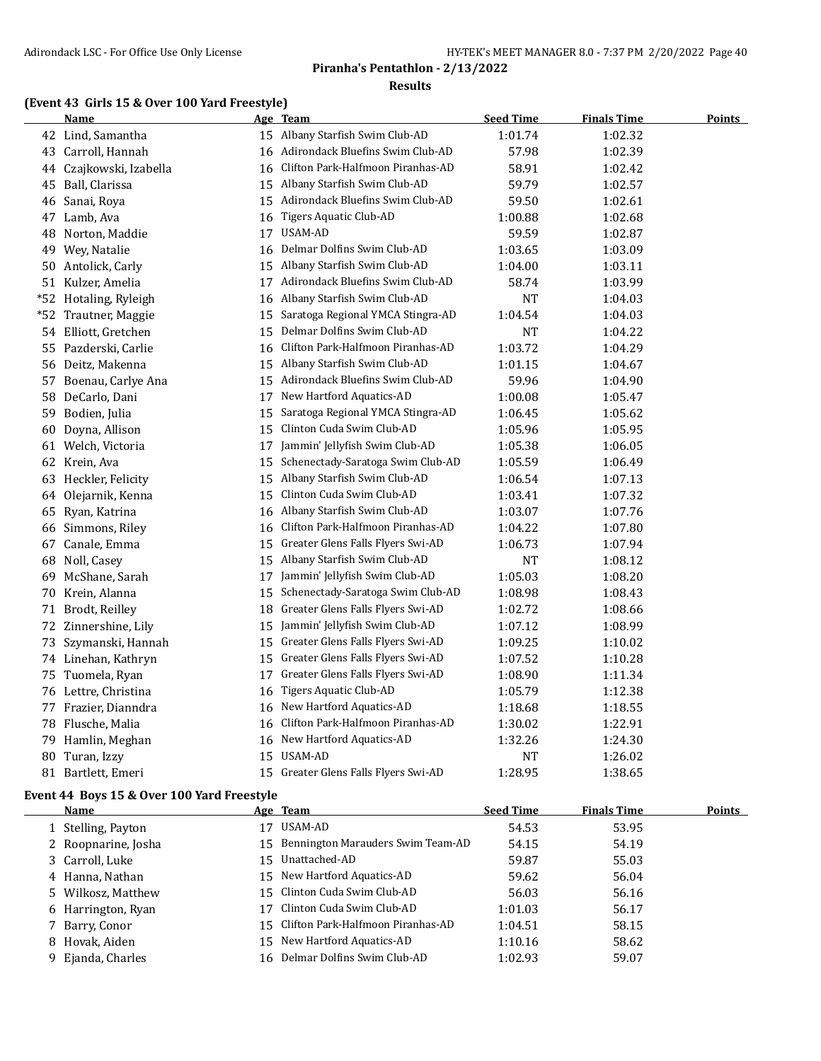**Piranha's Pentathlon - 2/13/2022**

**Results**

### (Event 43 Girls 15 & Over 100 Yard Freestyle)

| | Name | Age | Team | Seed Time | Finals Time | Points |
|---|---|---|---|---|---|---|
| 42 | Lind, Samantha | 15 | Albany Starfish Swim Club-AD | 1:01.74 | 1:02.32 | |
| 43 | Carroll, Hannah | 16 | Adirondack Bluefins Swim Club-AD | 57.98 | 1:02.39 | |
| 44 | Czajkowski, Izabella | 16 | Clifton Park-Halfmoon Piranhas-AD | 58.91 | 1:02.42 | |
| 45 | Ball, Clarissa | 15 | Albany Starfish Swim Club-AD | 59.79 | 1:02.57 | |
| 46 | Sanai, Roya | 15 | Adirondack Bluefins Swim Club-AD | 59.50 | 1:02.61 | |
| 47 | Lamb, Ava | 16 | Tigers Aquatic Club-AD | 1:00.88 | 1:02.68 | |
| 48 | Norton, Maddie | 17 | USAM-AD | 59.59 | 1:02.87 | |
| 49 | Wey, Natalie | 16 | Delmar Dolfins Swim Club-AD | 1:03.65 | 1:03.09 | |
| 50 | Antolick, Carly | 15 | Albany Starfish Swim Club-AD | 1:04.00 | 1:03.11 | |
| 51 | Kulzer, Amelia | 17 | Adirondack Bluefins Swim Club-AD | 58.74 | 1:03.99 | |
| *52 | Hotaling, Ryleigh | 16 | Albany Starfish Swim Club-AD | NT | 1:04.03 | |
| *52 | Trautner, Maggie | 15 | Saratoga Regional YMCA Stingra-AD | 1:04.54 | 1:04.03 | |
| 54 | Elliott, Gretchen | 15 | Delmar Dolfins Swim Club-AD | NT | 1:04.22 | |
| 55 | Pazderski, Carlie | 16 | Clifton Park-Halfmoon Piranhas-AD | 1:03.72 | 1:04.29 | |
| 56 | Deitz, Makenna | 15 | Albany Starfish Swim Club-AD | 1:01.15 | 1:04.67 | |
| 57 | Boenau, Carlye Ana | 15 | Adirondack Bluefins Swim Club-AD | 59.96 | 1:04.90 | |
| 58 | DeCarlo, Dani | 17 | New Hartford Aquatics-AD | 1:00.08 | 1:05.47 | |
| 59 | Bodien, Julia | 15 | Saratoga Regional YMCA Stingra-AD | 1:06.45 | 1:05.62 | |
| 60 | Doyna, Allison | 15 | Clinton Cuda Swim Club-AD | 1:05.96 | 1:05.95 | |
| 61 | Welch, Victoria | 17 | Jammin' Jellyfish Swim Club-AD | 1:05.38 | 1:06.05 | |
| 62 | Krein, Ava | 15 | Schenectady-Saratoga Swim Club-AD | 1:05.59 | 1:06.49 | |
| 63 | Heckler, Felicity | 15 | Albany Starfish Swim Club-AD | 1:06.54 | 1:07.13 | |
| 64 | Olejarnik, Kenna | 15 | Clinton Cuda Swim Club-AD | 1:03.41 | 1:07.32 | |
| 65 | Ryan, Katrina | 16 | Albany Starfish Swim Club-AD | 1:03.07 | 1:07.76 | |
| 66 | Simmons, Riley | 16 | Clifton Park-Halfmoon Piranhas-AD | 1:04.22 | 1:07.80 | |
| 67 | Canale, Emma | 15 | Greater Glens Falls Flyers Swi-AD | 1:06.73 | 1:07.94 | |
| 68 | Noll, Casey | 15 | Albany Starfish Swim Club-AD | NT | 1:08.12 | |
| 69 | McShane, Sarah | 17 | Jammin' Jellyfish Swim Club-AD | 1:05.03 | 1:08.20 | |
| 70 | Krein, Alanna | 15 | Schenectady-Saratoga Swim Club-AD | 1:08.98 | 1:08.43 | |
| 71 | Brodt, Reilley | 18 | Greater Glens Falls Flyers Swi-AD | 1:02.72 | 1:08.66 | |
| 72 | Zinnershine, Lily | 15 | Jammin' Jellyfish Swim Club-AD | 1:07.12 | 1:08.99 | |
| 73 | Szymanski, Hannah | 15 | Greater Glens Falls Flyers Swi-AD | 1:09.25 | 1:10.02 | |
| 74 | Linehan, Kathryn | 15 | Greater Glens Falls Flyers Swi-AD | 1:07.52 | 1:10.28 | |
| 75 | Tuomela, Ryan | 17 | Greater Glens Falls Flyers Swi-AD | 1:08.90 | 1:11.34 | |
| 76 | Lettre, Christina | 16 | Tigers Aquatic Club-AD | 1:05.79 | 1:12.38 | |
| 77 | Frazier, Dianndra | 16 | New Hartford Aquatics-AD | 1:18.68 | 1:18.55 | |
| 78 | Flusche, Malia | 16 | Clifton Park-Halfmoon Piranhas-AD | 1:30.02 | 1:22.91 | |
| 79 | Hamlin, Meghan | 16 | New Hartford Aquatics-AD | 1:32.26 | 1:24.30 | |
| 80 | Turan, Izzy | 15 | USAM-AD | NT | 1:26.02 | |
| 81 | Bartlett, Emeri | 15 | Greater Glens Falls Flyers Swi-AD | 1:28.95 | 1:38.65 | |

### Event 44 Boys 15 & Over 100 Yard Freestyle

| | Name | Age | Team | Seed Time | Finals Time | Points |
|---|---|---|---|---|---|---|
| 1 | Stelling, Payton | 17 | USAM-AD | 54.53 | 53.95 | |
| 2 | Roopnarine, Josha | 15 | Bennington Marauders Swim Team-AD | 54.15 | 54.19 | |
| 3 | Carroll, Luke | 15 | Unattached-AD | 59.87 | 55.03 | |
| 4 | Hanna, Nathan | 15 | New Hartford Aquatics-AD | 59.62 | 56.04 | |
| 5 | Wilkosz, Matthew | 15 | Clinton Cuda Swim Club-AD | 56.03 | 56.16 | |
| 6 | Harrington, Ryan | 17 | Clinton Cuda Swim Club-AD | 1:01.03 | 56.17 | |
| 7 | Barry, Conor | 15 | Clifton Park-Halfmoon Piranhas-AD | 1:04.51 | 58.15 | |
| 8 | Hovak, Aiden | 15 | New Hartford Aquatics-AD | 1:10.16 | 58.62 | |
| 9 | Ejanda, Charles | 16 | Delmar Dolfins Swim Club-AD | 1:02.93 | 59.07 | |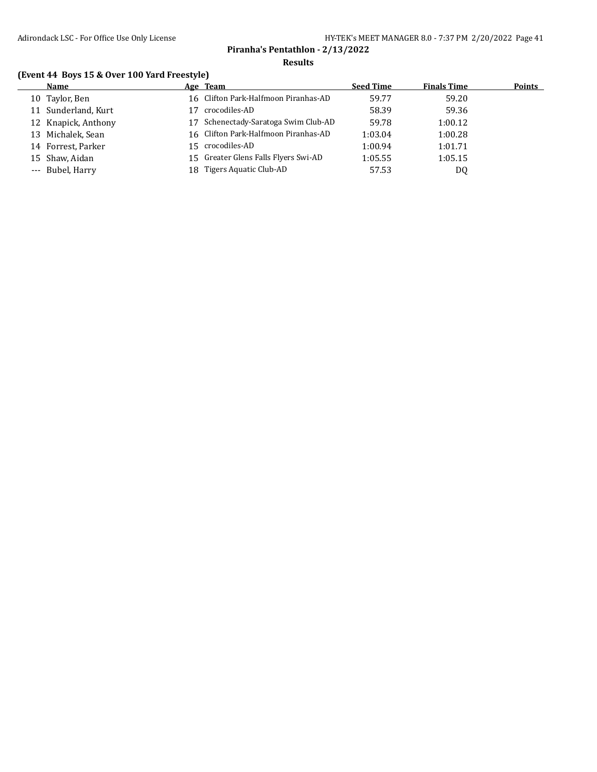**Piranha's Pentathlon - 2/13/2022**

**Results**

### (Event 44 Boys 15 & Over 100 Yard Freestyle)

| | Name | Age | Team | Seed Time | Finals Time | Points |
|---|---|---|---|---|---|---|
| 10 | Taylor, Ben | 16 | Clifton Park-Halfmoon Piranhas-AD | 59.77 | 59.20 | |
| 11 | Sunderland, Kurt | 17 | crocodiles-AD | 58.39 | 59.36 | |
| 12 | Knapick, Anthony | 17 | Schenectady-Saratoga Swim Club-AD | 59.78 | 1:00.12 | |
| 13 | Michalek, Sean | 16 | Clifton Park-Halfmoon Piranhas-AD | 1:03.04 | 1:00.28 | |
| 14 | Forrest, Parker | 15 | crocodiles-AD | 1:00.94 | 1:01.71 | |
| 15 | Shaw, Aidan | 15 | Greater Glens Falls Flyers Swi-AD | 1:05.55 | 1:05.15 | |
| --- | Bubel, Harry | 18 | Tigers Aquatic Club-AD | 57.53 | DQ | |